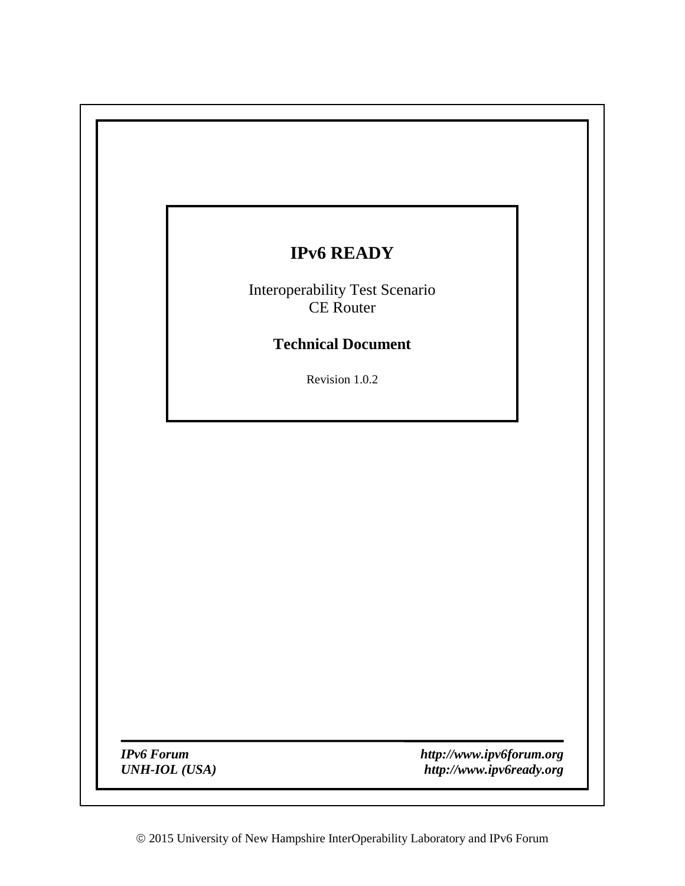# IPv6 READY

Interoperability Test Scenario
CE Router

**Technical Document**

Revision 1.0.2

*IPv6 Forum* *http://www.ipv6forum.org*
*UNH-IOL (USA)* *http://www.ipv6ready.org*

© 2015 University of New Hampshire InterOperability Laboratory and IPv6 Forum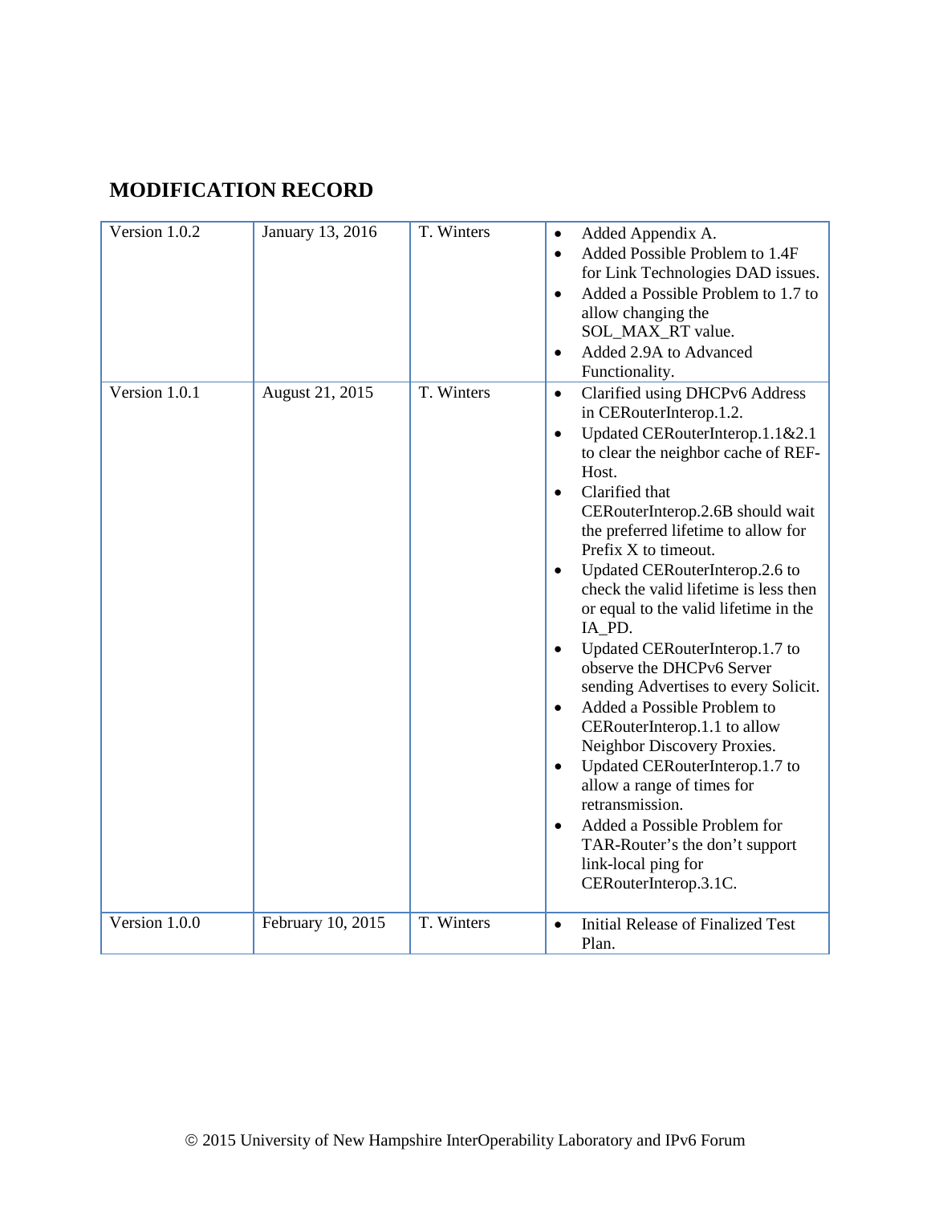## MODIFICATION RECORD

| Version | Date | Author | Changes |
|---|---|---|---|
| Version 1.0.2 | January 13, 2016 | T. Winters | • Added Appendix A.<br>• Added Possible Problem to 1.4F for Link Technologies DAD issues.<br>• Added a Possible Problem to 1.7 to allow changing the SOL_MAX_RT value.<br>• Added 2.9A to Advanced Functionality. |
| Version 1.0.1 | August 21, 2015 | T. Winters | • Clarified using DHCPv6 Address in CERouterInterop.1.2.<br>• Updated CERouterInterop.1.1&2.1 to clear the neighbor cache of REF-Host.<br>• Clarified that CERouterInterop.2.6B should wait the preferred lifetime to allow for Prefix X to timeout.<br>• Updated CERouterInterop.2.6 to check the valid lifetime is less then or equal to the valid lifetime in the IA_PD.<br>• Updated CERouterInterop.1.7 to observe the DHCPv6 Server sending Advertises to every Solicit.<br>• Added a Possible Problem to CERouterInterop.1.1 to allow Neighbor Discovery Proxies.<br>• Updated CERouterInterop.1.7 to allow a range of times for retransmission.<br>• Added a Possible Problem for TAR-Router's the don't support link-local ping for CERouterInterop.3.1C. |
| Version 1.0.0 | February 10, 2015 | T. Winters | • Initial Release of Finalized Test Plan. |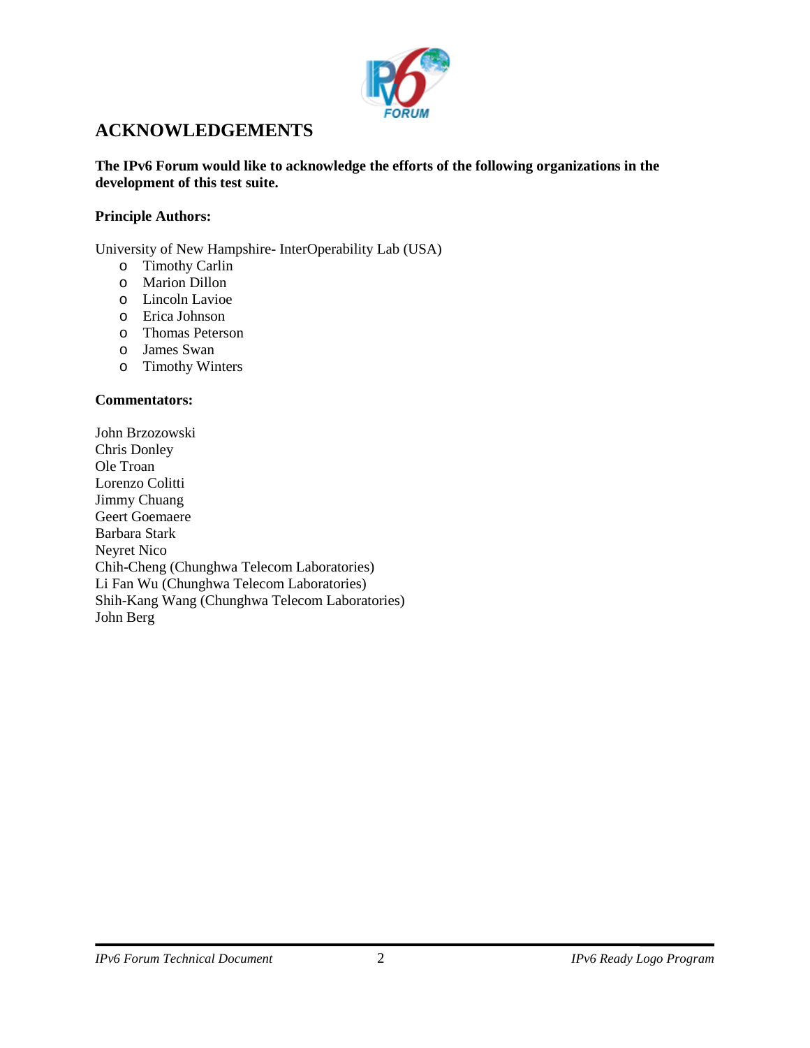## ACKNOWLEDGEMENTS

**The IPv6 Forum would like to acknowledge the efforts of the following organizations in the development of this test suite.**

**Principle Authors:**

University of New Hampshire- InterOperability Lab (USA)

- Timothy Carlin
- Marion Dillon
- Lincoln Lavioe
- Erica Johnson
- Thomas Peterson
- James Swan
- Timothy Winters

**Commentators:**

John Brzozowski
Chris Donley
Ole Troan
Lorenzo Colitti
Jimmy Chuang
Geert Goemaere
Barbara Stark
Neyret Nico
Chih-Cheng (Chunghwa Telecom Laboratories)
Li Fan Wu (Chunghwa Telecom Laboratories)
Shih-Kang Wang (Chunghwa Telecom Laboratories)
John Berg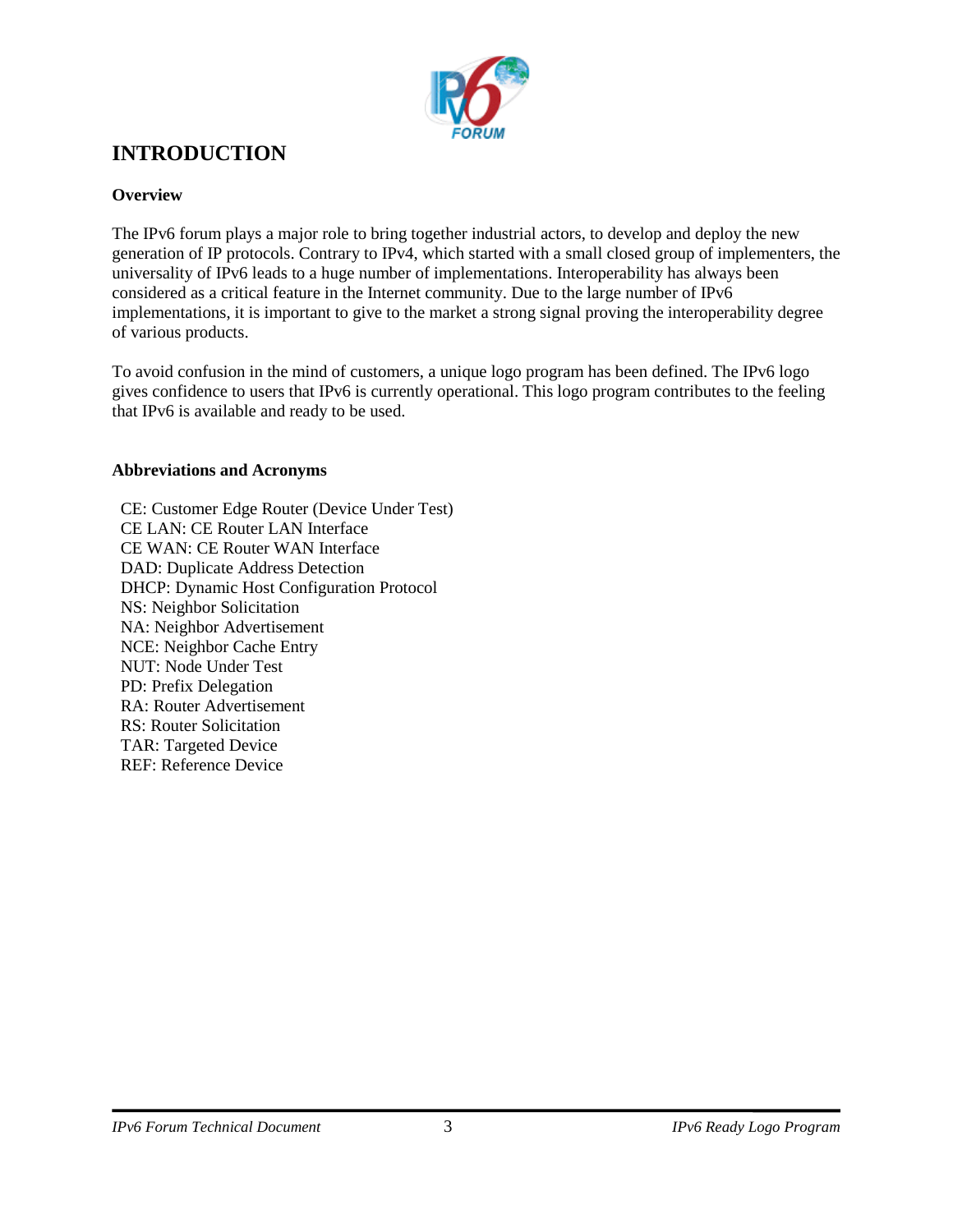# INTRODUCTION

### Overview

The IPv6 forum plays a major role to bring together industrial actors, to develop and deploy the new generation of IP protocols. Contrary to IPv4, which started with a small closed group of implementers, the universality of IPv6 leads to a huge number of implementations. Interoperability has always been considered as a critical feature in the Internet community. Due to the large number of IPv6 implementations, it is important to give to the market a strong signal proving the interoperability degree of various products.

To avoid confusion in the mind of customers, a unique logo program has been defined. The IPv6 logo gives confidence to users that IPv6 is currently operational. This logo program contributes to the feeling that IPv6 is available and ready to be used.

### Abbreviations and Acronyms

CE: Customer Edge Router (Device Under Test)
CE LAN: CE Router LAN Interface
CE WAN: CE Router WAN Interface
DAD: Duplicate Address Detection
DHCP: Dynamic Host Configuration Protocol
NS: Neighbor Solicitation
NA: Neighbor Advertisement
NCE: Neighbor Cache Entry
NUT: Node Under Test
PD: Prefix Delegation
RA: Router Advertisement
RS: Router Solicitation
TAR: Targeted Device
REF: Reference Device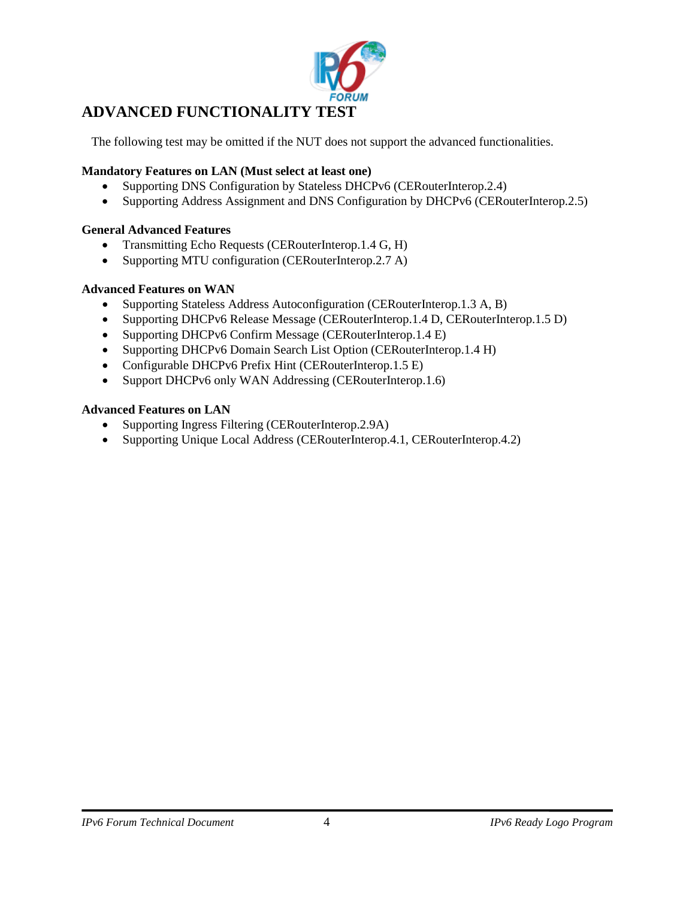# ADVANCED FUNCTIONALITY TEST

The following test may be omitted if the NUT does not support the advanced functionalities.

**Mandatory Features on LAN (Must select at least one)**

- Supporting DNS Configuration by Stateless DHCPv6 (CERouterInterop.2.4)
- Supporting Address Assignment and DNS Configuration by DHCPv6 (CERouterInterop.2.5)

**General Advanced Features**

- Transmitting Echo Requests (CERouterInterop.1.4 G, H)
- Supporting MTU configuration (CERouterInterop.2.7 A)

**Advanced Features on WAN**

- Supporting Stateless Address Autoconfiguration (CERouterInterop.1.3 A, B)
- Supporting DHCPv6 Release Message (CERouterInterop.1.4 D, CERouterInterop.1.5 D)
- Supporting DHCPv6 Confirm Message (CERouterInterop.1.4 E)
- Supporting DHCPv6 Domain Search List Option (CERouterInterop.1.4 H)
- Configurable DHCPv6 Prefix Hint (CERouterInterop.1.5 E)
- Support DHCPv6 only WAN Addressing (CERouterInterop.1.6)

**Advanced Features on LAN**

- Supporting Ingress Filtering (CERouterInterop.2.9A)
- Supporting Unique Local Address (CERouterInterop.4.1, CERouterInterop.4.2)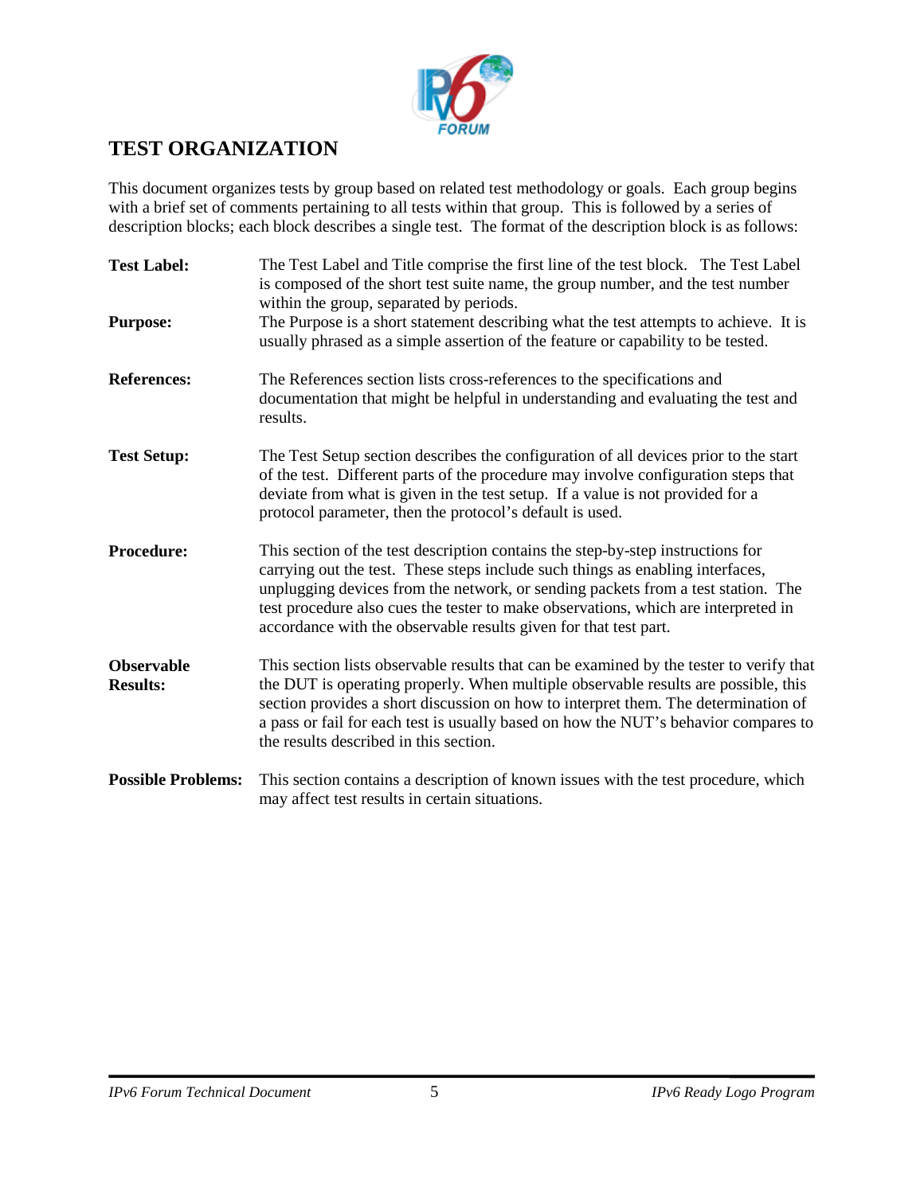# TEST ORGANIZATION

This document organizes tests by group based on related test methodology or goals. Each group begins with a brief set of comments pertaining to all tests within that group. This is followed by a series of description blocks; each block describes a single test. The format of the description block is as follows:

**Test Label:** The Test Label and Title comprise the first line of the test block. The Test Label is composed of the short test suite name, the group number, and the test number within the group, separated by periods.

**Purpose:** The Purpose is a short statement describing what the test attempts to achieve. It is usually phrased as a simple assertion of the feature or capability to be tested.

**References:** The References section lists cross-references to the specifications and documentation that might be helpful in understanding and evaluating the test and results.

**Test Setup:** The Test Setup section describes the configuration of all devices prior to the start of the test. Different parts of the procedure may involve configuration steps that deviate from what is given in the test setup. If a value is not provided for a protocol parameter, then the protocol's default is used.

**Procedure:** This section of the test description contains the step-by-step instructions for carrying out the test. These steps include such things as enabling interfaces, unplugging devices from the network, or sending packets from a test station. The test procedure also cues the tester to make observations, which are interpreted in accordance with the observable results given for that test part.

**Observable Results:** This section lists observable results that can be examined by the tester to verify that the DUT is operating properly. When multiple observable results are possible, this section provides a short discussion on how to interpret them. The determination of a pass or fail for each test is usually based on how the NUT's behavior compares to the results described in this section.

**Possible Problems:** This section contains a description of known issues with the test procedure, which may affect test results in certain situations.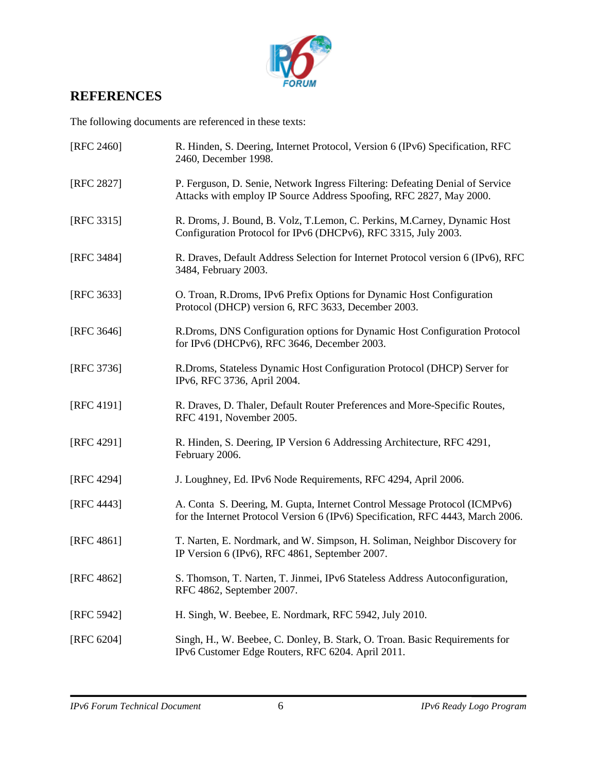## REFERENCES

The following documents are referenced in these texts:

[RFC 2460] R. Hinden, S. Deering, Internet Protocol, Version 6 (IPv6) Specification, RFC 2460, December 1998.

[RFC 2827] P. Ferguson, D. Senie, Network Ingress Filtering: Defeating Denial of Service Attacks with employ IP Source Address Spoofing, RFC 2827, May 2000.

[RFC 3315] R. Droms, J. Bound, B. Volz, T.Lemon, C. Perkins, M.Carney, Dynamic Host Configuration Protocol for IPv6 (DHCPv6), RFC 3315, July 2003.

[RFC 3484] R. Draves, Default Address Selection for Internet Protocol version 6 (IPv6), RFC 3484, February 2003.

[RFC 3633] O. Troan, R.Droms, IPv6 Prefix Options for Dynamic Host Configuration Protocol (DHCP) version 6, RFC 3633, December 2003.

[RFC 3646] R.Droms, DNS Configuration options for Dynamic Host Configuration Protocol for IPv6 (DHCPv6), RFC 3646, December 2003.

[RFC 3736] R.Droms, Stateless Dynamic Host Configuration Protocol (DHCP) Server for IPv6, RFC 3736, April 2004.

[RFC 4191] R. Draves, D. Thaler, Default Router Preferences and More-Specific Routes, RFC 4191, November 2005.

[RFC 4291] R. Hinden, S. Deering, IP Version 6 Addressing Architecture, RFC 4291, February 2006.

[RFC 4294] J. Loughney, Ed. IPv6 Node Requirements, RFC 4294, April 2006.

[RFC 4443] A. Conta S. Deering, M. Gupta, Internet Control Message Protocol (ICMPv6) for the Internet Protocol Version 6 (IPv6) Specification, RFC 4443, March 2006.

[RFC 4861] T. Narten, E. Nordmark, and W. Simpson, H. Soliman, Neighbor Discovery for IP Version 6 (IPv6), RFC 4861, September 2007.

[RFC 4862] S. Thomson, T. Narten, T. Jinmei, IPv6 Stateless Address Autoconfiguration, RFC 4862, September 2007.

[RFC 5942] H. Singh, W. Beebee, E. Nordmark, RFC 5942, July 2010.

[RFC 6204] Singh, H., W. Beebee, C. Donley, B. Stark, O. Troan. Basic Requirements for IPv6 Customer Edge Routers, RFC 6204. April 2011.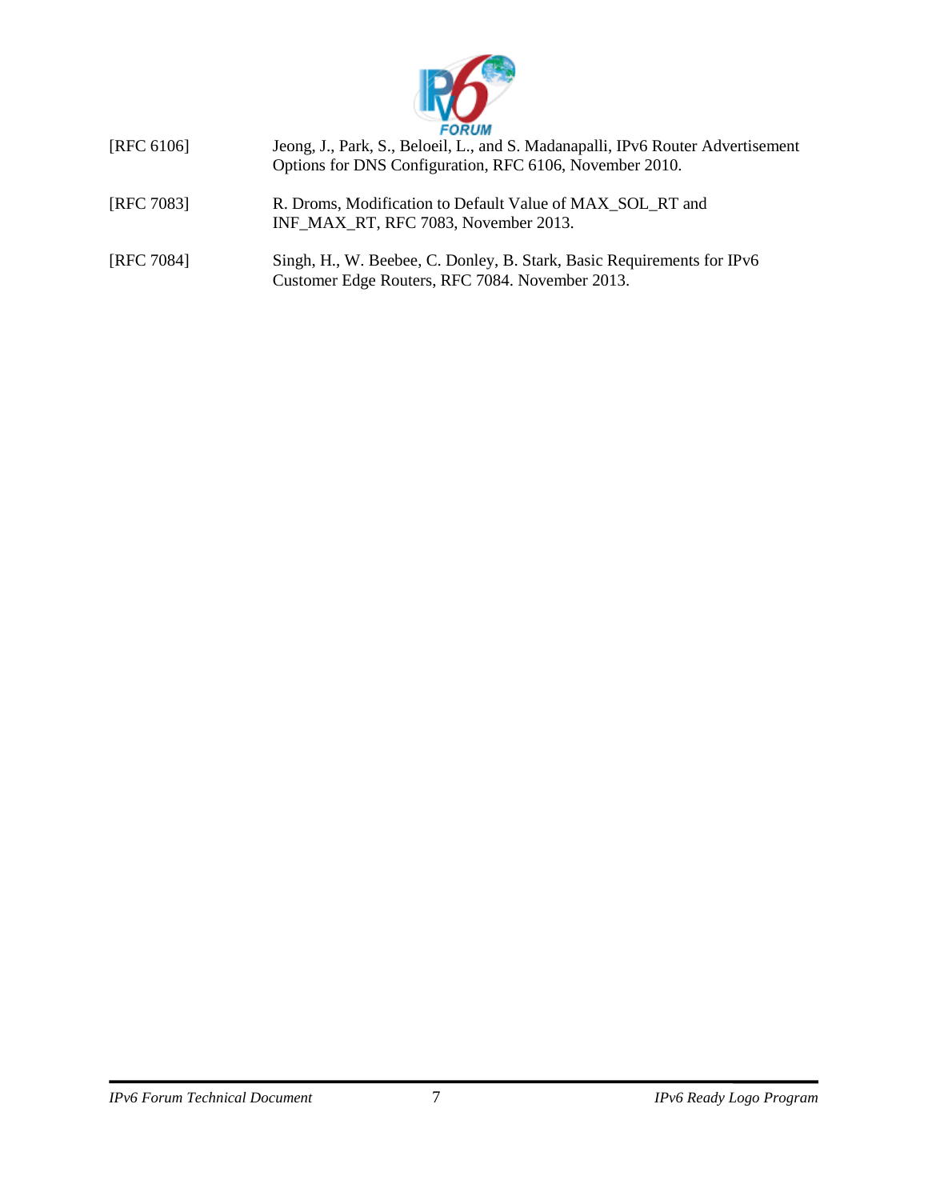[RFC 6106] Jeong, J., Park, S., Beloeil, L., and S. Madanapalli, IPv6 Router Advertisement Options for DNS Configuration, RFC 6106, November 2010.

[RFC 7083] R. Droms, Modification to Default Value of MAX_SOL_RT and INF_MAX_RT, RFC 7083, November 2013.

[RFC 7084] Singh, H., W. Beebee, C. Donley, B. Stark, Basic Requirements for IPv6 Customer Edge Routers, RFC 7084. November 2013.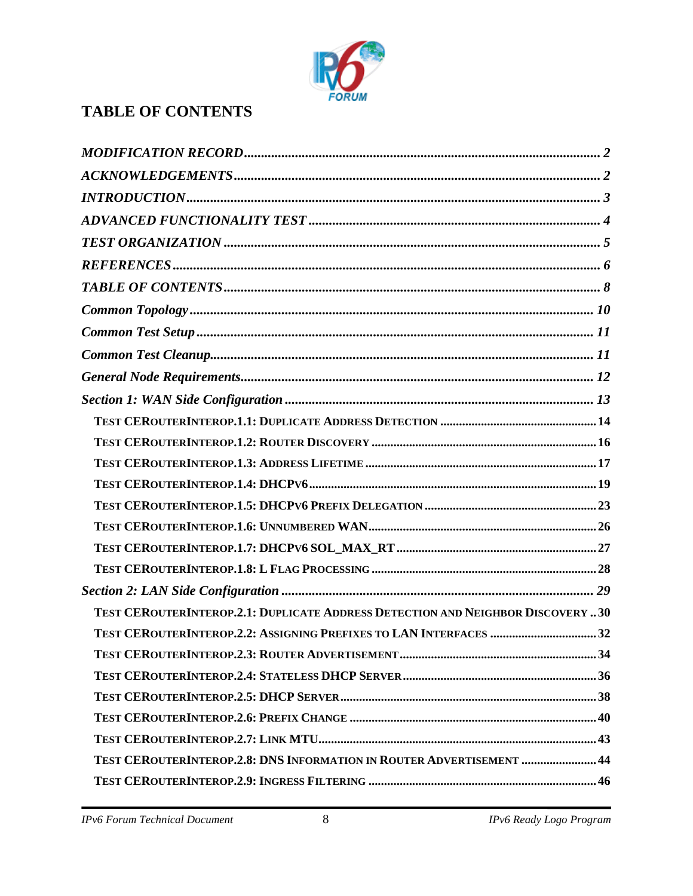# TABLE OF CONTENTS

*MODIFICATION RECORD* .......... *2*

*ACKNOWLEDGEMENTS* .......... *2*

*INTRODUCTION* .......... *3*

*ADVANCED FUNCTIONALITY TEST* .......... *4*

*TEST ORGANIZATION* .......... *5*

*REFERENCES* .......... *6*

*TABLE OF CONTENTS* .......... *8*

*Common Topology* .......... *10*

*Common Test Setup* .......... *11*

*Common Test Cleanup* .......... *11*

*General Node Requirements* .......... *12*

*Section 1: WAN Side Configuration* .......... *13*

- **TEST CEROUTERINTEROP.1.1: DUPLICATE ADDRESS DETECTION** .......... 14
- **TEST CEROUTERINTEROP.1.2: ROUTER DISCOVERY** .......... 16
- **TEST CEROUTERINTEROP.1.3: ADDRESS LIFETIME** .......... 17
- **TEST CEROUTERINTEROP.1.4: DHCPV6** .......... 19
- **TEST CEROUTERINTEROP.1.5: DHCPV6 PREFIX DELEGATION** .......... 23
- **TEST CEROUTERINTEROP.1.6: UNNUMBERED WAN** .......... 26
- **TEST CEROUTERINTEROP.1.7: DHCPV6 SOL_MAX_RT** .......... 27
- **TEST CEROUTERINTEROP.1.8: L FLAG PROCESSING** .......... 28

*Section 2: LAN Side Configuration* .......... *29*

- **TEST CEROUTERINTEROP.2.1: DUPLICATE ADDRESS DETECTION AND NEIGHBOR DISCOVERY** .......... 30
- **TEST CEROUTERINTEROP.2.2: ASSIGNING PREFIXES TO LAN INTERFACES** .......... 32
- **TEST CEROUTERINTEROP.2.3: ROUTER ADVERTISEMENT** .......... 34
- **TEST CEROUTERINTEROP.2.4: STATELESS DHCP SERVER** .......... 36
- **TEST CEROUTERINTEROP.2.5: DHCP SERVER** .......... 38
- **TEST CEROUTERINTEROP.2.6: PREFIX CHANGE** .......... 40
- **TEST CEROUTERINTEROP.2.7: LINK MTU** .......... 43
- **TEST CEROUTERINTEROP.2.8: DNS INFORMATION IN ROUTER ADVERTISEMENT** .......... 44
- **TEST CEROUTERINTEROP.2.9: INGRESS FILTERING** .......... 46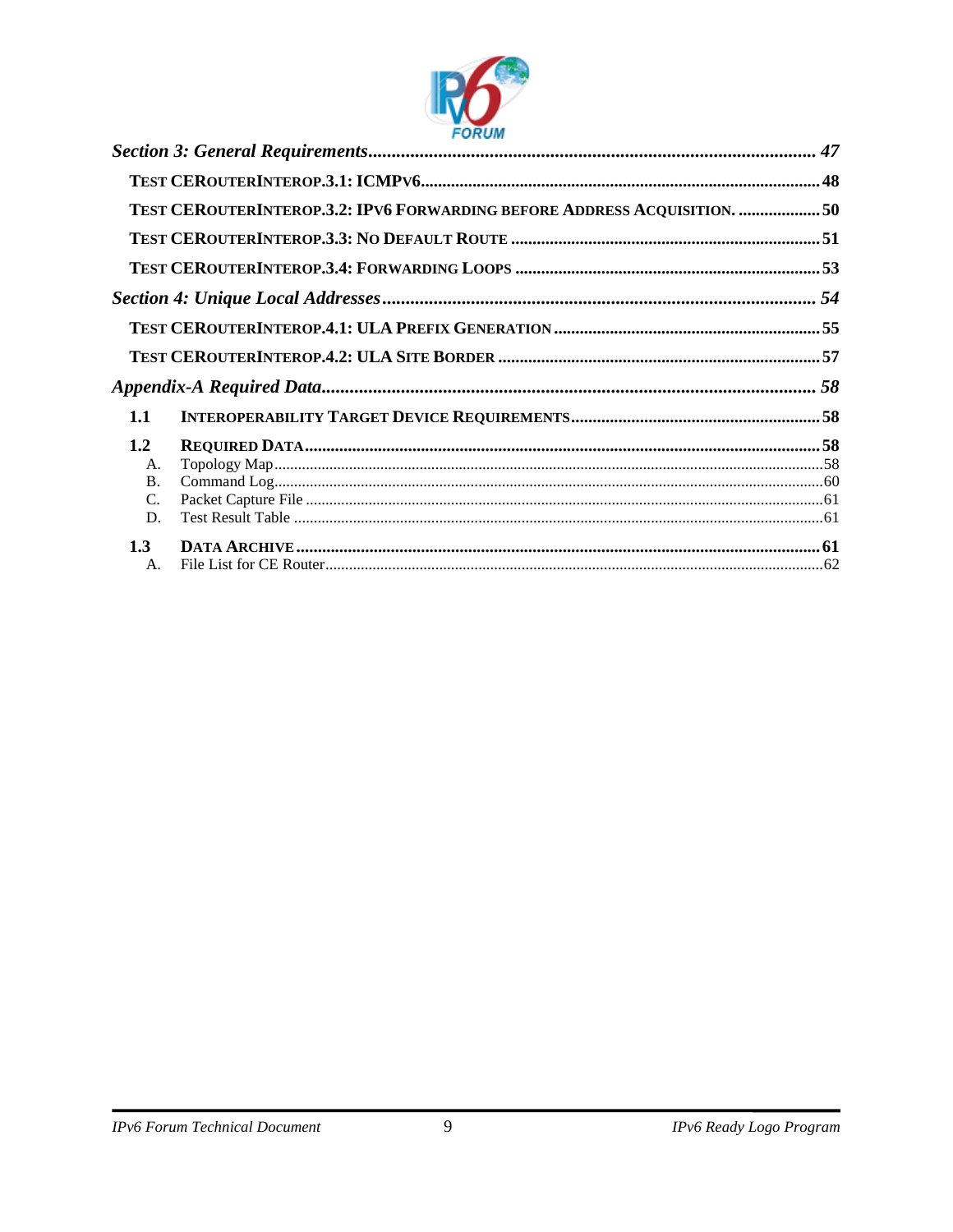*Section 3: General Requirements* ............................................................................................ *47*

**TEST CEROUTERINTEROP.3.1: ICMPV6** ............................................................................................ **48**

**TEST CEROUTERINTEROP.3.2: IPV6 FORWARDING BEFORE ADDRESS ACQUISITION.** ................... **50**

**TEST CEROUTERINTEROP.3.3: NO DEFAULT ROUTE** ....................................................................... **51**

**TEST CEROUTERINTEROP.3.4: FORWARDING LOOPS** ...................................................................... **53**

*Section 4: Unique Local Addresses* ............................................................................................ *54*

**TEST CEROUTERINTEROP.4.1: ULA PREFIX GENERATION** .............................................................. **55**

**TEST CEROUTERINTEROP.4.2: ULA SITE BORDER** .......................................................................... **57**

*Appendix-A Required Data* ............................................................................................ *58*

**1.1 INTEROPERABILITY TARGET DEVICE REQUIREMENTS** ......................................................... **58**

**1.2 REQUIRED DATA** ............................................................................................ **58**

A. Topology Map ............................................................................................ 58

B. Command Log ............................................................................................ 60

C. Packet Capture File ............................................................................................ 61

D. Test Result Table ............................................................................................ 61

**1.3 DATA ARCHIVE** ............................................................................................ **61**

A. File List for CE Router ............................................................................................ 62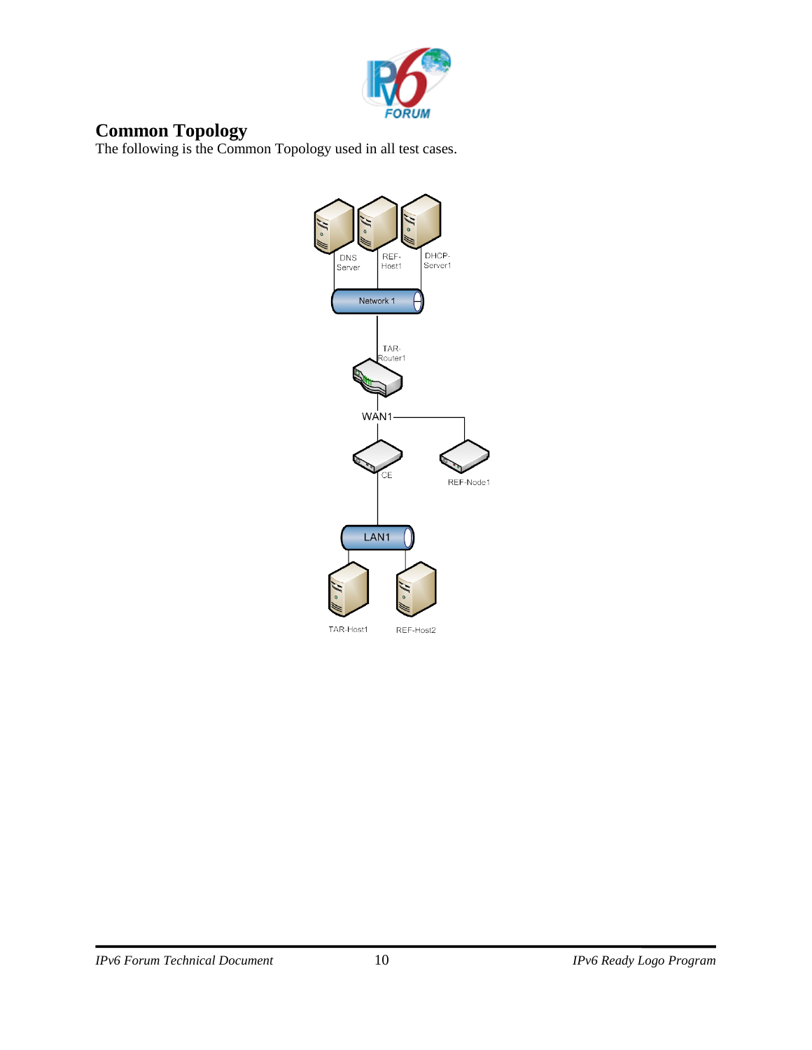## Common Topology

The following is the Common Topology used in all test cases.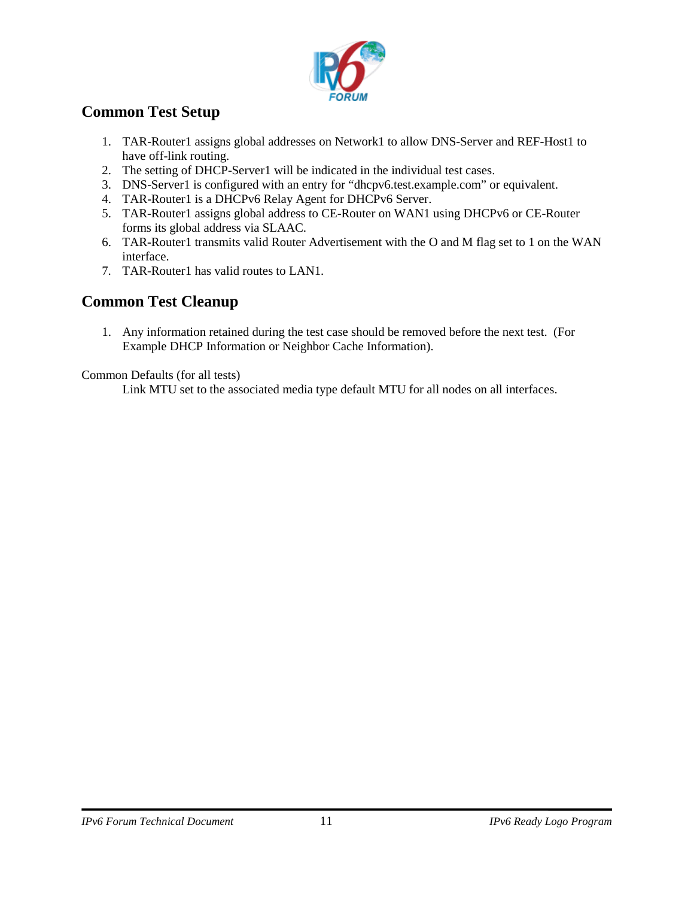## Common Test Setup

1. TAR-Router1 assigns global addresses on Network1 to allow DNS-Server and REF-Host1 to have off-link routing.
2. The setting of DHCP-Server1 will be indicated in the individual test cases.
3. DNS-Server1 is configured with an entry for "dhcpv6.test.example.com" or equivalent.
4. TAR-Router1 is a DHCPv6 Relay Agent for DHCPv6 Server.
5. TAR-Router1 assigns global address to CE-Router on WAN1 using DHCPv6 or CE-Router forms its global address via SLAAC.
6. TAR-Router1 transmits valid Router Advertisement with the O and M flag set to 1 on the WAN interface.
7. TAR-Router1 has valid routes to LAN1.

## Common Test Cleanup

1. Any information retained during the test case should be removed before the next test. (For Example DHCP Information or Neighbor Cache Information).

Common Defaults (for all tests)

Link MTU set to the associated media type default MTU for all nodes on all interfaces.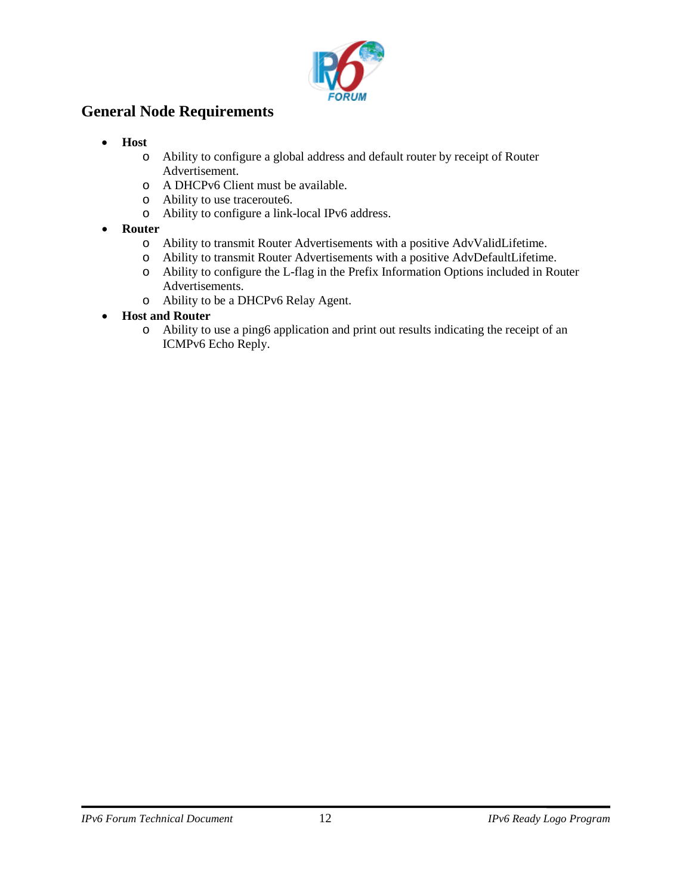## General Node Requirements

- **Host**
  - Ability to configure a global address and default router by receipt of Router Advertisement.
  - A DHCPv6 Client must be available.
  - Ability to use traceroute6.
  - Ability to configure a link-local IPv6 address.
- **Router**
  - Ability to transmit Router Advertisements with a positive AdvValidLifetime.
  - Ability to transmit Router Advertisements with a positive AdvDefaultLifetime.
  - Ability to configure the L-flag in the Prefix Information Options included in Router Advertisements.
  - Ability to be a DHCPv6 Relay Agent.
- **Host and Router**
  - Ability to use a ping6 application and print out results indicating the receipt of an ICMPv6 Echo Reply.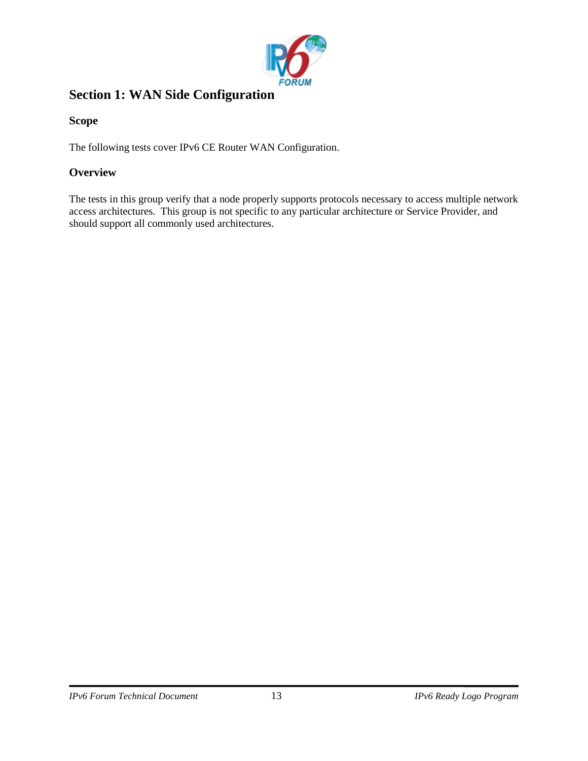# Section 1: WAN Side Configuration

## Scope

The following tests cover IPv6 CE Router WAN Configuration.

## Overview

The tests in this group verify that a node properly supports protocols necessary to access multiple network access architectures. This group is not specific to any particular architecture or Service Provider, and should support all commonly used architectures.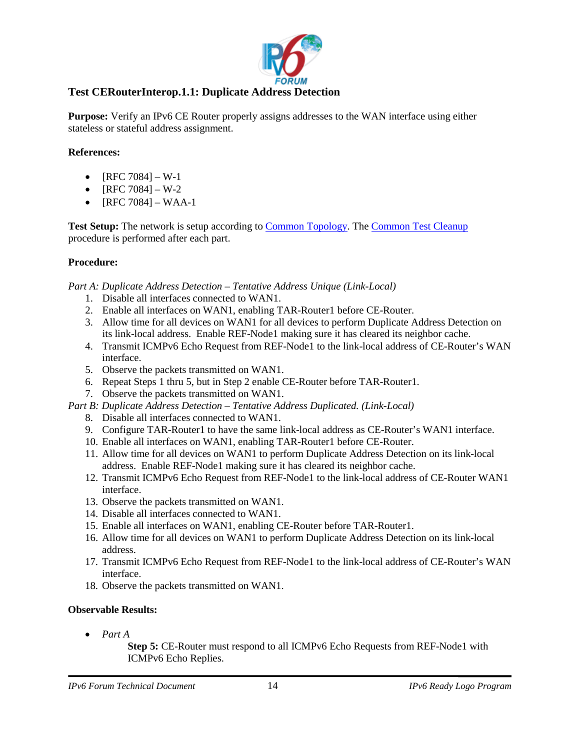## Test CERouterInterop.1.1: Duplicate Address Detection

**Purpose:** Verify an IPv6 CE Router properly assigns addresses to the WAN interface using either stateless or stateful address assignment.

**References:**

- [RFC 7084] – W-1
- [RFC 7084] – W-2
- [RFC 7084] – WAA-1

**Test Setup:** The network is setup according to Common Topology. The Common Test Cleanup procedure is performed after each part.

**Procedure:**

*Part A: Duplicate Address Detection – Tentative Address Unique (Link-Local)*

1. Disable all interfaces connected to WAN1.
2. Enable all interfaces on WAN1, enabling TAR-Router1 before CE-Router.
3. Allow time for all devices on WAN1 for all devices to perform Duplicate Address Detection on its link-local address. Enable REF-Node1 making sure it has cleared its neighbor cache.
4. Transmit ICMPv6 Echo Request from REF-Node1 to the link-local address of CE-Router's WAN interface.
5. Observe the packets transmitted on WAN1.
6. Repeat Steps 1 thru 5, but in Step 2 enable CE-Router before TAR-Router1.
7. Observe the packets transmitted on WAN1.

*Part B: Duplicate Address Detection – Tentative Address Duplicated. (Link-Local)*

8. Disable all interfaces connected to WAN1.
9. Configure TAR-Router1 to have the same link-local address as CE-Router's WAN1 interface.
10. Enable all interfaces on WAN1, enabling TAR-Router1 before CE-Router.
11. Allow time for all devices on WAN1 to perform Duplicate Address Detection on its link-local address. Enable REF-Node1 making sure it has cleared its neighbor cache.
12. Transmit ICMPv6 Echo Request from REF-Node1 to the link-local address of CE-Router WAN1 interface.
13. Observe the packets transmitted on WAN1.
14. Disable all interfaces connected to WAN1.
15. Enable all interfaces on WAN1, enabling CE-Router before TAR-Router1.
16. Allow time for all devices on WAN1 to perform Duplicate Address Detection on its link-local address.
17. Transmit ICMPv6 Echo Request from REF-Node1 to the link-local address of CE-Router's WAN interface.
18. Observe the packets transmitted on WAN1.

**Observable Results:**

- *Part A*

  **Step 5:** CE-Router must respond to all ICMPv6 Echo Requests from REF-Node1 with ICMPv6 Echo Replies.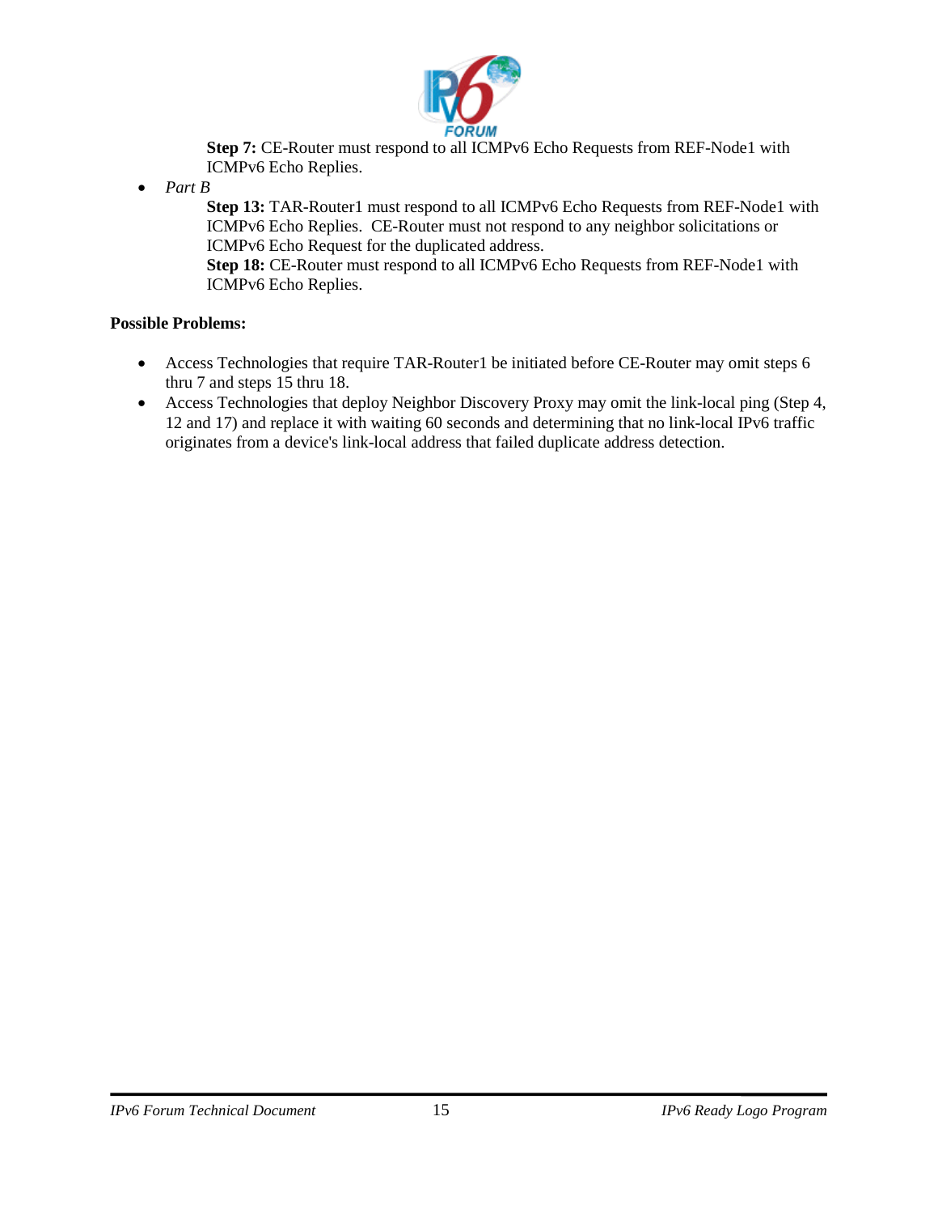**Step 7:** CE-Router must respond to all ICMPv6 Echo Requests from REF-Node1 with ICMPv6 Echo Replies.

- *Part B*

  **Step 13:** TAR-Router1 must respond to all ICMPv6 Echo Requests from REF-Node1 with ICMPv6 Echo Replies. CE-Router must not respond to any neighbor solicitations or ICMPv6 Echo Request for the duplicated address.

  **Step 18:** CE-Router must respond to all ICMPv6 Echo Requests from REF-Node1 with ICMPv6 Echo Replies.

**Possible Problems:**

- Access Technologies that require TAR-Router1 be initiated before CE-Router may omit steps 6 thru 7 and steps 15 thru 18.
- Access Technologies that deploy Neighbor Discovery Proxy may omit the link-local ping (Step 4, 12 and 17) and replace it with waiting 60 seconds and determining that no link-local IPv6 traffic originates from a device's link-local address that failed duplicate address detection.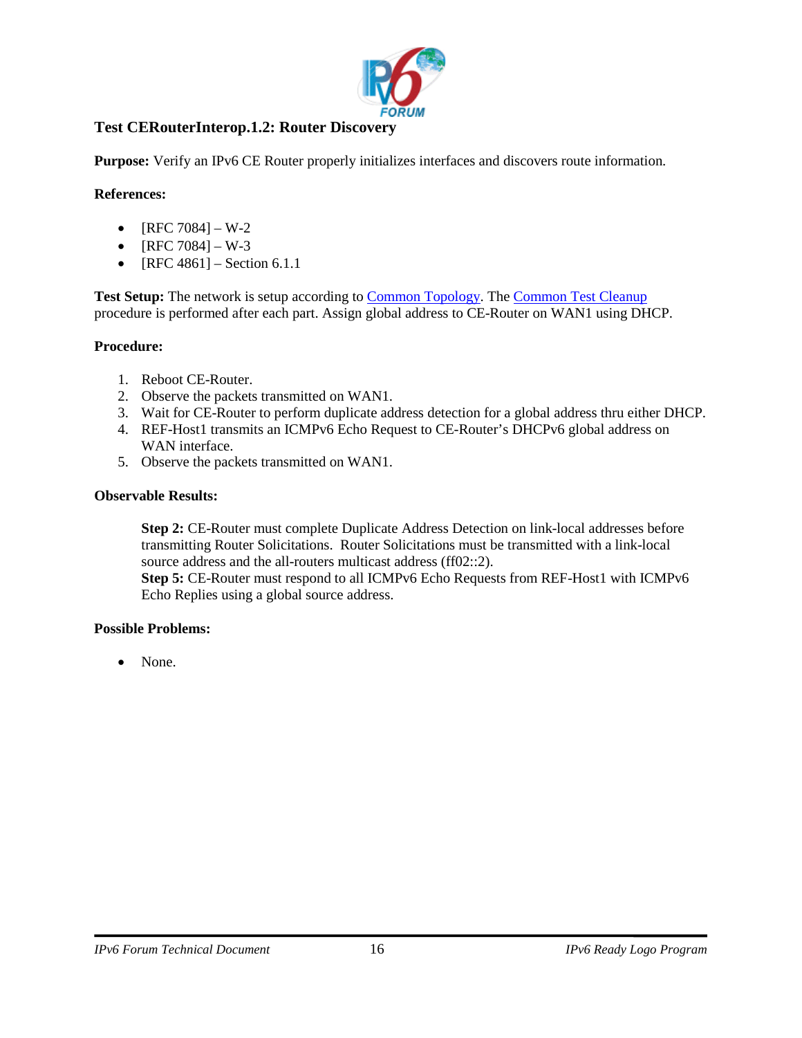## Test CERouterInterop.1.2: Router Discovery

**Purpose:** Verify an IPv6 CE Router properly initializes interfaces and discovers route information.

**References:**

- [RFC 7084] – W-2
- [RFC 7084] – W-3
- [RFC 4861] – Section 6.1.1

**Test Setup:** The network is setup according to Common Topology. The Common Test Cleanup procedure is performed after each part. Assign global address to CE-Router on WAN1 using DHCP.

**Procedure:**

1. Reboot CE-Router.
2. Observe the packets transmitted on WAN1.
3. Wait for CE-Router to perform duplicate address detection for a global address thru either DHCP.
4. REF-Host1 transmits an ICMPv6 Echo Request to CE-Router's DHCPv6 global address on WAN interface.
5. Observe the packets transmitted on WAN1.

**Observable Results:**

> **Step 2:** CE-Router must complete Duplicate Address Detection on link-local addresses before transmitting Router Solicitations. Router Solicitations must be transmitted with a link-local source address and the all-routers multicast address (ff02::2).
> **Step 5:** CE-Router must respond to all ICMPv6 Echo Requests from REF-Host1 with ICMPv6 Echo Replies using a global source address.

**Possible Problems:**

- None.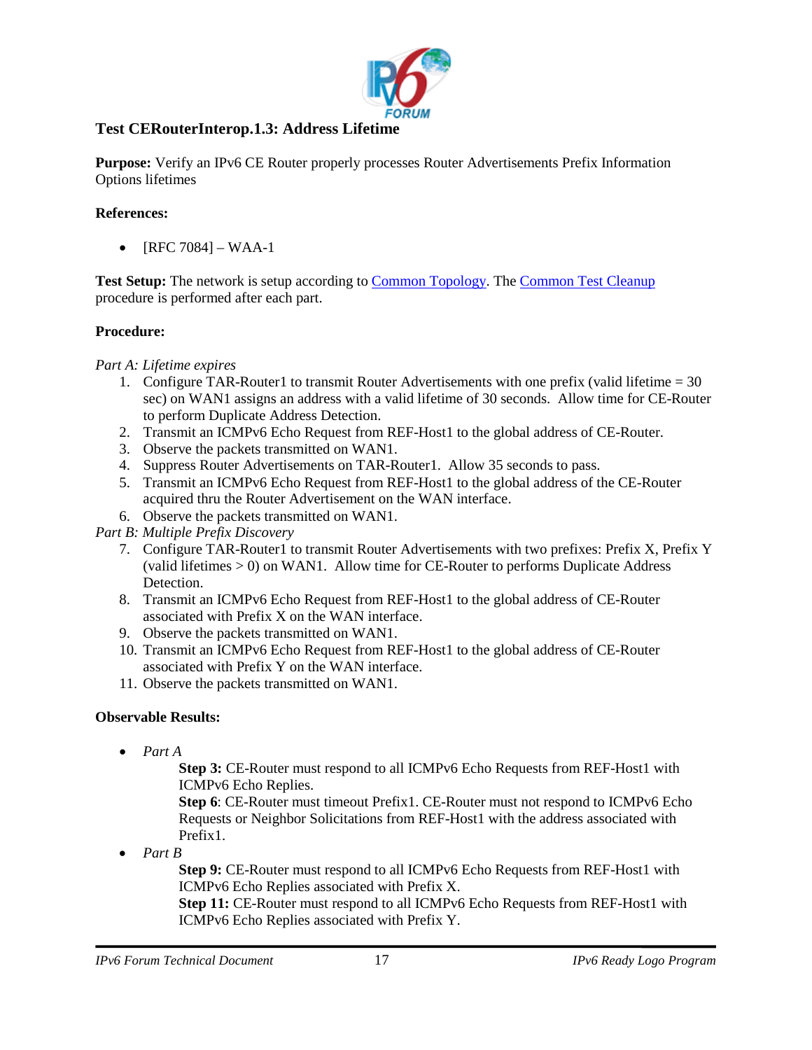## Test CERouterInterop.1.3: Address Lifetime

**Purpose:** Verify an IPv6 CE Router properly processes Router Advertisements Prefix Information Options lifetimes

**References:**

- [RFC 7084] – WAA-1

**Test Setup:** The network is setup according to Common Topology. The Common Test Cleanup procedure is performed after each part.

**Procedure:**

*Part A: Lifetime expires*

1. Configure TAR-Router1 to transmit Router Advertisements with one prefix (valid lifetime = 30 sec) on WAN1 assigns an address with a valid lifetime of 30 seconds. Allow time for CE-Router to perform Duplicate Address Detection.
2. Transmit an ICMPv6 Echo Request from REF-Host1 to the global address of CE-Router.
3. Observe the packets transmitted on WAN1.
4. Suppress Router Advertisements on TAR-Router1. Allow 35 seconds to pass.
5. Transmit an ICMPv6 Echo Request from REF-Host1 to the global address of the CE-Router acquired thru the Router Advertisement on the WAN interface.
6. Observe the packets transmitted on WAN1.

*Part B: Multiple Prefix Discovery*

7. Configure TAR-Router1 to transmit Router Advertisements with two prefixes: Prefix X, Prefix Y (valid lifetimes > 0) on WAN1. Allow time for CE-Router to performs Duplicate Address Detection.
8. Transmit an ICMPv6 Echo Request from REF-Host1 to the global address of CE-Router associated with Prefix X on the WAN interface.
9. Observe the packets transmitted on WAN1.
10. Transmit an ICMPv6 Echo Request from REF-Host1 to the global address of CE-Router associated with Prefix Y on the WAN interface.
11. Observe the packets transmitted on WAN1.

**Observable Results:**

- *Part A*

  **Step 3:** CE-Router must respond to all ICMPv6 Echo Requests from REF-Host1 with ICMPv6 Echo Replies.
  **Step 6**: CE-Router must timeout Prefix1. CE-Router must not respond to ICMPv6 Echo Requests or Neighbor Solicitations from REF-Host1 with the address associated with Prefix1.

- *Part B*

  **Step 9:** CE-Router must respond to all ICMPv6 Echo Requests from REF-Host1 with ICMPv6 Echo Replies associated with Prefix X.
  **Step 11:** CE-Router must respond to all ICMPv6 Echo Requests from REF-Host1 with ICMPv6 Echo Replies associated with Prefix Y.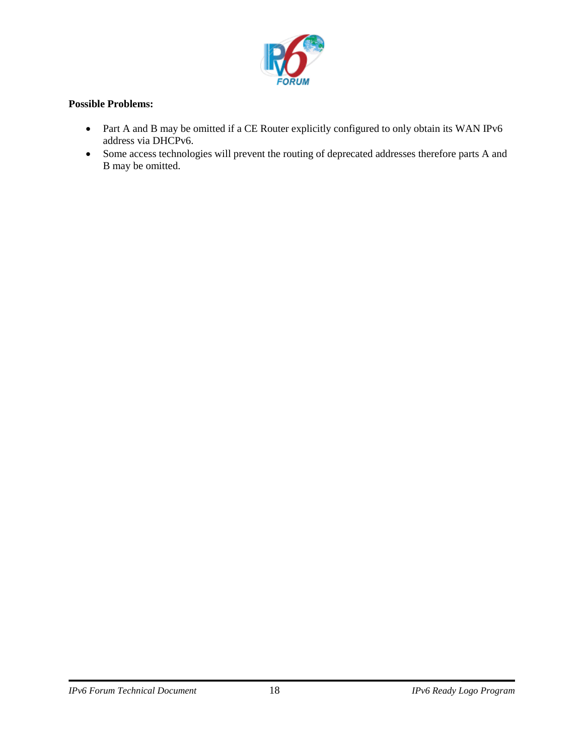**Possible Problems:**

- Part A and B may be omitted if a CE Router explicitly configured to only obtain its WAN IPv6 address via DHCPv6.
- Some access technologies will prevent the routing of deprecated addresses therefore parts A and B may be omitted.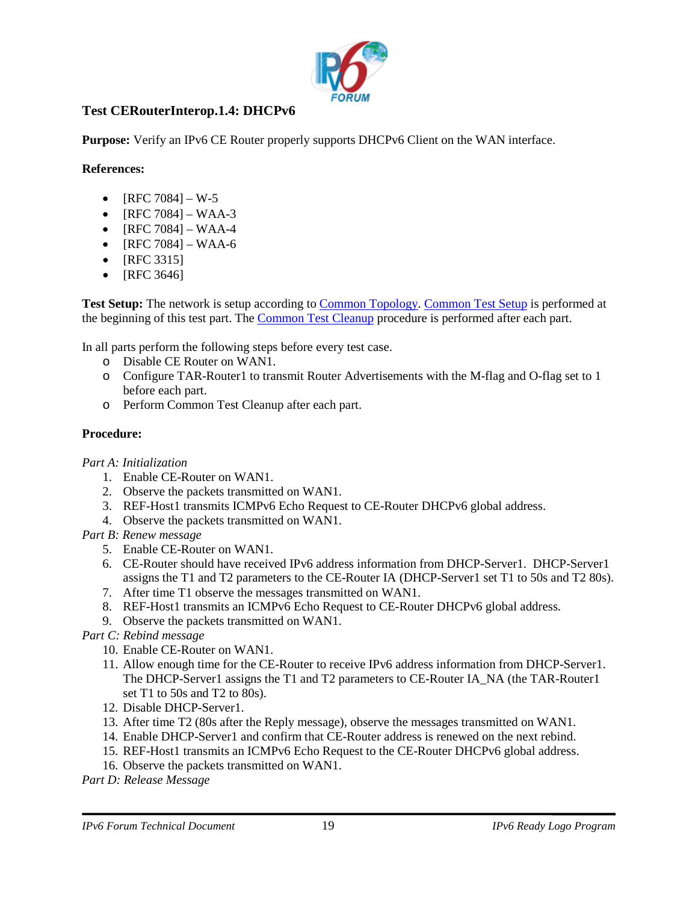### Test CERouterInterop.1.4: DHCPv6

**Purpose:** Verify an IPv6 CE Router properly supports DHCPv6 Client on the WAN interface.

**References:**

- [RFC 7084] – W-5
- [RFC 7084] – WAA-3
- [RFC 7084] – WAA-4
- [RFC 7084] – WAA-6
- [RFC 3315]
- [RFC 3646]

**Test Setup:** The network is setup according to Common Topology. Common Test Setup is performed at the beginning of this test part. The Common Test Cleanup procedure is performed after each part.

In all parts perform the following steps before every test case.

- Disable CE Router on WAN1.
- Configure TAR-Router1 to transmit Router Advertisements with the M-flag and O-flag set to 1 before each part.
- Perform Common Test Cleanup after each part.

**Procedure:**

*Part A: Initialization*

1. Enable CE-Router on WAN1.
2. Observe the packets transmitted on WAN1.
3. REF-Host1 transmits ICMPv6 Echo Request to CE-Router DHCPv6 global address.
4. Observe the packets transmitted on WAN1.

*Part B: Renew message*

5. Enable CE-Router on WAN1.
6. CE-Router should have received IPv6 address information from DHCP-Server1. DHCP-Server1 assigns the T1 and T2 parameters to the CE-Router IA (DHCP-Server1 set T1 to 50s and T2 80s).
7. After time T1 observe the messages transmitted on WAN1.
8. REF-Host1 transmits an ICMPv6 Echo Request to CE-Router DHCPv6 global address.
9. Observe the packets transmitted on WAN1.

*Part C: Rebind message*

10. Enable CE-Router on WAN1.
11. Allow enough time for the CE-Router to receive IPv6 address information from DHCP-Server1. The DHCP-Server1 assigns the T1 and T2 parameters to CE-Router IA_NA (the TAR-Router1 set T1 to 50s and T2 to 80s).
12. Disable DHCP-Server1.
13. After time T2 (80s after the Reply message), observe the messages transmitted on WAN1.
14. Enable DHCP-Server1 and confirm that CE-Router address is renewed on the next rebind.
15. REF-Host1 transmits an ICMPv6 Echo Request to the CE-Router DHCPv6 global address.
16. Observe the packets transmitted on WAN1.

*Part D: Release Message*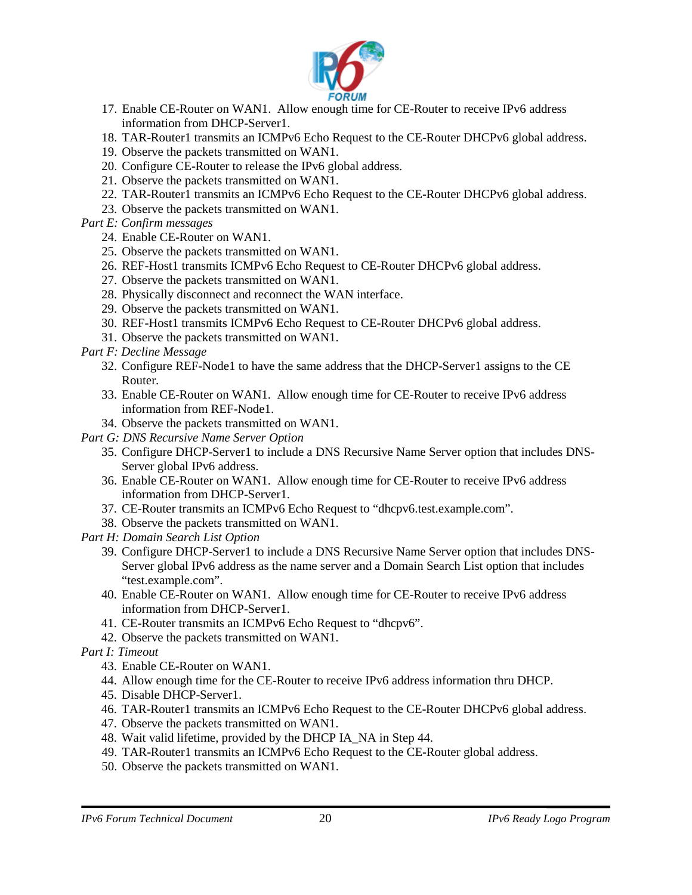17. Enable CE-Router on WAN1. Allow enough time for CE-Router to receive IPv6 address information from DHCP-Server1.
18. TAR-Router1 transmits an ICMPv6 Echo Request to the CE-Router DHCPv6 global address.
19. Observe the packets transmitted on WAN1.
20. Configure CE-Router to release the IPv6 global address.
21. Observe the packets transmitted on WAN1.
22. TAR-Router1 transmits an ICMPv6 Echo Request to the CE-Router DHCPv6 global address.
23. Observe the packets transmitted on WAN1.

*Part E: Confirm messages*

24. Enable CE-Router on WAN1.
25. Observe the packets transmitted on WAN1.
26. REF-Host1 transmits ICMPv6 Echo Request to CE-Router DHCPv6 global address.
27. Observe the packets transmitted on WAN1.
28. Physically disconnect and reconnect the WAN interface.
29. Observe the packets transmitted on WAN1.
30. REF-Host1 transmits ICMPv6 Echo Request to CE-Router DHCPv6 global address.
31. Observe the packets transmitted on WAN1.

*Part F: Decline Message*

32. Configure REF-Node1 to have the same address that the DHCP-Server1 assigns to the CE Router.
33. Enable CE-Router on WAN1. Allow enough time for CE-Router to receive IPv6 address information from REF-Node1.
34. Observe the packets transmitted on WAN1.

*Part G: DNS Recursive Name Server Option*

35. Configure DHCP-Server1 to include a DNS Recursive Name Server option that includes DNS-Server global IPv6 address.
36. Enable CE-Router on WAN1. Allow enough time for CE-Router to receive IPv6 address information from DHCP-Server1.
37. CE-Router transmits an ICMPv6 Echo Request to “dhcpv6.test.example.com”.
38. Observe the packets transmitted on WAN1.

*Part H: Domain Search List Option*

39. Configure DHCP-Server1 to include a DNS Recursive Name Server option that includes DNS-Server global IPv6 address as the name server and a Domain Search List option that includes “test.example.com”.
40. Enable CE-Router on WAN1. Allow enough time for CE-Router to receive IPv6 address information from DHCP-Server1.
41. CE-Router transmits an ICMPv6 Echo Request to “dhcpv6”.
42. Observe the packets transmitted on WAN1.

*Part I: Timeout*

43. Enable CE-Router on WAN1.
44. Allow enough time for the CE-Router to receive IPv6 address information thru DHCP.
45. Disable DHCP-Server1.
46. TAR-Router1 transmits an ICMPv6 Echo Request to the CE-Router DHCPv6 global address.
47. Observe the packets transmitted on WAN1.
48. Wait valid lifetime, provided by the DHCP IA_NA in Step 44.
49. TAR-Router1 transmits an ICMPv6 Echo Request to the CE-Router global address.
50. Observe the packets transmitted on WAN1.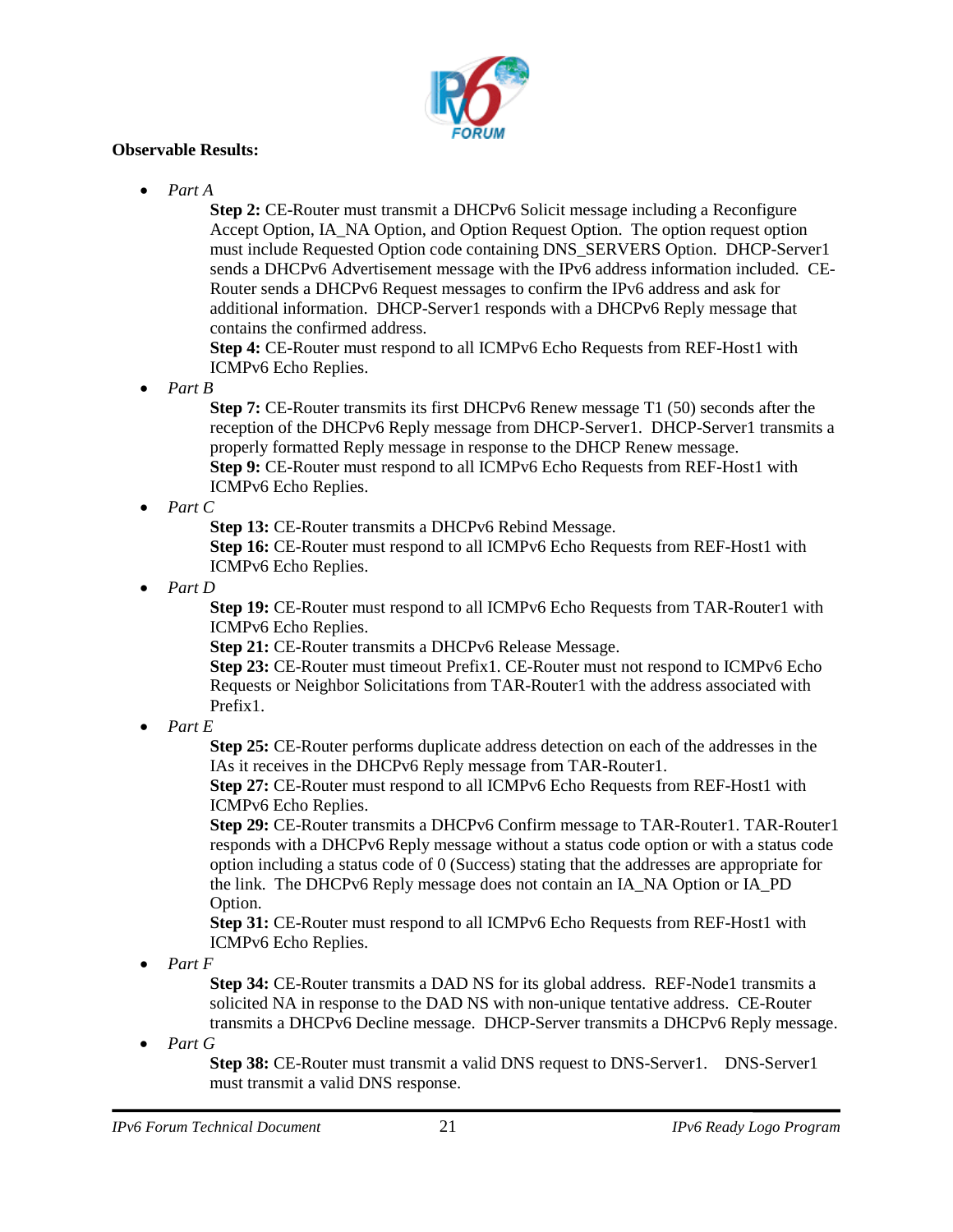**Observable Results:**

- *Part A*

  **Step 2:** CE-Router must transmit a DHCPv6 Solicit message including a Reconfigure Accept Option, IA_NA Option, and Option Request Option. The option request option must include Requested Option code containing DNS_SERVERS Option. DHCP-Server1 sends a DHCPv6 Advertisement message with the IPv6 address information included. CE-Router sends a DHCPv6 Request messages to confirm the IPv6 address and ask for additional information. DHCP-Server1 responds with a DHCPv6 Reply message that contains the confirmed address.

  **Step 4:** CE-Router must respond to all ICMPv6 Echo Requests from REF-Host1 with ICMPv6 Echo Replies.

- *Part B*

  **Step 7:** CE-Router transmits its first DHCPv6 Renew message T1 (50) seconds after the reception of the DHCPv6 Reply message from DHCP-Server1. DHCP-Server1 transmits a properly formatted Reply message in response to the DHCP Renew message.

  **Step 9:** CE-Router must respond to all ICMPv6 Echo Requests from REF-Host1 with ICMPv6 Echo Replies.

- *Part C*

  **Step 13:** CE-Router transmits a DHCPv6 Rebind Message.

  **Step 16:** CE-Router must respond to all ICMPv6 Echo Requests from REF-Host1 with ICMPv6 Echo Replies.

- *Part D*

  **Step 19:** CE-Router must respond to all ICMPv6 Echo Requests from TAR-Router1 with ICMPv6 Echo Replies.

  **Step 21:** CE-Router transmits a DHCPv6 Release Message.

  **Step 23:** CE-Router must timeout Prefix1. CE-Router must not respond to ICMPv6 Echo Requests or Neighbor Solicitations from TAR-Router1 with the address associated with Prefix1.

- *Part E*

  **Step 25:** CE-Router performs duplicate address detection on each of the addresses in the IAs it receives in the DHCPv6 Reply message from TAR-Router1.

  **Step 27:** CE-Router must respond to all ICMPv6 Echo Requests from REF-Host1 with ICMPv6 Echo Replies.

  **Step 29:** CE-Router transmits a DHCPv6 Confirm message to TAR-Router1. TAR-Router1 responds with a DHCPv6 Reply message without a status code option or with a status code option including a status code of 0 (Success) stating that the addresses are appropriate for the link. The DHCPv6 Reply message does not contain an IA_NA Option or IA_PD Option.

  **Step 31:** CE-Router must respond to all ICMPv6 Echo Requests from REF-Host1 with ICMPv6 Echo Replies.

- *Part F*

  **Step 34:** CE-Router transmits a DAD NS for its global address. REF-Node1 transmits a solicited NA in response to the DAD NS with non-unique tentative address. CE-Router transmits a DHCPv6 Decline message. DHCP-Server transmits a DHCPv6 Reply message.

- *Part G*

  **Step 38:** CE-Router must transmit a valid DNS request to DNS-Server1. DNS-Server1 must transmit a valid DNS response.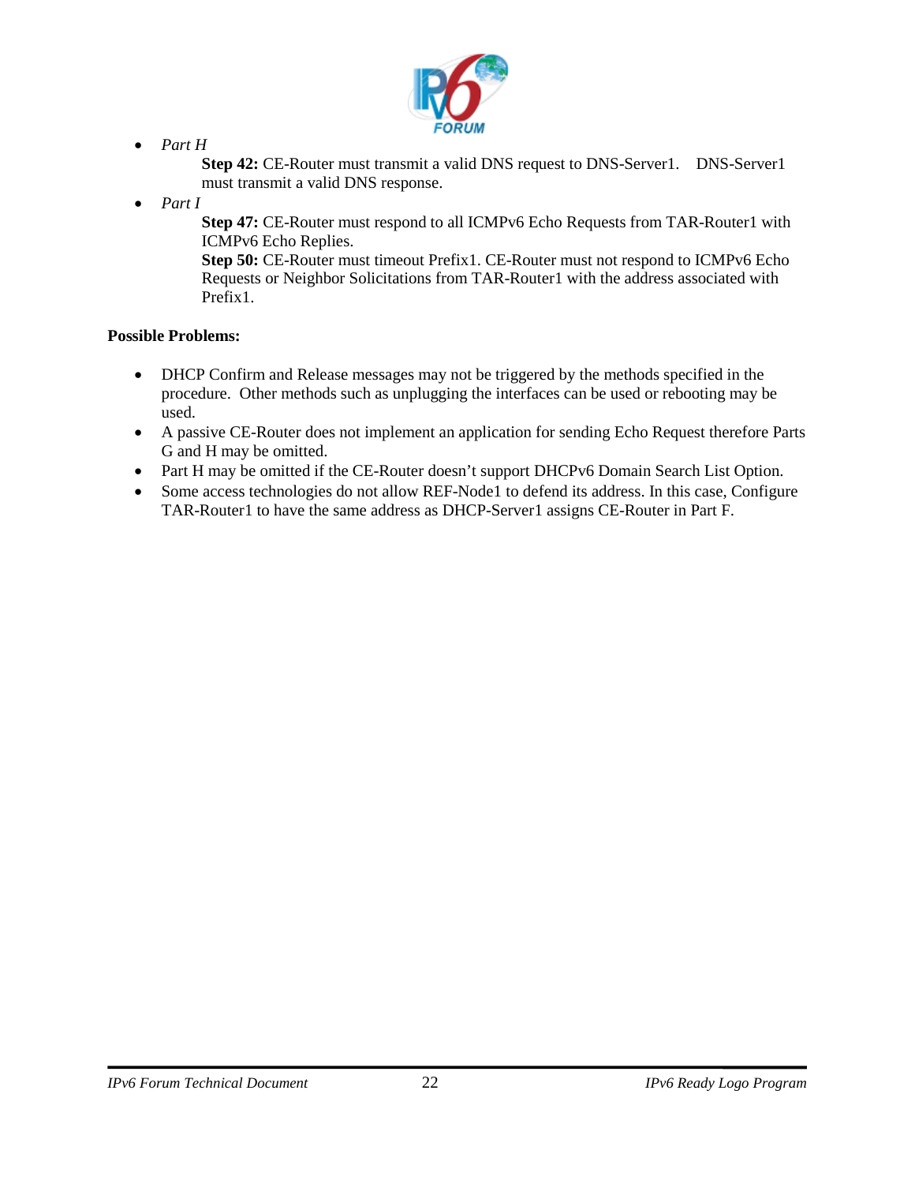- *Part H*

  **Step 42:** CE-Router must transmit a valid DNS request to DNS-Server1. DNS-Server1 must transmit a valid DNS response.

- *Part I*

  **Step 47:** CE-Router must respond to all ICMPv6 Echo Requests from TAR-Router1 with ICMPv6 Echo Replies.

  **Step 50:** CE-Router must timeout Prefix1. CE-Router must not respond to ICMPv6 Echo Requests or Neighbor Solicitations from TAR-Router1 with the address associated with Prefix1.

**Possible Problems:**

- DHCP Confirm and Release messages may not be triggered by the methods specified in the procedure. Other methods such as unplugging the interfaces can be used or rebooting may be used.
- A passive CE-Router does not implement an application for sending Echo Request therefore Parts G and H may be omitted.
- Part H may be omitted if the CE-Router doesn't support DHCPv6 Domain Search List Option.
- Some access technologies do not allow REF-Node1 to defend its address. In this case, Configure TAR-Router1 to have the same address as DHCP-Server1 assigns CE-Router in Part F.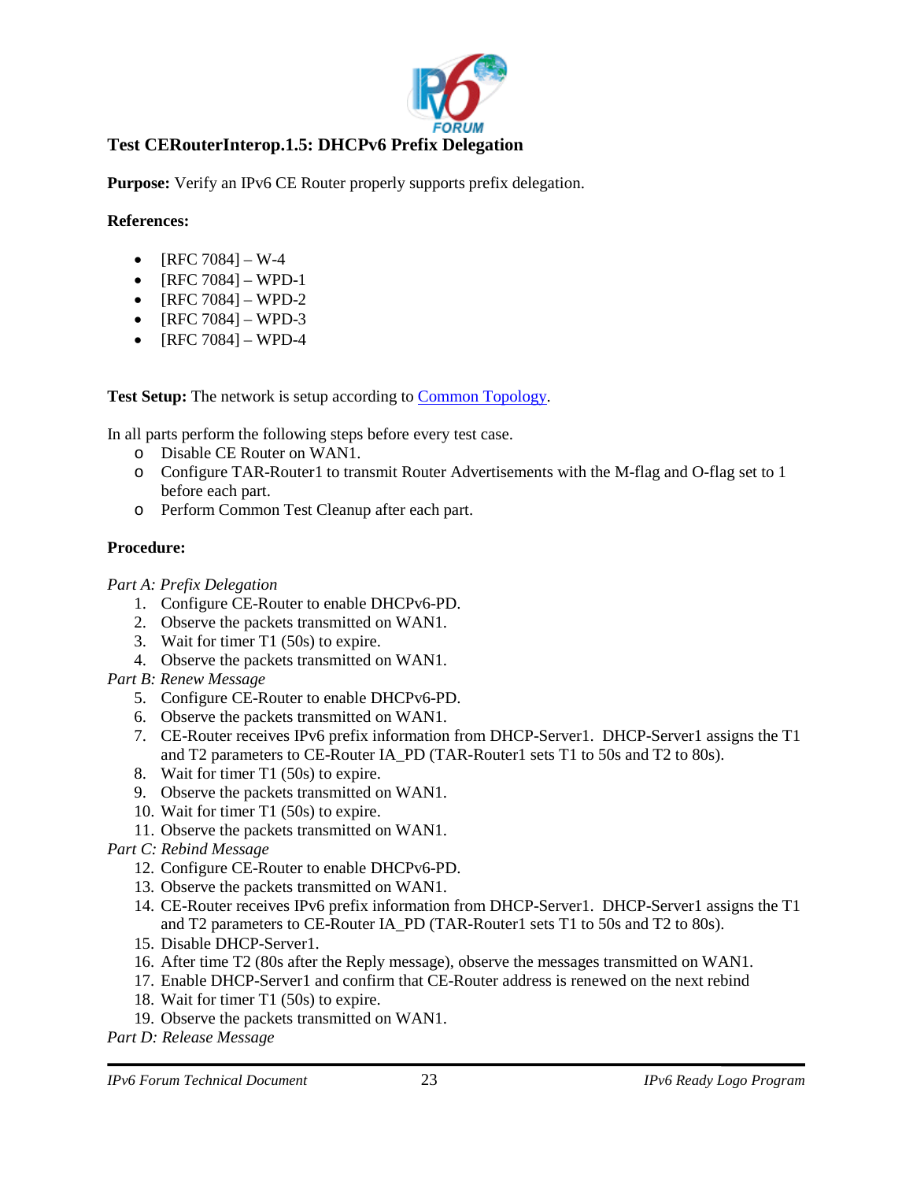### Test CERouterInterop.1.5: DHCPv6 Prefix Delegation

**Purpose:** Verify an IPv6 CE Router properly supports prefix delegation.

**References:**

- [RFC 7084] – W-4
- [RFC 7084] – WPD-1
- [RFC 7084] – WPD-2
- [RFC 7084] – WPD-3
- [RFC 7084] – WPD-4

**Test Setup:** The network is setup according to Common Topology.

In all parts perform the following steps before every test case.

- Disable CE Router on WAN1.
- Configure TAR-Router1 to transmit Router Advertisements with the M-flag and O-flag set to 1 before each part.
- Perform Common Test Cleanup after each part.

**Procedure:**

*Part A: Prefix Delegation*

1. Configure CE-Router to enable DHCPv6-PD.
2. Observe the packets transmitted on WAN1.
3. Wait for timer T1 (50s) to expire.
4. Observe the packets transmitted on WAN1.

*Part B: Renew Message*

5. Configure CE-Router to enable DHCPv6-PD.
6. Observe the packets transmitted on WAN1.
7. CE-Router receives IPv6 prefix information from DHCP-Server1. DHCP-Server1 assigns the T1 and T2 parameters to CE-Router IA_PD (TAR-Router1 sets T1 to 50s and T2 to 80s).
8. Wait for timer T1 (50s) to expire.
9. Observe the packets transmitted on WAN1.
10. Wait for timer T1 (50s) to expire.
11. Observe the packets transmitted on WAN1.

*Part C: Rebind Message*

12. Configure CE-Router to enable DHCPv6-PD.
13. Observe the packets transmitted on WAN1.
14. CE-Router receives IPv6 prefix information from DHCP-Server1. DHCP-Server1 assigns the T1 and T2 parameters to CE-Router IA_PD (TAR-Router1 sets T1 to 50s and T2 to 80s).
15. Disable DHCP-Server1.
16. After time T2 (80s after the Reply message), observe the messages transmitted on WAN1.
17. Enable DHCP-Server1 and confirm that CE-Router address is renewed on the next rebind
18. Wait for timer T1 (50s) to expire.
19. Observe the packets transmitted on WAN1.

*Part D: Release Message*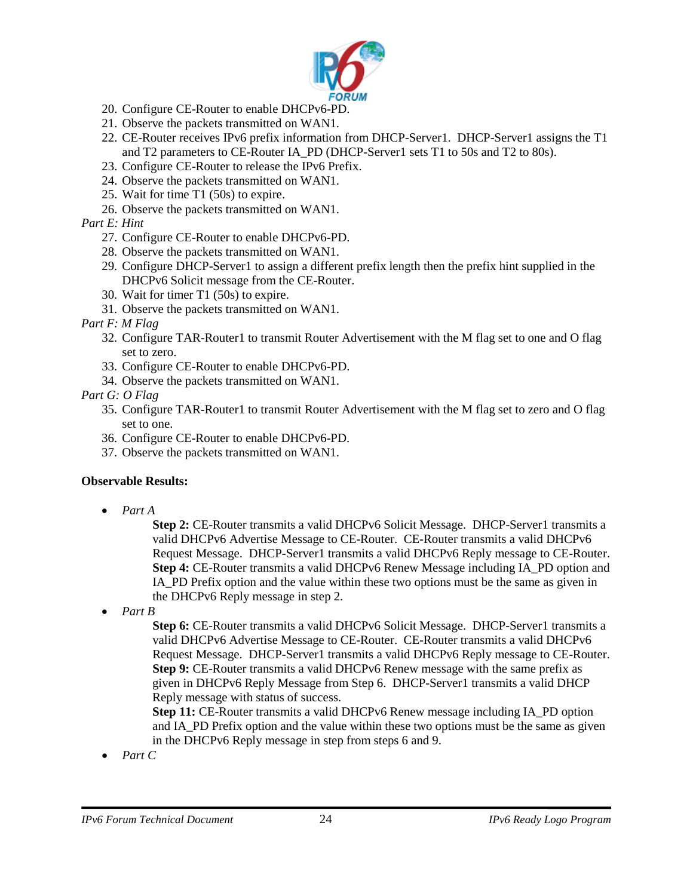20. Configure CE-Router to enable DHCPv6-PD.
21. Observe the packets transmitted on WAN1.
22. CE-Router receives IPv6 prefix information from DHCP-Server1. DHCP-Server1 assigns the T1 and T2 parameters to CE-Router IA_PD (DHCP-Server1 sets T1 to 50s and T2 to 80s).
23. Configure CE-Router to release the IPv6 Prefix.
24. Observe the packets transmitted on WAN1.
25. Wait for time T1 (50s) to expire.
26. Observe the packets transmitted on WAN1.

*Part E: Hint*

27. Configure CE-Router to enable DHCPv6-PD.
28. Observe the packets transmitted on WAN1.
29. Configure DHCP-Server1 to assign a different prefix length then the prefix hint supplied in the DHCPv6 Solicit message from the CE-Router.
30. Wait for timer T1 (50s) to expire.
31. Observe the packets transmitted on WAN1.

*Part F: M Flag*

32. Configure TAR-Router1 to transmit Router Advertisement with the M flag set to one and O flag set to zero.
33. Configure CE-Router to enable DHCPv6-PD.
34. Observe the packets transmitted on WAN1.

*Part G: O Flag*

35. Configure TAR-Router1 to transmit Router Advertisement with the M flag set to zero and O flag set to one.
36. Configure CE-Router to enable DHCPv6-PD.
37. Observe the packets transmitted on WAN1.

**Observable Results:**

- *Part A*

  **Step 2:** CE-Router transmits a valid DHCPv6 Solicit Message. DHCP-Server1 transmits a valid DHCPv6 Advertise Message to CE-Router. CE-Router transmits a valid DHCPv6 Request Message. DHCP-Server1 transmits a valid DHCPv6 Reply message to CE-Router.
  **Step 4:** CE-Router transmits a valid DHCPv6 Renew Message including IA_PD option and IA_PD Prefix option and the value within these two options must be the same as given in the DHCPv6 Reply message in step 2.

- *Part B*

  **Step 6:** CE-Router transmits a valid DHCPv6 Solicit Message. DHCP-Server1 transmits a valid DHCPv6 Advertise Message to CE-Router. CE-Router transmits a valid DHCPv6 Request Message. DHCP-Server1 transmits a valid DHCPv6 Reply message to CE-Router.
  **Step 9:** CE-Router transmits a valid DHCPv6 Renew message with the same prefix as given in DHCPv6 Reply Message from Step 6. DHCP-Server1 transmits a valid DHCP Reply message with status of success.
  **Step 11:** CE-Router transmits a valid DHCPv6 Renew message including IA_PD option and IA_PD Prefix option and the value within these two options must be the same as given in the DHCPv6 Reply message in step from steps 6 and 9.

- *Part C*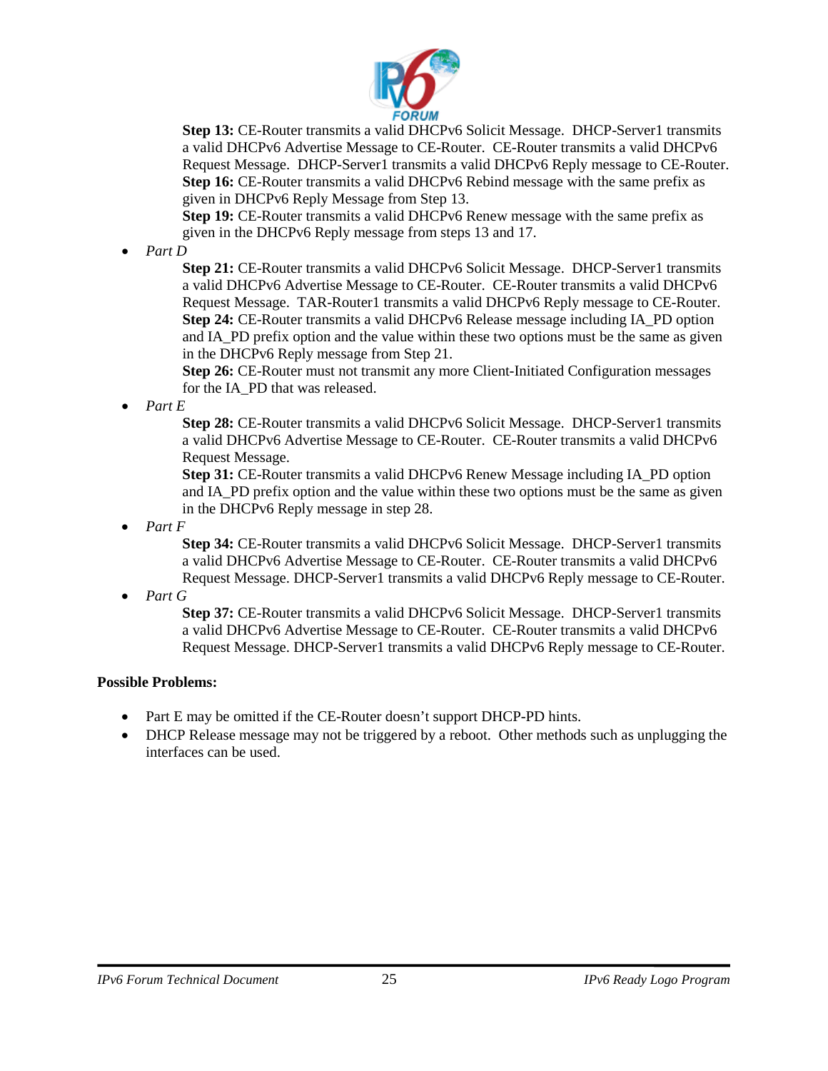**Step 13:** CE-Router transmits a valid DHCPv6 Solicit Message. DHCP-Server1 transmits a valid DHCPv6 Advertise Message to CE-Router. CE-Router transmits a valid DHCPv6 Request Message. DHCP-Server1 transmits a valid DHCPv6 Reply message to CE-Router.

**Step 16:** CE-Router transmits a valid DHCPv6 Rebind message with the same prefix as given in DHCPv6 Reply Message from Step 13.

**Step 19:** CE-Router transmits a valid DHCPv6 Renew message with the same prefix as given in the DHCPv6 Reply message from steps 13 and 17.

- *Part D*

  **Step 21:** CE-Router transmits a valid DHCPv6 Solicit Message. DHCP-Server1 transmits a valid DHCPv6 Advertise Message to CE-Router. CE-Router transmits a valid DHCPv6 Request Message. TAR-Router1 transmits a valid DHCPv6 Reply message to CE-Router.

  **Step 24:** CE-Router transmits a valid DHCPv6 Release message including IA_PD option and IA_PD prefix option and the value within these two options must be the same as given in the DHCPv6 Reply message from Step 21.

  **Step 26:** CE-Router must not transmit any more Client-Initiated Configuration messages for the IA_PD that was released.

- *Part E*

  **Step 28:** CE-Router transmits a valid DHCPv6 Solicit Message. DHCP-Server1 transmits a valid DHCPv6 Advertise Message to CE-Router. CE-Router transmits a valid DHCPv6 Request Message.

  **Step 31:** CE-Router transmits a valid DHCPv6 Renew Message including IA_PD option and IA_PD prefix option and the value within these two options must be the same as given in the DHCPv6 Reply message in step 28.

- *Part F*

  **Step 34:** CE-Router transmits a valid DHCPv6 Solicit Message. DHCP-Server1 transmits a valid DHCPv6 Advertise Message to CE-Router. CE-Router transmits a valid DHCPv6 Request Message. DHCP-Server1 transmits a valid DHCPv6 Reply message to CE-Router.

- *Part G*

  **Step 37:** CE-Router transmits a valid DHCPv6 Solicit Message. DHCP-Server1 transmits a valid DHCPv6 Advertise Message to CE-Router. CE-Router transmits a valid DHCPv6 Request Message. DHCP-Server1 transmits a valid DHCPv6 Reply message to CE-Router.

**Possible Problems:**

- Part E may be omitted if the CE-Router doesn't support DHCP-PD hints.
- DHCP Release message may not be triggered by a reboot. Other methods such as unplugging the interfaces can be used.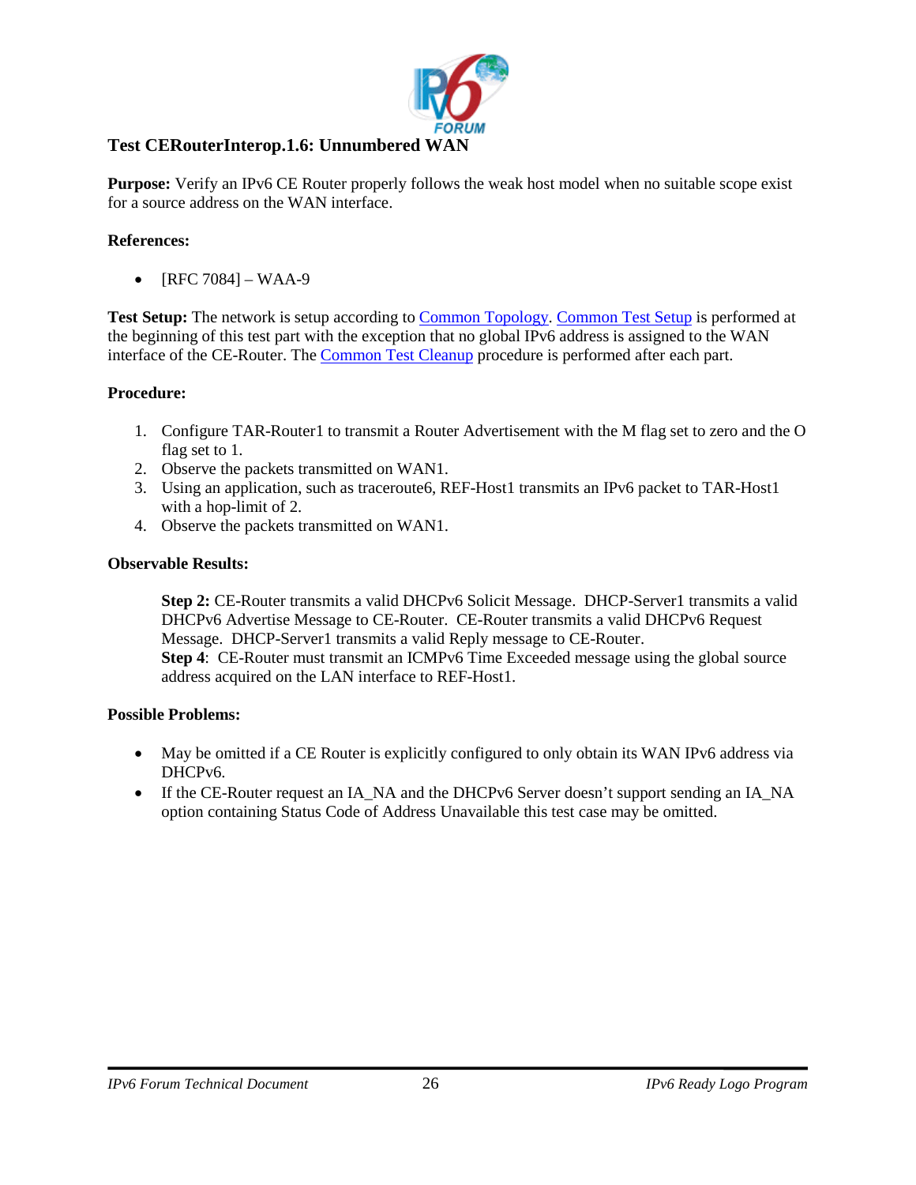## Test CERouterInterop.1.6: Unnumbered WAN

**Purpose:** Verify an IPv6 CE Router properly follows the weak host model when no suitable scope exist for a source address on the WAN interface.

**References:**

- [RFC 7084] – WAA-9

**Test Setup:** The network is setup according to Common Topology. Common Test Setup is performed at the beginning of this test part with the exception that no global IPv6 address is assigned to the WAN interface of the CE-Router. The Common Test Cleanup procedure is performed after each part.

**Procedure:**

1. Configure TAR-Router1 to transmit a Router Advertisement with the M flag set to zero and the O flag set to 1.
2. Observe the packets transmitted on WAN1.
3. Using an application, such as traceroute6, REF-Host1 transmits an IPv6 packet to TAR-Host1 with a hop-limit of 2.
4. Observe the packets transmitted on WAN1.

**Observable Results:**

> **Step 2:** CE-Router transmits a valid DHCPv6 Solicit Message. DHCP-Server1 transmits a valid DHCPv6 Advertise Message to CE-Router. CE-Router transmits a valid DHCPv6 Request Message. DHCP-Server1 transmits a valid Reply message to CE-Router.
> **Step 4**: CE-Router must transmit an ICMPv6 Time Exceeded message using the global source address acquired on the LAN interface to REF-Host1.

**Possible Problems:**

- May be omitted if a CE Router is explicitly configured to only obtain its WAN IPv6 address via DHCPv6.
- If the CE-Router request an IA_NA and the DHCPv6 Server doesn't support sending an IA_NA option containing Status Code of Address Unavailable this test case may be omitted.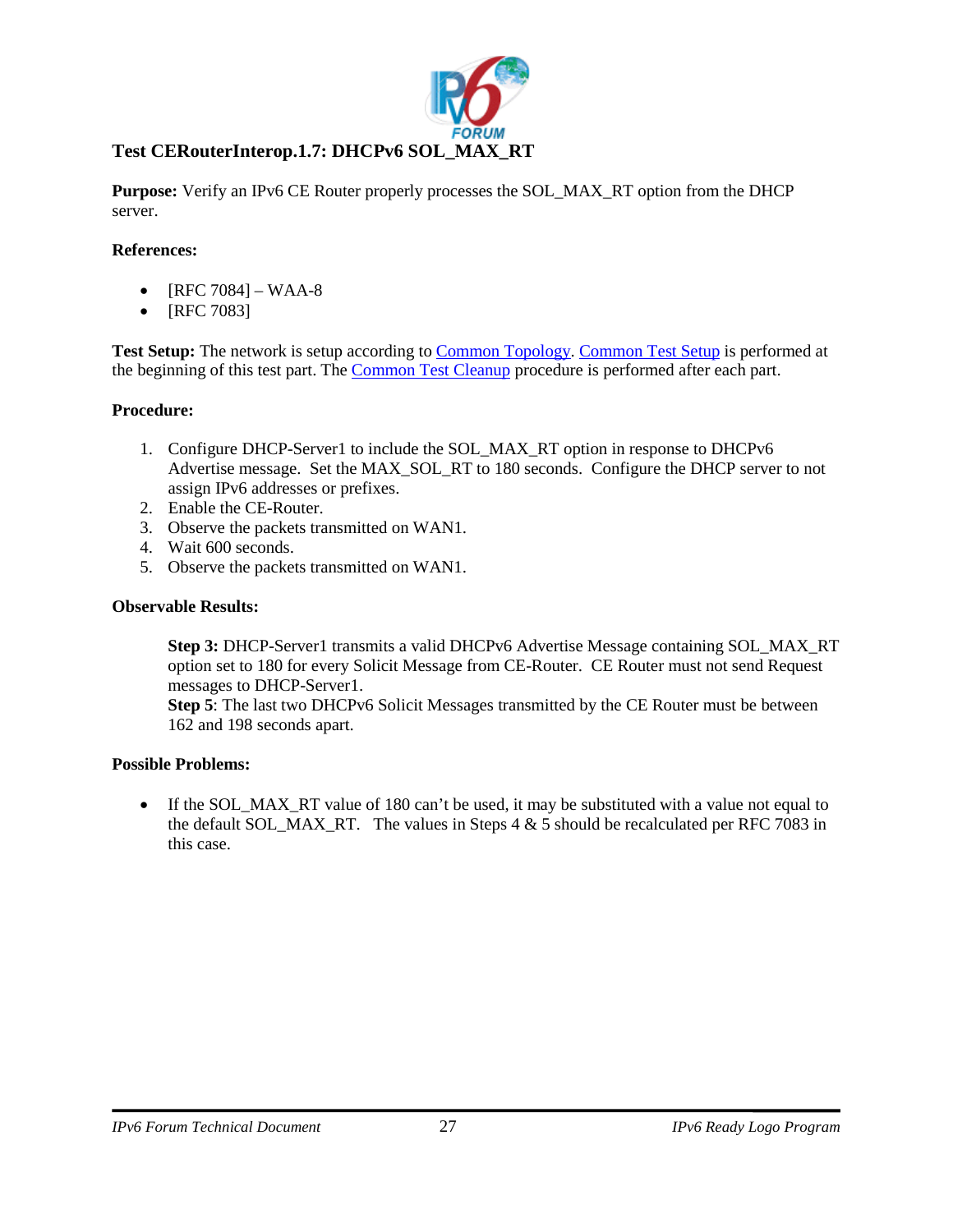### Test CERouterInterop.1.7: DHCPv6 SOL_MAX_RT

**Purpose:** Verify an IPv6 CE Router properly processes the SOL_MAX_RT option from the DHCP server.

**References:**

- [RFC 7084] – WAA-8
- [RFC 7083]

**Test Setup:** The network is setup according to Common Topology. Common Test Setup is performed at the beginning of this test part. The Common Test Cleanup procedure is performed after each part.

**Procedure:**

1. Configure DHCP-Server1 to include the SOL_MAX_RT option in response to DHCPv6 Advertise message. Set the MAX_SOL_RT to 180 seconds. Configure the DHCP server to not assign IPv6 addresses or prefixes.
2. Enable the CE-Router.
3. Observe the packets transmitted on WAN1.
4. Wait 600 seconds.
5. Observe the packets transmitted on WAN1.

**Observable Results:**

**Step 3:** DHCP-Server1 transmits a valid DHCPv6 Advertise Message containing SOL_MAX_RT option set to 180 for every Solicit Message from CE-Router. CE Router must not send Request messages to DHCP-Server1.
**Step 5**: The last two DHCPv6 Solicit Messages transmitted by the CE Router must be between 162 and 198 seconds apart.

**Possible Problems:**

- If the SOL_MAX_RT value of 180 can't be used, it may be substituted with a value not equal to the default SOL_MAX_RT. The values in Steps 4 & 5 should be recalculated per RFC 7083 in this case.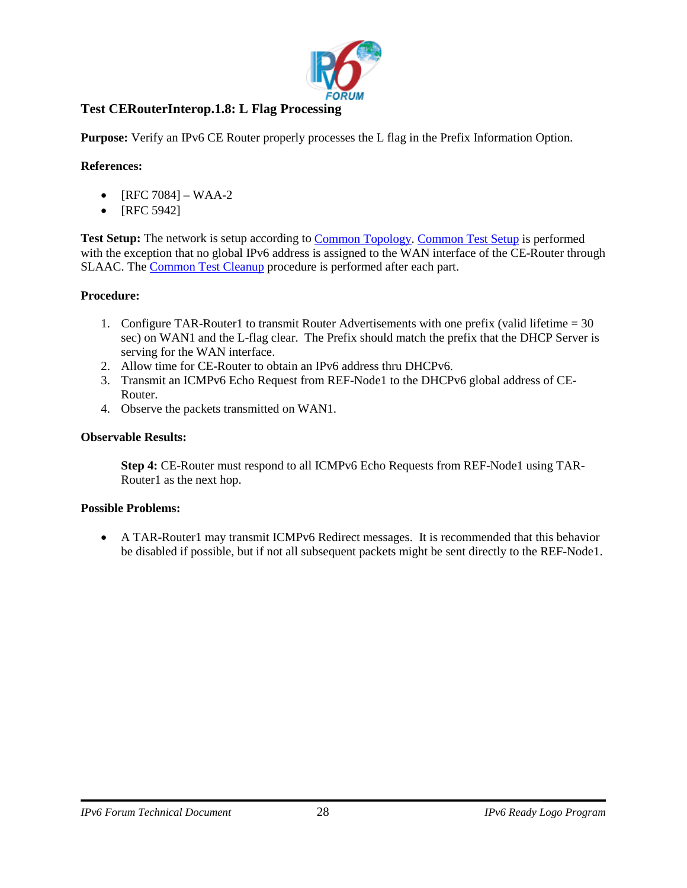## Test CERouterInterop.1.8: L Flag Processing

**Purpose:** Verify an IPv6 CE Router properly processes the L flag in the Prefix Information Option.

**References:**

- [RFC 7084] – WAA-2
- [RFC 5942]

**Test Setup:** The network is setup according to Common Topology. Common Test Setup is performed with the exception that no global IPv6 address is assigned to the WAN interface of the CE-Router through SLAAC. The Common Test Cleanup procedure is performed after each part.

**Procedure:**

1. Configure TAR-Router1 to transmit Router Advertisements with one prefix (valid lifetime = 30 sec) on WAN1 and the L-flag clear. The Prefix should match the prefix that the DHCP Server is serving for the WAN interface.
2. Allow time for CE-Router to obtain an IPv6 address thru DHCPv6.
3. Transmit an ICMPv6 Echo Request from REF-Node1 to the DHCPv6 global address of CE-Router.
4. Observe the packets transmitted on WAN1.

**Observable Results:**

**Step 4:** CE-Router must respond to all ICMPv6 Echo Requests from REF-Node1 using TAR-Router1 as the next hop.

**Possible Problems:**

- A TAR-Router1 may transmit ICMPv6 Redirect messages. It is recommended that this behavior be disabled if possible, but if not all subsequent packets might be sent directly to the REF-Node1.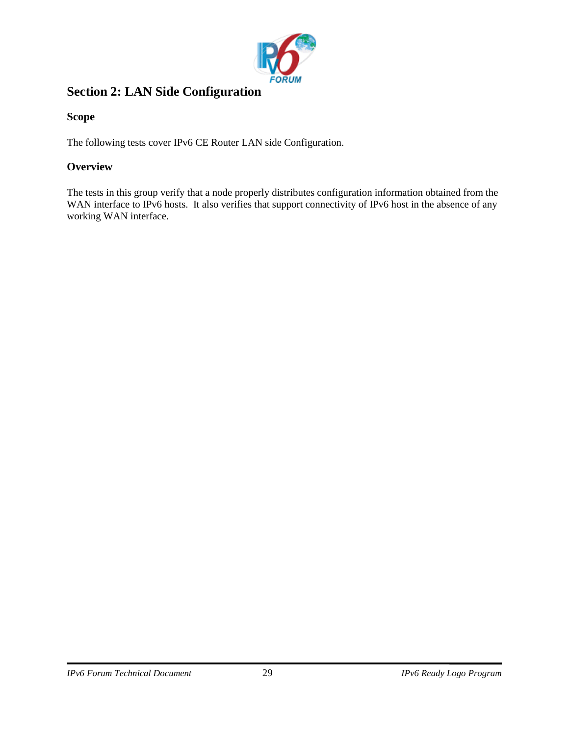# Section 2: LAN Side Configuration

## Scope

The following tests cover IPv6 CE Router LAN side Configuration.

## Overview

The tests in this group verify that a node properly distributes configuration information obtained from the WAN interface to IPv6 hosts. It also verifies that support connectivity of IPv6 host in the absence of any working WAN interface.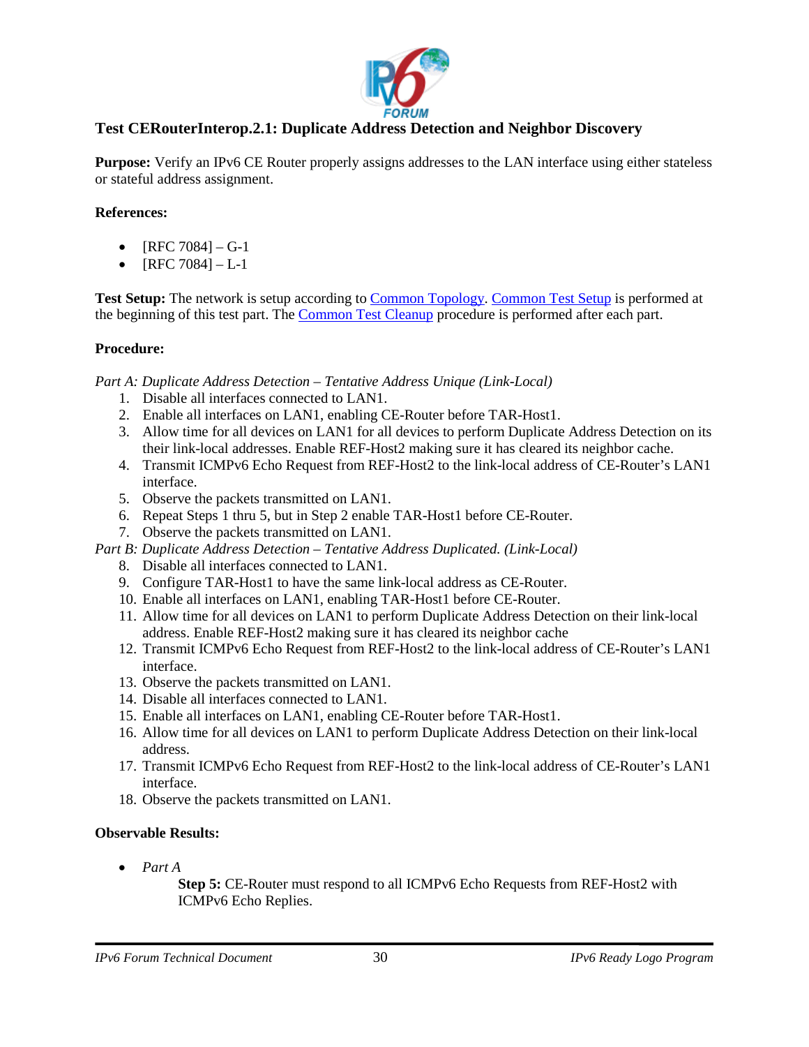### Test CERouterInterop.2.1: Duplicate Address Detection and Neighbor Discovery

**Purpose:** Verify an IPv6 CE Router properly assigns addresses to the LAN interface using either stateless or stateful address assignment.

**References:**

- [RFC 7084] – G-1
- [RFC 7084] – L-1

**Test Setup:** The network is setup according to Common Topology. Common Test Setup is performed at the beginning of this test part. The Common Test Cleanup procedure is performed after each part.

**Procedure:**

*Part A: Duplicate Address Detection – Tentative Address Unique (Link-Local)*

1. Disable all interfaces connected to LAN1.
2. Enable all interfaces on LAN1, enabling CE-Router before TAR-Host1.
3. Allow time for all devices on LAN1 for all devices to perform Duplicate Address Detection on its their link-local addresses. Enable REF-Host2 making sure it has cleared its neighbor cache.
4. Transmit ICMPv6 Echo Request from REF-Host2 to the link-local address of CE-Router's LAN1 interface.
5. Observe the packets transmitted on LAN1.
6. Repeat Steps 1 thru 5, but in Step 2 enable TAR-Host1 before CE-Router.
7. Observe the packets transmitted on LAN1.

*Part B: Duplicate Address Detection – Tentative Address Duplicated. (Link-Local)*

8. Disable all interfaces connected to LAN1.
9. Configure TAR-Host1 to have the same link-local address as CE-Router.
10. Enable all interfaces on LAN1, enabling TAR-Host1 before CE-Router.
11. Allow time for all devices on LAN1 to perform Duplicate Address Detection on their link-local address. Enable REF-Host2 making sure it has cleared its neighbor cache
12. Transmit ICMPv6 Echo Request from REF-Host2 to the link-local address of CE-Router's LAN1 interface.
13. Observe the packets transmitted on LAN1.
14. Disable all interfaces connected to LAN1.
15. Enable all interfaces on LAN1, enabling CE-Router before TAR-Host1.
16. Allow time for all devices on LAN1 to perform Duplicate Address Detection on their link-local address.
17. Transmit ICMPv6 Echo Request from REF-Host2 to the link-local address of CE-Router's LAN1 interface.
18. Observe the packets transmitted on LAN1.

**Observable Results:**

- *Part A*

  **Step 5:** CE-Router must respond to all ICMPv6 Echo Requests from REF-Host2 with ICMPv6 Echo Replies.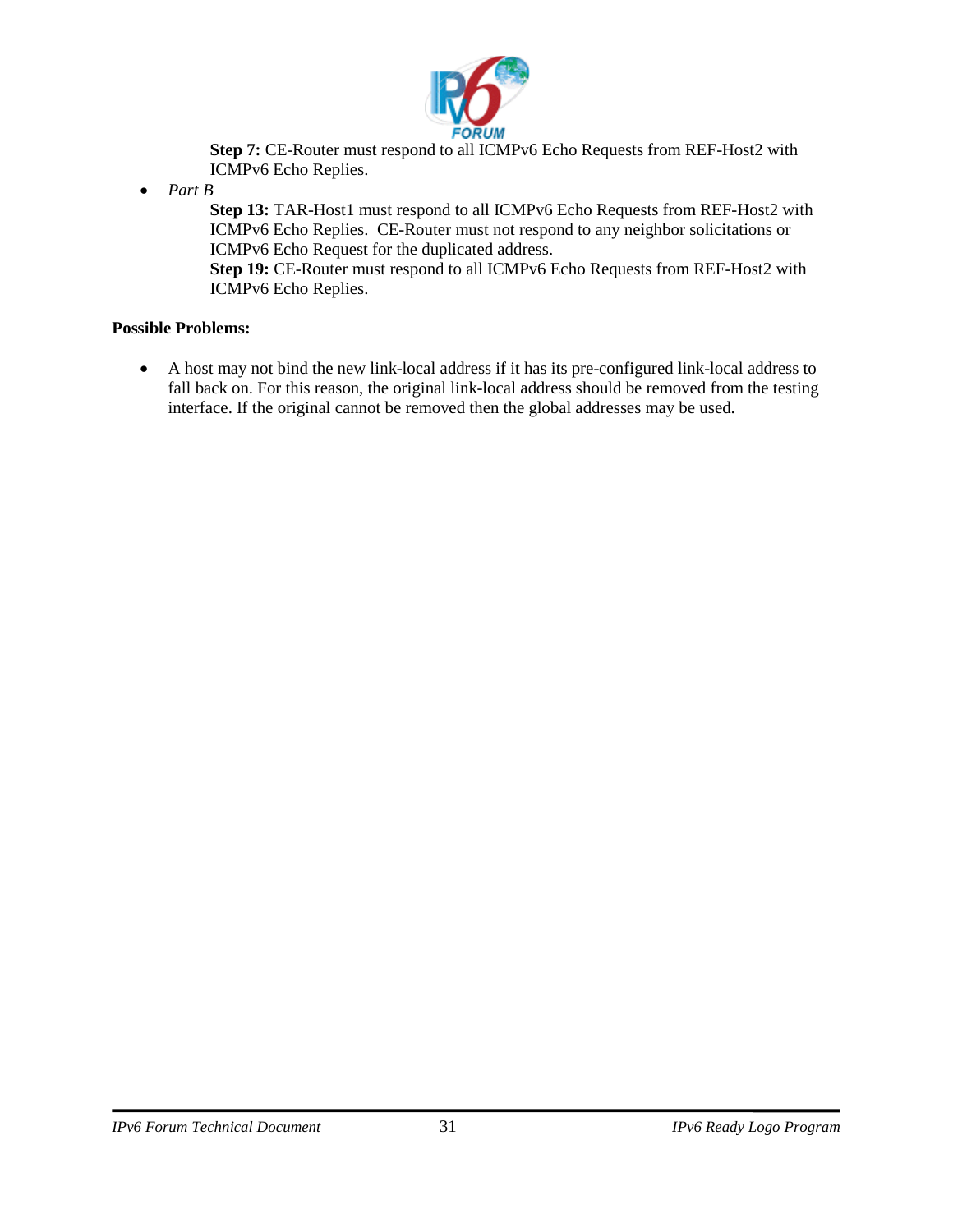**Step 7:** CE-Router must respond to all ICMPv6 Echo Requests from REF-Host2 with ICMPv6 Echo Replies.

- *Part B*

  **Step 13:** TAR-Host1 must respond to all ICMPv6 Echo Requests from REF-Host2 with ICMPv6 Echo Replies. CE-Router must not respond to any neighbor solicitations or ICMPv6 Echo Request for the duplicated address.

  **Step 19:** CE-Router must respond to all ICMPv6 Echo Requests from REF-Host2 with ICMPv6 Echo Replies.

**Possible Problems:**

- A host may not bind the new link-local address if it has its pre-configured link-local address to fall back on. For this reason, the original link-local address should be removed from the testing interface. If the original cannot be removed then the global addresses may be used.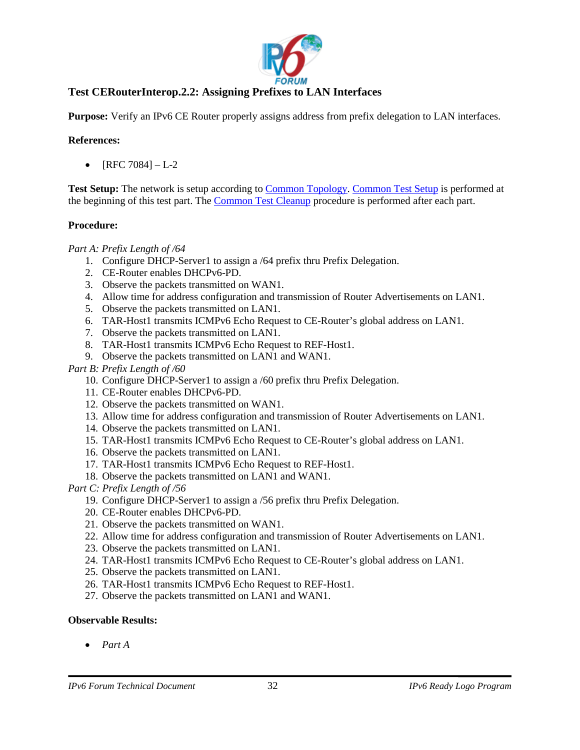## Test CERouterInterop.2.2: Assigning Prefixes to LAN Interfaces

**Purpose:** Verify an IPv6 CE Router properly assigns address from prefix delegation to LAN interfaces.

**References:**

- [RFC 7084] – L-2

**Test Setup:** The network is setup according to Common Topology. Common Test Setup is performed at the beginning of this test part. The Common Test Cleanup procedure is performed after each part.

**Procedure:**

*Part A: Prefix Length of /64*

1. Configure DHCP-Server1 to assign a /64 prefix thru Prefix Delegation.
2. CE-Router enables DHCPv6-PD.
3. Observe the packets transmitted on WAN1.
4. Allow time for address configuration and transmission of Router Advertisements on LAN1.
5. Observe the packets transmitted on LAN1.
6. TAR-Host1 transmits ICMPv6 Echo Request to CE-Router's global address on LAN1.
7. Observe the packets transmitted on LAN1.
8. TAR-Host1 transmits ICMPv6 Echo Request to REF-Host1.
9. Observe the packets transmitted on LAN1 and WAN1.

*Part B: Prefix Length of /60*

10. Configure DHCP-Server1 to assign a /60 prefix thru Prefix Delegation.
11. CE-Router enables DHCPv6-PD.
12. Observe the packets transmitted on WAN1.
13. Allow time for address configuration and transmission of Router Advertisements on LAN1.
14. Observe the packets transmitted on LAN1.
15. TAR-Host1 transmits ICMPv6 Echo Request to CE-Router's global address on LAN1.
16. Observe the packets transmitted on LAN1.
17. TAR-Host1 transmits ICMPv6 Echo Request to REF-Host1.
18. Observe the packets transmitted on LAN1 and WAN1.

*Part C: Prefix Length of /56*

19. Configure DHCP-Server1 to assign a /56 prefix thru Prefix Delegation.
20. CE-Router enables DHCPv6-PD.
21. Observe the packets transmitted on WAN1.
22. Allow time for address configuration and transmission of Router Advertisements on LAN1.
23. Observe the packets transmitted on LAN1.
24. TAR-Host1 transmits ICMPv6 Echo Request to CE-Router's global address on LAN1.
25. Observe the packets transmitted on LAN1.
26. TAR-Host1 transmits ICMPv6 Echo Request to REF-Host1.
27. Observe the packets transmitted on LAN1 and WAN1.

**Observable Results:**

- *Part A*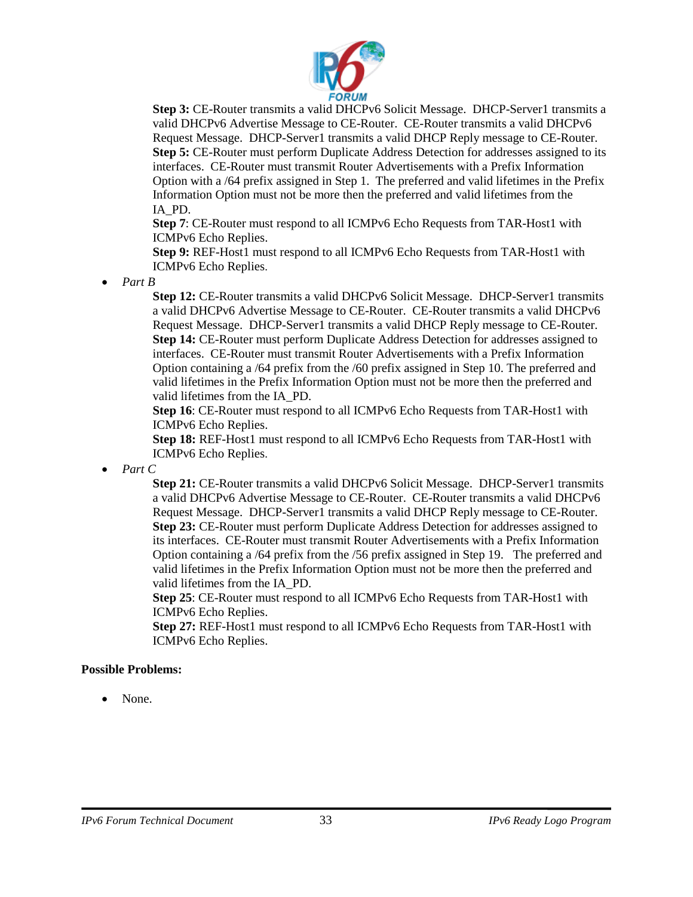**Step 3:** CE-Router transmits a valid DHCPv6 Solicit Message. DHCP-Server1 transmits a valid DHCPv6 Advertise Message to CE-Router. CE-Router transmits a valid DHCPv6 Request Message. DHCP-Server1 transmits a valid DHCP Reply message to CE-Router.
**Step 5:** CE-Router must perform Duplicate Address Detection for addresses assigned to its interfaces. CE-Router must transmit Router Advertisements with a Prefix Information Option with a /64 prefix assigned in Step 1. The preferred and valid lifetimes in the Prefix Information Option must not be more then the preferred and valid lifetimes from the IA_PD.
**Step 7**: CE-Router must respond to all ICMPv6 Echo Requests from TAR-Host1 with ICMPv6 Echo Replies.
**Step 9:** REF-Host1 must respond to all ICMPv6 Echo Requests from TAR-Host1 with ICMPv6 Echo Replies.

- *Part B*

  **Step 12:** CE-Router transmits a valid DHCPv6 Solicit Message. DHCP-Server1 transmits a valid DHCPv6 Advertise Message to CE-Router. CE-Router transmits a valid DHCPv6 Request Message. DHCP-Server1 transmits a valid DHCP Reply message to CE-Router.
  **Step 14:** CE-Router must perform Duplicate Address Detection for addresses assigned to interfaces. CE-Router must transmit Router Advertisements with a Prefix Information Option containing a /64 prefix from the /60 prefix assigned in Step 10. The preferred and valid lifetimes in the Prefix Information Option must not be more then the preferred and valid lifetimes from the IA_PD.
  **Step 16**: CE-Router must respond to all ICMPv6 Echo Requests from TAR-Host1 with ICMPv6 Echo Replies.
  **Step 18:** REF-Host1 must respond to all ICMPv6 Echo Requests from TAR-Host1 with ICMPv6 Echo Replies.

- *Part C*

  **Step 21:** CE-Router transmits a valid DHCPv6 Solicit Message. DHCP-Server1 transmits a valid DHCPv6 Advertise Message to CE-Router. CE-Router transmits a valid DHCPv6 Request Message. DHCP-Server1 transmits a valid DHCP Reply message to CE-Router.
  **Step 23:** CE-Router must perform Duplicate Address Detection for addresses assigned to its interfaces. CE-Router must transmit Router Advertisements with a Prefix Information Option containing a /64 prefix from the /56 prefix assigned in Step 19. The preferred and valid lifetimes in the Prefix Information Option must not be more then the preferred and valid lifetimes from the IA_PD.
  **Step 25**: CE-Router must respond to all ICMPv6 Echo Requests from TAR-Host1 with ICMPv6 Echo Replies.
  **Step 27:** REF-Host1 must respond to all ICMPv6 Echo Requests from TAR-Host1 with ICMPv6 Echo Replies.

**Possible Problems:**

- None.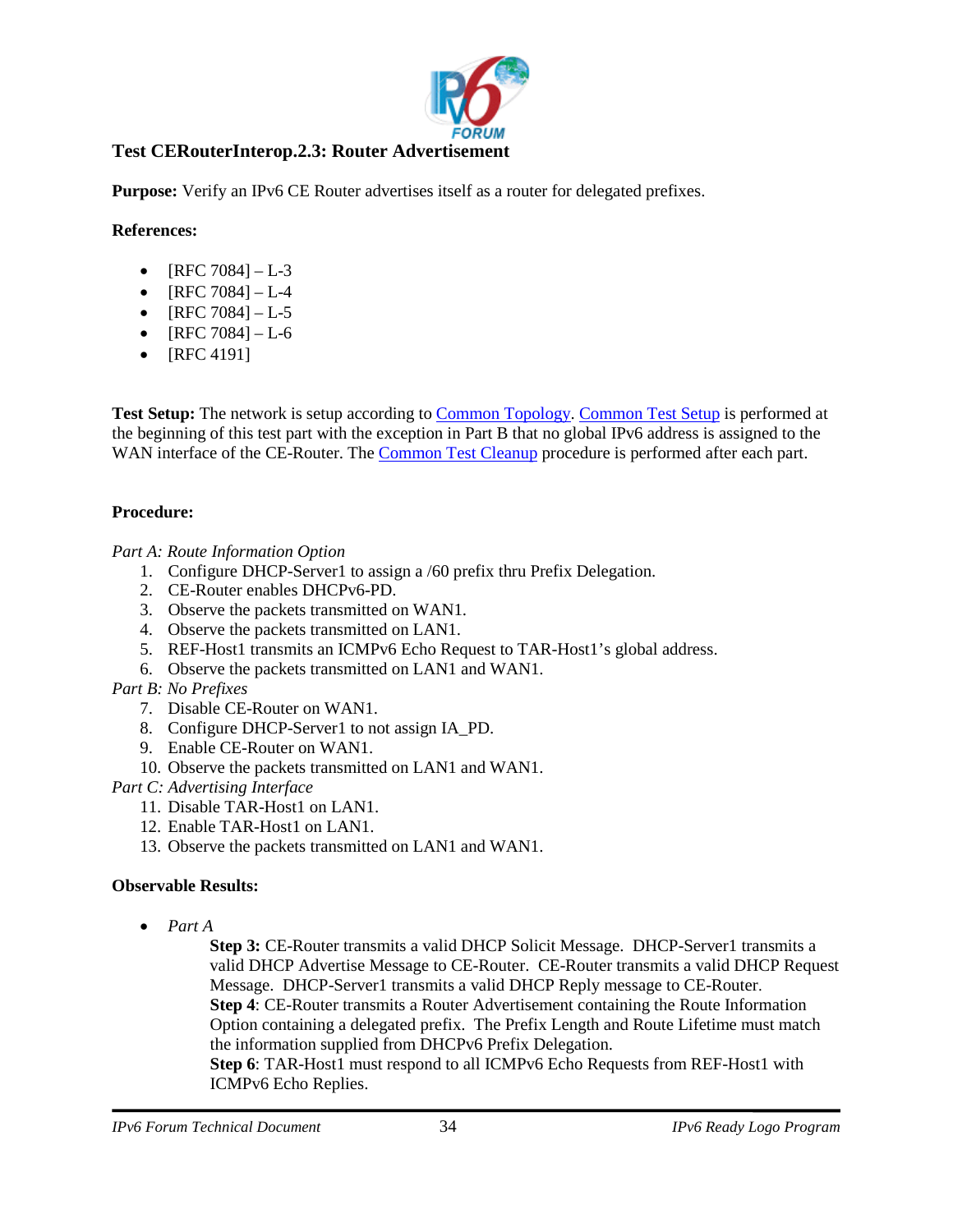## Test CERouterInterop.2.3: Router Advertisement

**Purpose:** Verify an IPv6 CE Router advertises itself as a router for delegated prefixes.

**References:**

- [RFC 7084] – L-3
- [RFC 7084] – L-4
- [RFC 7084] – L-5
- [RFC 7084] – L-6
- [RFC 4191]

**Test Setup:** The network is setup according to Common Topology. Common Test Setup is performed at the beginning of this test part with the exception in Part B that no global IPv6 address is assigned to the WAN interface of the CE-Router. The Common Test Cleanup procedure is performed after each part.

**Procedure:**

*Part A: Route Information Option*

1. Configure DHCP-Server1 to assign a /60 prefix thru Prefix Delegation.
2. CE-Router enables DHCPv6-PD.
3. Observe the packets transmitted on WAN1.
4. Observe the packets transmitted on LAN1.
5. REF-Host1 transmits an ICMPv6 Echo Request to TAR-Host1's global address.
6. Observe the packets transmitted on LAN1 and WAN1.

*Part B: No Prefixes*

7. Disable CE-Router on WAN1.
8. Configure DHCP-Server1 to not assign IA_PD.
9. Enable CE-Router on WAN1.
10. Observe the packets transmitted on LAN1 and WAN1.

*Part C: Advertising Interface*

11. Disable TAR-Host1 on LAN1.
12. Enable TAR-Host1 on LAN1.
13. Observe the packets transmitted on LAN1 and WAN1.

**Observable Results:**

- *Part A*

  **Step 3:** CE-Router transmits a valid DHCP Solicit Message. DHCP-Server1 transmits a valid DHCP Advertise Message to CE-Router. CE-Router transmits a valid DHCP Request Message. DHCP-Server1 transmits a valid DHCP Reply message to CE-Router.
  **Step 4**: CE-Router transmits a Router Advertisement containing the Route Information Option containing a delegated prefix. The Prefix Length and Route Lifetime must match the information supplied from DHCPv6 Prefix Delegation.
  **Step 6**: TAR-Host1 must respond to all ICMPv6 Echo Requests from REF-Host1 with ICMPv6 Echo Replies.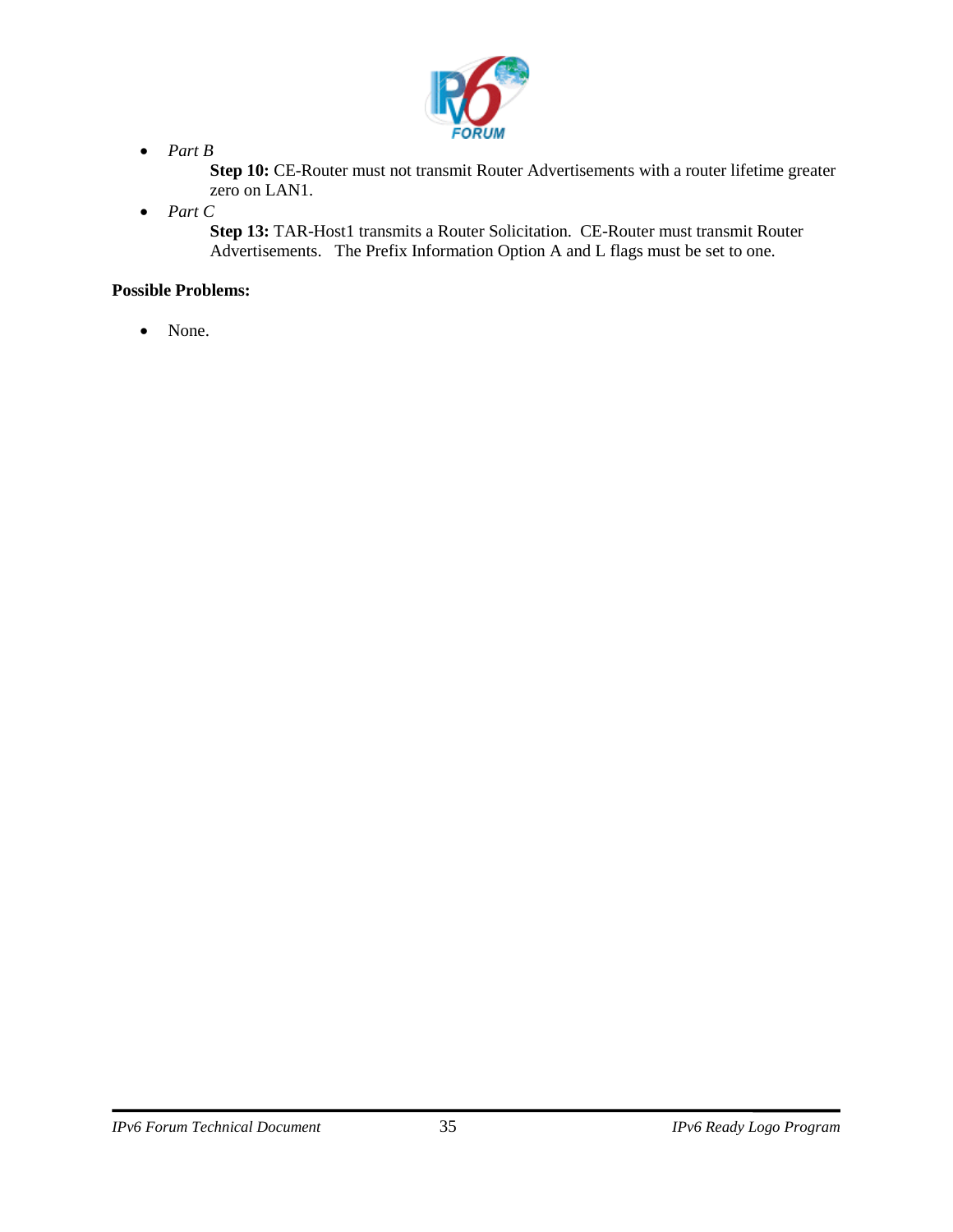- *Part B*

  **Step 10:** CE-Router must not transmit Router Advertisements with a router lifetime greater zero on LAN1.

- *Part C*

  **Step 13:** TAR-Host1 transmits a Router Solicitation. CE-Router must transmit Router Advertisements. The Prefix Information Option A and L flags must be set to one.

**Possible Problems:**

- None.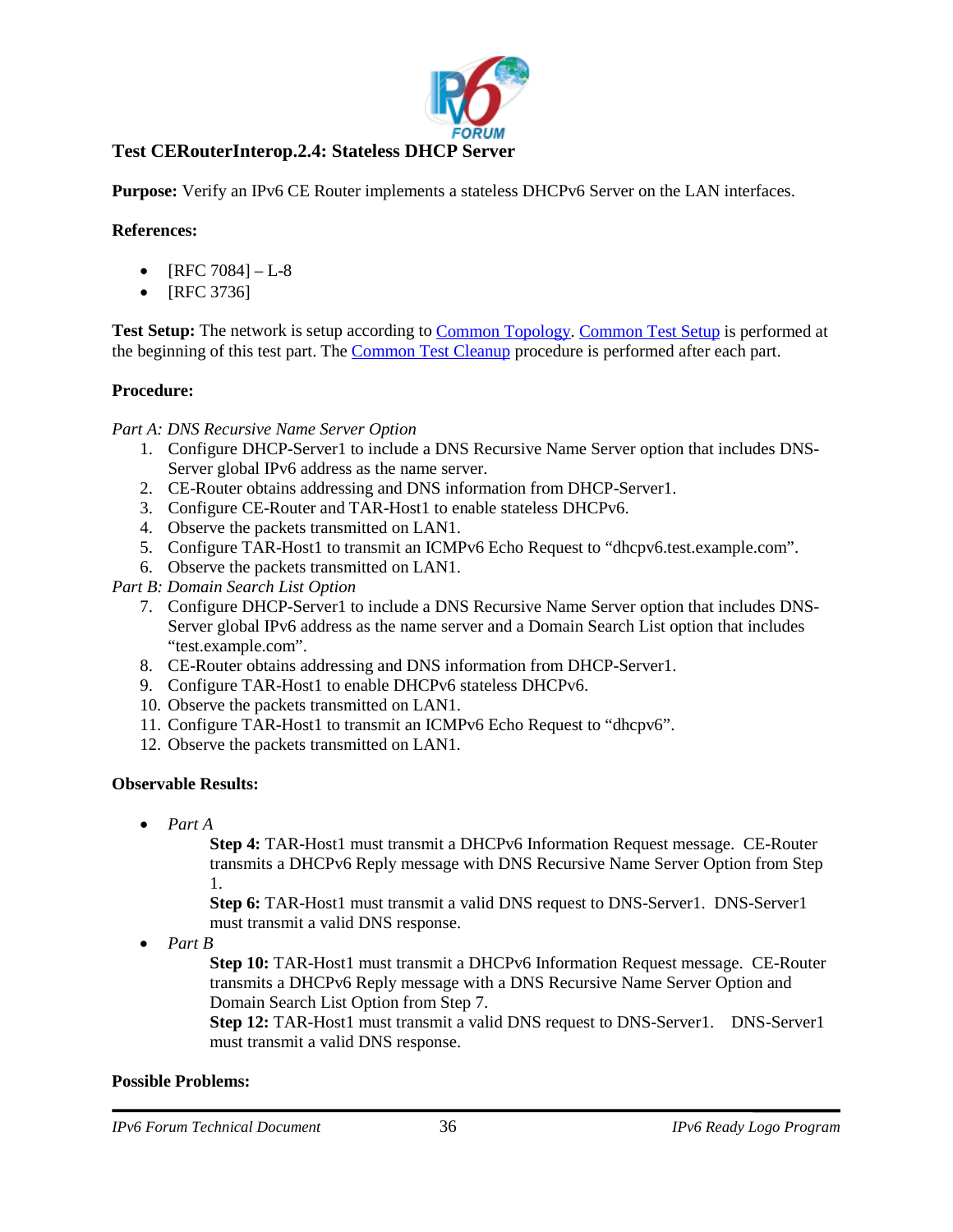### Test CERouterInterop.2.4: Stateless DHCP Server

**Purpose:** Verify an IPv6 CE Router implements a stateless DHCPv6 Server on the LAN interfaces.

**References:**

- [RFC 7084] – L-8
- [RFC 3736]

**Test Setup:** The network is setup according to Common Topology. Common Test Setup is performed at the beginning of this test part. The Common Test Cleanup procedure is performed after each part.

**Procedure:**

*Part A: DNS Recursive Name Server Option*

1. Configure DHCP-Server1 to include a DNS Recursive Name Server option that includes DNS-Server global IPv6 address as the name server.
2. CE-Router obtains addressing and DNS information from DHCP-Server1.
3. Configure CE-Router and TAR-Host1 to enable stateless DHCPv6.
4. Observe the packets transmitted on LAN1.
5. Configure TAR-Host1 to transmit an ICMPv6 Echo Request to "dhcpv6.test.example.com".
6. Observe the packets transmitted on LAN1.

*Part B: Domain Search List Option*

7. Configure DHCP-Server1 to include a DNS Recursive Name Server option that includes DNS-Server global IPv6 address as the name server and a Domain Search List option that includes "test.example.com".
8. CE-Router obtains addressing and DNS information from DHCP-Server1.
9. Configure TAR-Host1 to enable DHCPv6 stateless DHCPv6.
10. Observe the packets transmitted on LAN1.
11. Configure TAR-Host1 to transmit an ICMPv6 Echo Request to "dhcpv6".
12. Observe the packets transmitted on LAN1.

**Observable Results:**

- *Part A*

  **Step 4:** TAR-Host1 must transmit a DHCPv6 Information Request message. CE-Router transmits a DHCPv6 Reply message with DNS Recursive Name Server Option from Step 1.

  **Step 6:** TAR-Host1 must transmit a valid DNS request to DNS-Server1. DNS-Server1 must transmit a valid DNS response.

- *Part B*

  **Step 10:** TAR-Host1 must transmit a DHCPv6 Information Request message. CE-Router transmits a DHCPv6 Reply message with a DNS Recursive Name Server Option and Domain Search List Option from Step 7.

  **Step 12:** TAR-Host1 must transmit a valid DNS request to DNS-Server1. DNS-Server1 must transmit a valid DNS response.

**Possible Problems:**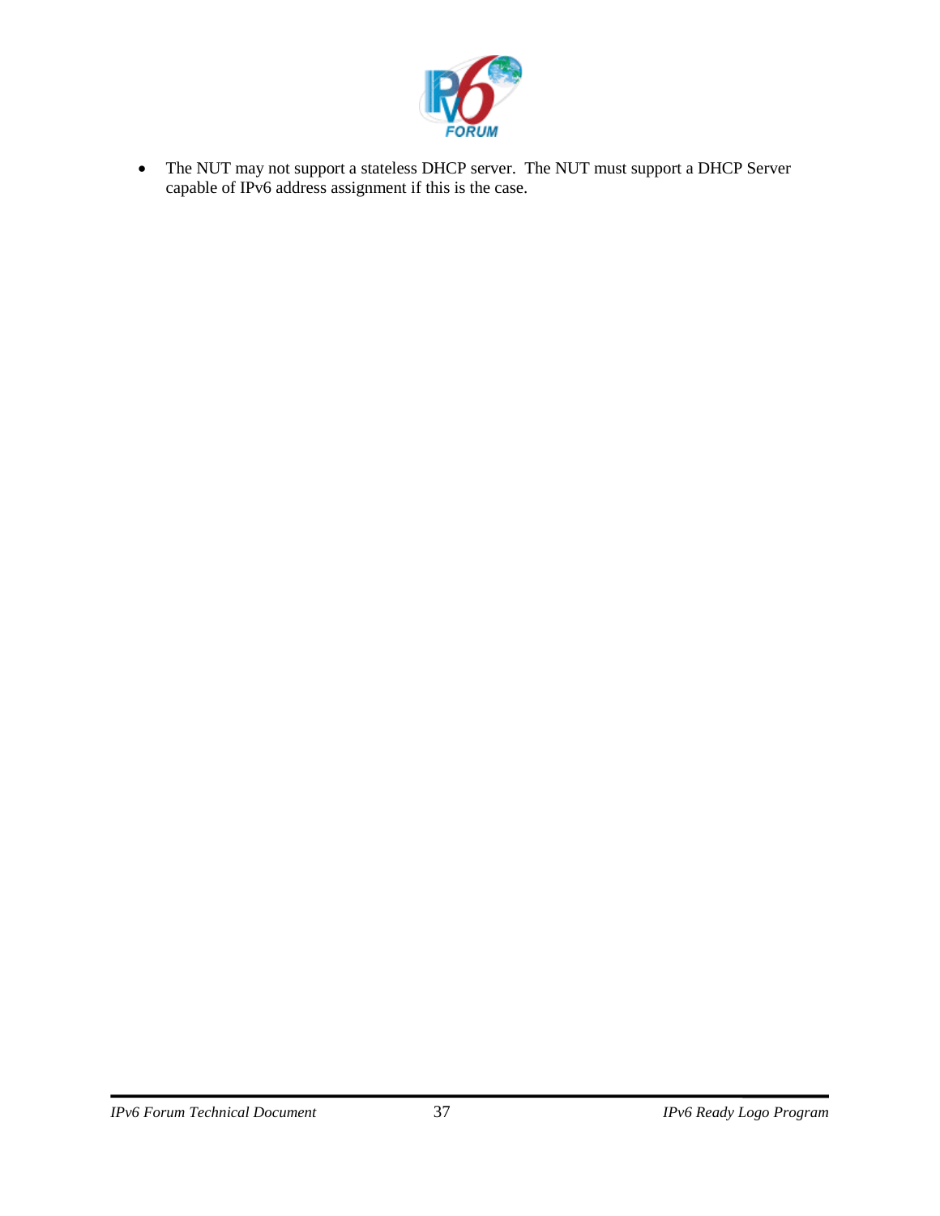- The NUT may not support a stateless DHCP server. The NUT must support a DHCP Server capable of IPv6 address assignment if this is the case.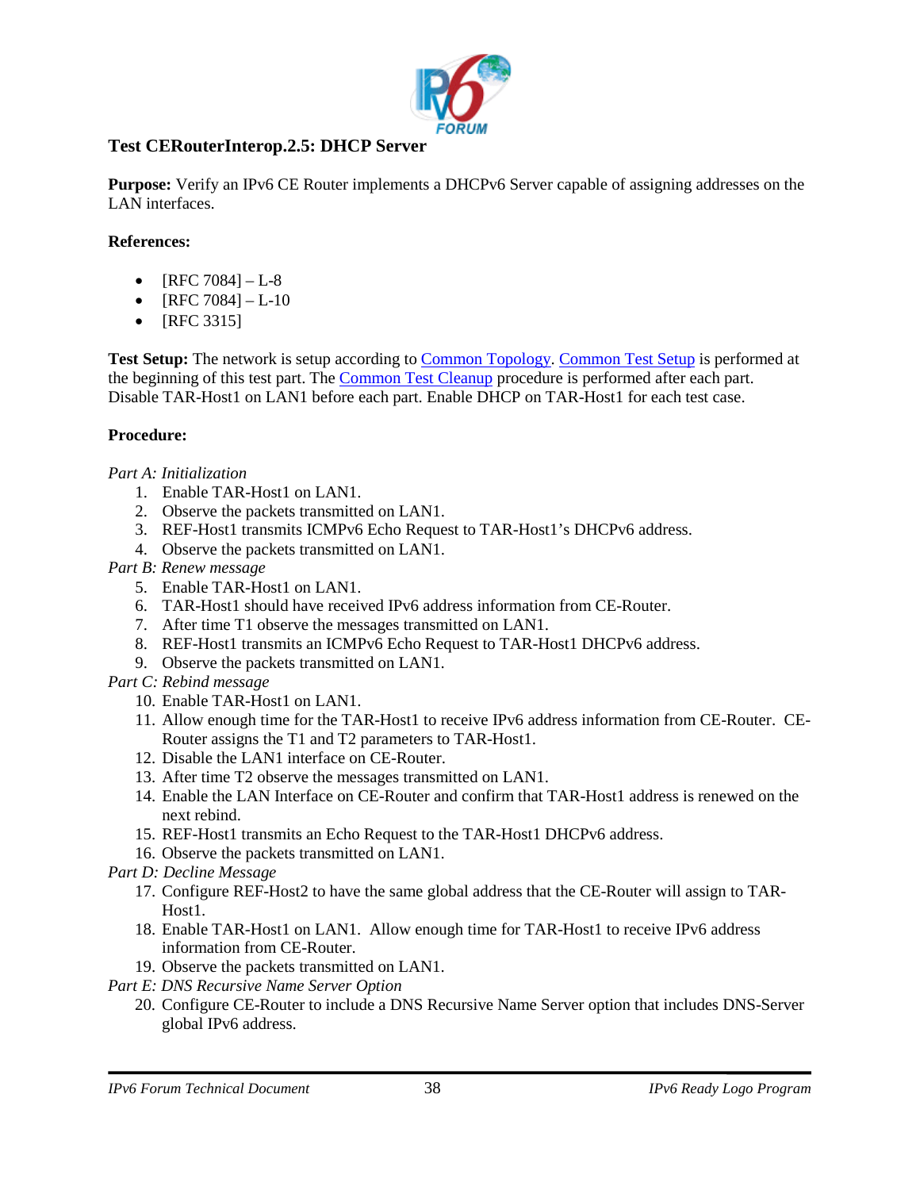## Test CERouterInterop.2.5: DHCP Server

**Purpose:** Verify an IPv6 CE Router implements a DHCPv6 Server capable of assigning addresses on the LAN interfaces.

**References:**

- [RFC 7084] – L-8
- [RFC 7084] – L-10
- [RFC 3315]

**Test Setup:** The network is setup according to Common Topology. Common Test Setup is performed at the beginning of this test part. The Common Test Cleanup procedure is performed after each part. Disable TAR-Host1 on LAN1 before each part. Enable DHCP on TAR-Host1 for each test case.

**Procedure:**

*Part A: Initialization*

1. Enable TAR-Host1 on LAN1.
2. Observe the packets transmitted on LAN1.
3. REF-Host1 transmits ICMPv6 Echo Request to TAR-Host1's DHCPv6 address.
4. Observe the packets transmitted on LAN1.

*Part B: Renew message*

5. Enable TAR-Host1 on LAN1.
6. TAR-Host1 should have received IPv6 address information from CE-Router.
7. After time T1 observe the messages transmitted on LAN1.
8. REF-Host1 transmits an ICMPv6 Echo Request to TAR-Host1 DHCPv6 address.
9. Observe the packets transmitted on LAN1.

*Part C: Rebind message*

10. Enable TAR-Host1 on LAN1.
11. Allow enough time for the TAR-Host1 to receive IPv6 address information from CE-Router. CE-Router assigns the T1 and T2 parameters to TAR-Host1.
12. Disable the LAN1 interface on CE-Router.
13. After time T2 observe the messages transmitted on LAN1.
14. Enable the LAN Interface on CE-Router and confirm that TAR-Host1 address is renewed on the next rebind.
15. REF-Host1 transmits an Echo Request to the TAR-Host1 DHCPv6 address.
16. Observe the packets transmitted on LAN1.

*Part D: Decline Message*

17. Configure REF-Host2 to have the same global address that the CE-Router will assign to TAR-Host1.
18. Enable TAR-Host1 on LAN1. Allow enough time for TAR-Host1 to receive IPv6 address information from CE-Router.
19. Observe the packets transmitted on LAN1.

*Part E: DNS Recursive Name Server Option*

20. Configure CE-Router to include a DNS Recursive Name Server option that includes DNS-Server global IPv6 address.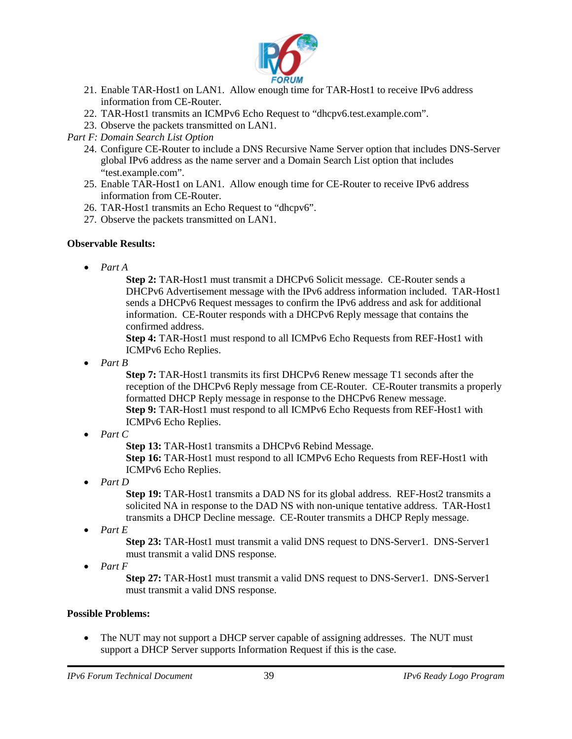21. Enable TAR-Host1 on LAN1. Allow enough time for TAR-Host1 to receive IPv6 address information from CE-Router.
22. TAR-Host1 transmits an ICMPv6 Echo Request to “dhcpv6.test.example.com”.
23. Observe the packets transmitted on LAN1.

*Part F: Domain Search List Option*

24. Configure CE-Router to include a DNS Recursive Name Server option that includes DNS-Server global IPv6 address as the name server and a Domain Search List option that includes “test.example.com”.
25. Enable TAR-Host1 on LAN1. Allow enough time for CE-Router to receive IPv6 address information from CE-Router.
26. TAR-Host1 transmits an Echo Request to “dhcpv6”.
27. Observe the packets transmitted on LAN1.

**Observable Results:**

- *Part A*

  **Step 2:** TAR-Host1 must transmit a DHCPv6 Solicit message. CE-Router sends a DHCPv6 Advertisement message with the IPv6 address information included. TAR-Host1 sends a DHCPv6 Request messages to confirm the IPv6 address and ask for additional information. CE-Router responds with a DHCPv6 Reply message that contains the confirmed address.

  **Step 4:** TAR-Host1 must respond to all ICMPv6 Echo Requests from REF-Host1 with ICMPv6 Echo Replies.

- *Part B*

  **Step 7:** TAR-Host1 transmits its first DHCPv6 Renew message T1 seconds after the reception of the DHCPv6 Reply message from CE-Router. CE-Router transmits a properly formatted DHCP Reply message in response to the DHCPv6 Renew message.

  **Step 9:** TAR-Host1 must respond to all ICMPv6 Echo Requests from REF-Host1 with ICMPv6 Echo Replies.

- *Part C*

  **Step 13:** TAR-Host1 transmits a DHCPv6 Rebind Message.

  **Step 16:** TAR-Host1 must respond to all ICMPv6 Echo Requests from REF-Host1 with ICMPv6 Echo Replies.

- *Part D*

  **Step 19:** TAR-Host1 transmits a DAD NS for its global address. REF-Host2 transmits a solicited NA in response to the DAD NS with non-unique tentative address. TAR-Host1 transmits a DHCP Decline message. CE-Router transmits a DHCP Reply message.

- *Part E*

  **Step 23:** TAR-Host1 must transmit a valid DNS request to DNS-Server1. DNS-Server1 must transmit a valid DNS response.

- *Part F*

  **Step 27:** TAR-Host1 must transmit a valid DNS request to DNS-Server1. DNS-Server1 must transmit a valid DNS response.

**Possible Problems:**

- The NUT may not support a DHCP server capable of assigning addresses. The NUT must support a DHCP Server supports Information Request if this is the case.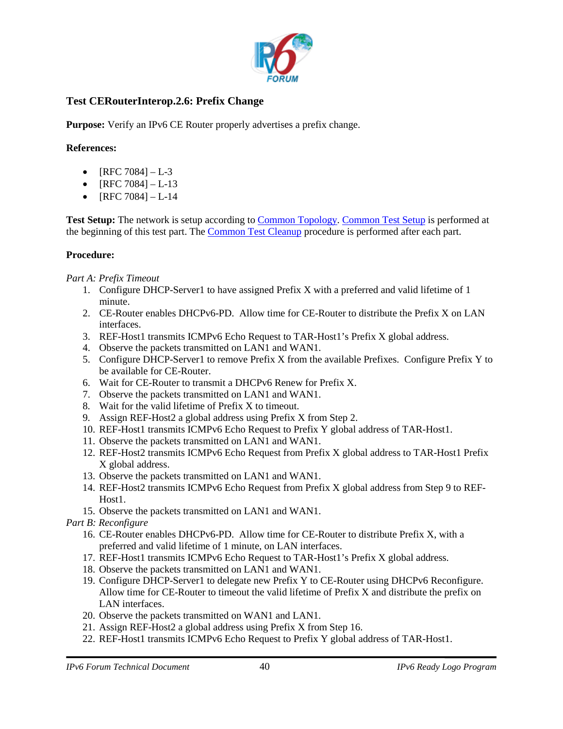### Test CERouterInterop.2.6: Prefix Change

**Purpose:** Verify an IPv6 CE Router properly advertises a prefix change.

**References:**

- [RFC 7084] – L-3
- [RFC 7084] – L-13
- [RFC 7084] – L-14

**Test Setup:** The network is setup according to Common Topology. Common Test Setup is performed at the beginning of this test part. The Common Test Cleanup procedure is performed after each part.

**Procedure:**

*Part A: Prefix Timeout*

1. Configure DHCP-Server1 to have assigned Prefix X with a preferred and valid lifetime of 1 minute.
2. CE-Router enables DHCPv6-PD. Allow time for CE-Router to distribute the Prefix X on LAN interfaces.
3. REF-Host1 transmits ICMPv6 Echo Request to TAR-Host1's Prefix X global address.
4. Observe the packets transmitted on LAN1 and WAN1.
5. Configure DHCP-Server1 to remove Prefix X from the available Prefixes. Configure Prefix Y to be available for CE-Router.
6. Wait for CE-Router to transmit a DHCPv6 Renew for Prefix X.
7. Observe the packets transmitted on LAN1 and WAN1.
8. Wait for the valid lifetime of Prefix X to timeout.
9. Assign REF-Host2 a global address using Prefix X from Step 2.
10. REF-Host1 transmits ICMPv6 Echo Request to Prefix Y global address of TAR-Host1.
11. Observe the packets transmitted on LAN1 and WAN1.
12. REF-Host2 transmits ICMPv6 Echo Request from Prefix X global address to TAR-Host1 Prefix X global address.
13. Observe the packets transmitted on LAN1 and WAN1.
14. REF-Host2 transmits ICMPv6 Echo Request from Prefix X global address from Step 9 to REF-Host1.
15. Observe the packets transmitted on LAN1 and WAN1.

*Part B: Reconfigure*

16. CE-Router enables DHCPv6-PD. Allow time for CE-Router to distribute Prefix X, with a preferred and valid lifetime of 1 minute, on LAN interfaces.
17. REF-Host1 transmits ICMPv6 Echo Request to TAR-Host1's Prefix X global address.
18. Observe the packets transmitted on LAN1 and WAN1.
19. Configure DHCP-Server1 to delegate new Prefix Y to CE-Router using DHCPv6 Reconfigure. Allow time for CE-Router to timeout the valid lifetime of Prefix X and distribute the prefix on LAN interfaces.
20. Observe the packets transmitted on WAN1 and LAN1.
21. Assign REF-Host2 a global address using Prefix X from Step 16.
22. REF-Host1 transmits ICMPv6 Echo Request to Prefix Y global address of TAR-Host1.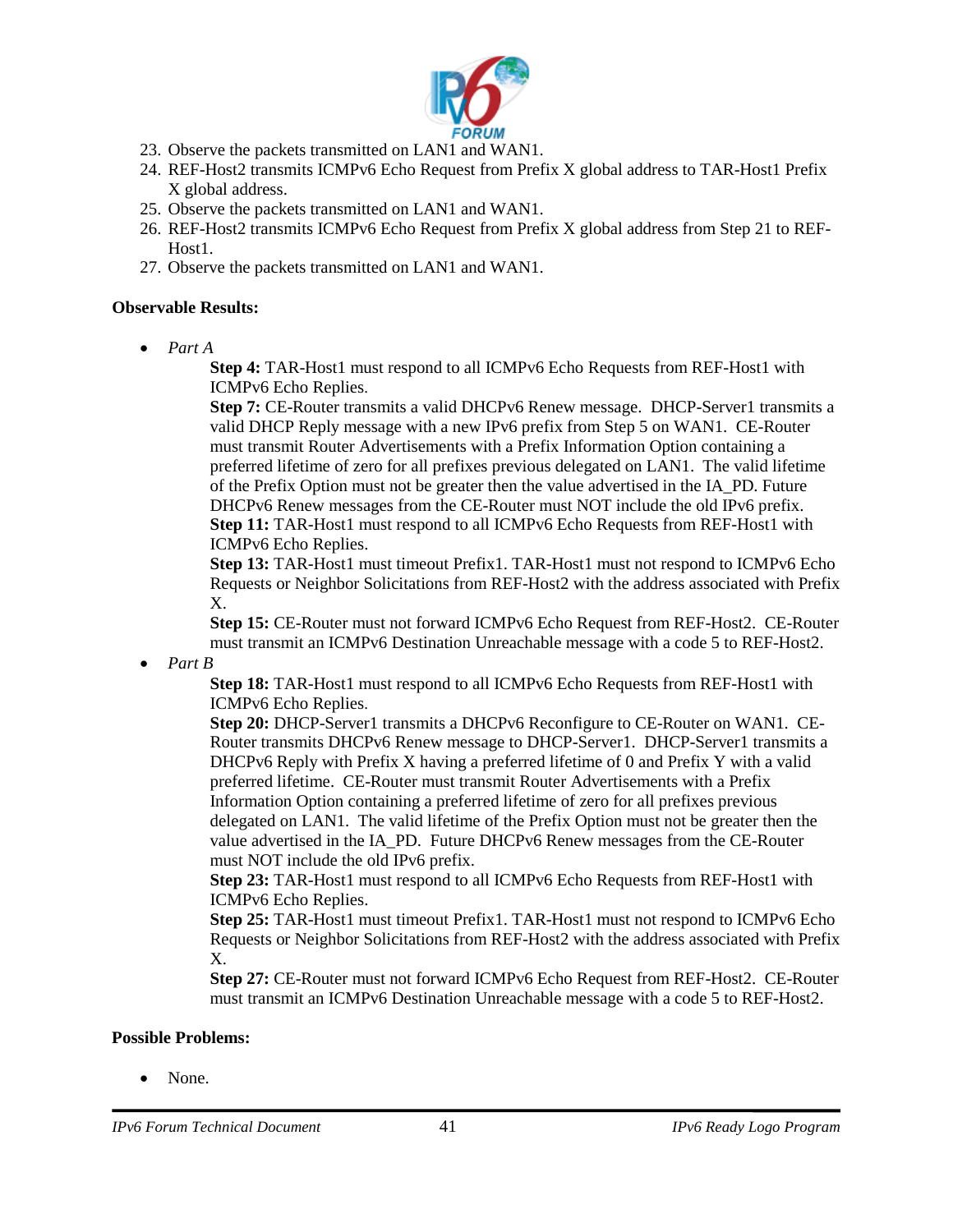23. Observe the packets transmitted on LAN1 and WAN1.
24. REF-Host2 transmits ICMPv6 Echo Request from Prefix X global address to TAR-Host1 Prefix X global address.
25. Observe the packets transmitted on LAN1 and WAN1.
26. REF-Host2 transmits ICMPv6 Echo Request from Prefix X global address from Step 21 to REF-Host1.
27. Observe the packets transmitted on LAN1 and WAN1.

**Observable Results:**

- *Part A*

  **Step 4:** TAR-Host1 must respond to all ICMPv6 Echo Requests from REF-Host1 with ICMPv6 Echo Replies.
  **Step 7:** CE-Router transmits a valid DHCPv6 Renew message. DHCP-Server1 transmits a valid DHCP Reply message with a new IPv6 prefix from Step 5 on WAN1. CE-Router must transmit Router Advertisements with a Prefix Information Option containing a preferred lifetime of zero for all prefixes previous delegated on LAN1. The valid lifetime of the Prefix Option must not be greater then the value advertised in the IA_PD. Future DHCPv6 Renew messages from the CE-Router must NOT include the old IPv6 prefix.
  **Step 11:** TAR-Host1 must respond to all ICMPv6 Echo Requests from REF-Host1 with ICMPv6 Echo Replies.
  **Step 13:** TAR-Host1 must timeout Prefix1. TAR-Host1 must not respond to ICMPv6 Echo Requests or Neighbor Solicitations from REF-Host2 with the address associated with Prefix X.
  **Step 15:** CE-Router must not forward ICMPv6 Echo Request from REF-Host2. CE-Router must transmit an ICMPv6 Destination Unreachable message with a code 5 to REF-Host2.

- *Part B*

  **Step 18:** TAR-Host1 must respond to all ICMPv6 Echo Requests from REF-Host1 with ICMPv6 Echo Replies.
  **Step 20:** DHCP-Server1 transmits a DHCPv6 Reconfigure to CE-Router on WAN1. CE-Router transmits DHCPv6 Renew message to DHCP-Server1. DHCP-Server1 transmits a DHCPv6 Reply with Prefix X having a preferred lifetime of 0 and Prefix Y with a valid preferred lifetime. CE-Router must transmit Router Advertisements with a Prefix Information Option containing a preferred lifetime of zero for all prefixes previous delegated on LAN1. The valid lifetime of the Prefix Option must not be greater then the value advertised in the IA_PD. Future DHCPv6 Renew messages from the CE-Router must NOT include the old IPv6 prefix.
  **Step 23:** TAR-Host1 must respond to all ICMPv6 Echo Requests from REF-Host1 with ICMPv6 Echo Replies.
  **Step 25:** TAR-Host1 must timeout Prefix1. TAR-Host1 must not respond to ICMPv6 Echo Requests or Neighbor Solicitations from REF-Host2 with the address associated with Prefix X.
  **Step 27:** CE-Router must not forward ICMPv6 Echo Request from REF-Host2. CE-Router must transmit an ICMPv6 Destination Unreachable message with a code 5 to REF-Host2.

**Possible Problems:**

- None.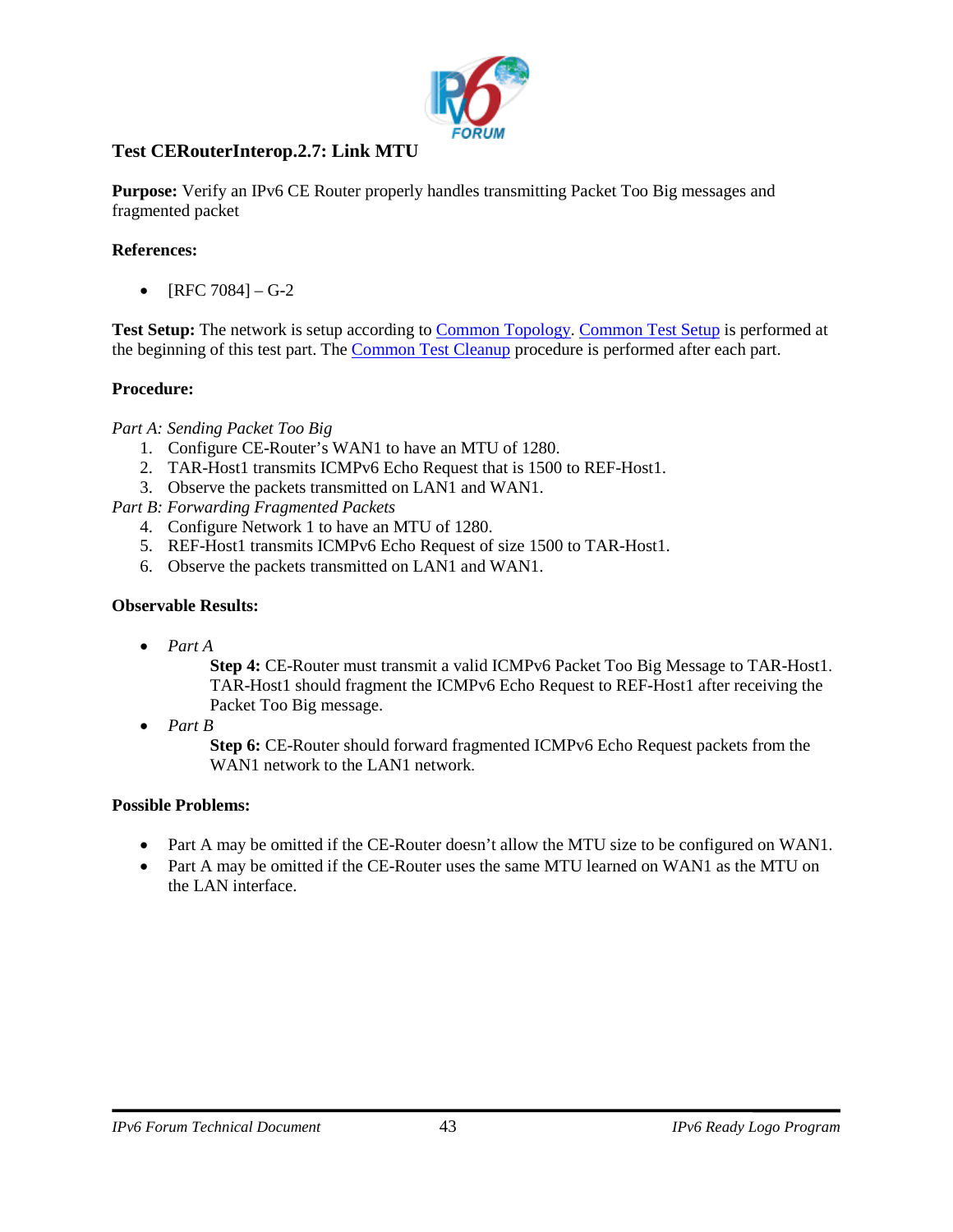### Test CERouterInterop.2.7: Link MTU

**Purpose:** Verify an IPv6 CE Router properly handles transmitting Packet Too Big messages and fragmented packet

**References:**

- [RFC 7084] – G-2

**Test Setup:** The network is setup according to Common Topology. Common Test Setup is performed at the beginning of this test part. The Common Test Cleanup procedure is performed after each part.

**Procedure:**

*Part A: Sending Packet Too Big*

1. Configure CE-Router's WAN1 to have an MTU of 1280.
2. TAR-Host1 transmits ICMPv6 Echo Request that is 1500 to REF-Host1.
3. Observe the packets transmitted on LAN1 and WAN1.

*Part B: Forwarding Fragmented Packets*

4. Configure Network 1 to have an MTU of 1280.
5. REF-Host1 transmits ICMPv6 Echo Request of size 1500 to TAR-Host1.
6. Observe the packets transmitted on LAN1 and WAN1.

**Observable Results:**

- *Part A*
  - **Step 4:** CE-Router must transmit a valid ICMPv6 Packet Too Big Message to TAR-Host1. TAR-Host1 should fragment the ICMPv6 Echo Request to REF-Host1 after receiving the Packet Too Big message.
- *Part B*
  - **Step 6:** CE-Router should forward fragmented ICMPv6 Echo Request packets from the WAN1 network to the LAN1 network.

**Possible Problems:**

- Part A may be omitted if the CE-Router doesn't allow the MTU size to be configured on WAN1.
- Part A may be omitted if the CE-Router uses the same MTU learned on WAN1 as the MTU on the LAN interface.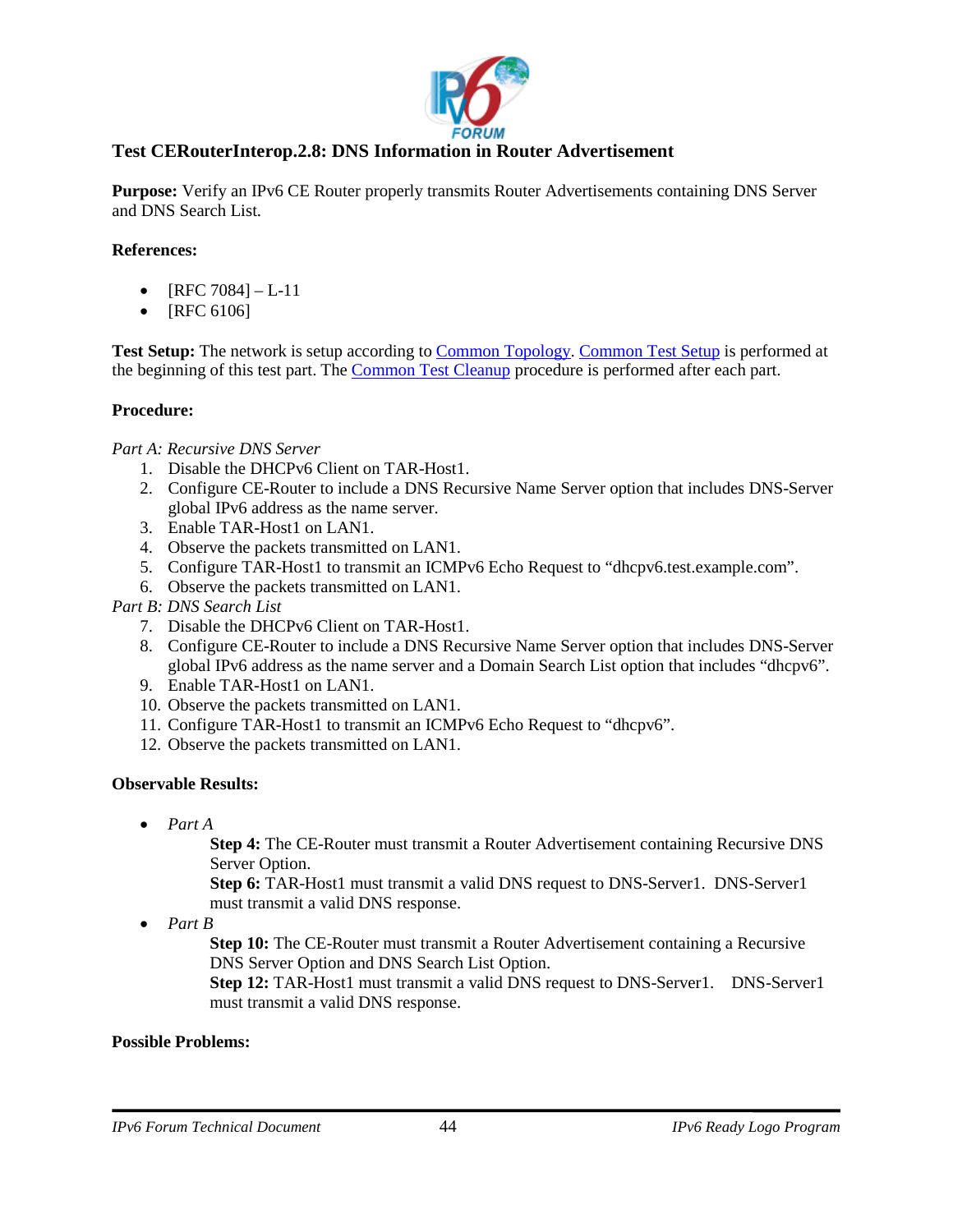### Test CERouterInterop.2.8: DNS Information in Router Advertisement

**Purpose:** Verify an IPv6 CE Router properly transmits Router Advertisements containing DNS Server and DNS Search List.

**References:**

- [RFC 7084] – L-11
- [RFC 6106]

**Test Setup:** The network is setup according to Common Topology. Common Test Setup is performed at the beginning of this test part. The Common Test Cleanup procedure is performed after each part.

**Procedure:**

*Part A: Recursive DNS Server*

1. Disable the DHCPv6 Client on TAR-Host1.
2. Configure CE-Router to include a DNS Recursive Name Server option that includes DNS-Server global IPv6 address as the name server.
3. Enable TAR-Host1 on LAN1.
4. Observe the packets transmitted on LAN1.
5. Configure TAR-Host1 to transmit an ICMPv6 Echo Request to “dhcpv6.test.example.com”.
6. Observe the packets transmitted on LAN1.

*Part B: DNS Search List*

7. Disable the DHCPv6 Client on TAR-Host1.
8. Configure CE-Router to include a DNS Recursive Name Server option that includes DNS-Server global IPv6 address as the name server and a Domain Search List option that includes “dhcpv6”.
9. Enable TAR-Host1 on LAN1.
10. Observe the packets transmitted on LAN1.
11. Configure TAR-Host1 to transmit an ICMPv6 Echo Request to “dhcpv6”.
12. Observe the packets transmitted on LAN1.

**Observable Results:**

- *Part A*

  **Step 4:** The CE-Router must transmit a Router Advertisement containing Recursive DNS Server Option.

  **Step 6:** TAR-Host1 must transmit a valid DNS request to DNS-Server1. DNS-Server1 must transmit a valid DNS response.

- *Part B*

  **Step 10:** The CE-Router must transmit a Router Advertisement containing a Recursive DNS Server Option and DNS Search List Option.

  **Step 12:** TAR-Host1 must transmit a valid DNS request to DNS-Server1. DNS-Server1 must transmit a valid DNS response.

**Possible Problems:**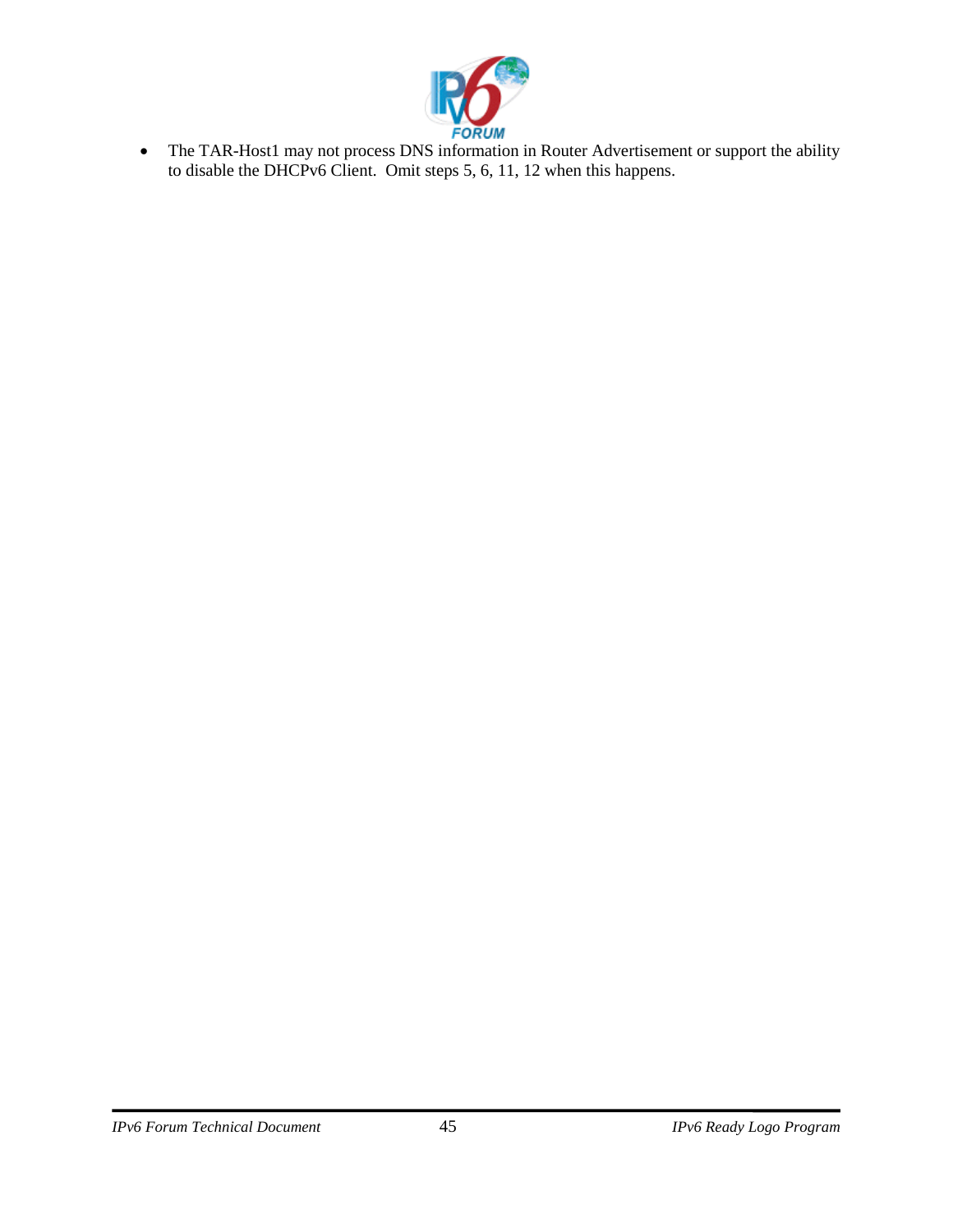- The TAR-Host1 may not process DNS information in Router Advertisement or support the ability to disable the DHCPv6 Client. Omit steps 5, 6, 11, 12 when this happens.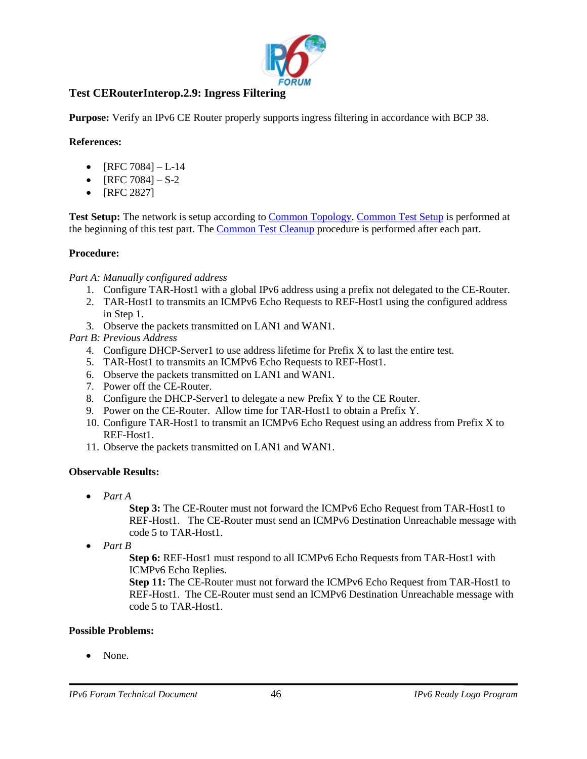### Test CERouterInterop.2.9: Ingress Filtering

**Purpose:** Verify an IPv6 CE Router properly supports ingress filtering in accordance with BCP 38.

**References:**

- [RFC 7084] – L-14
- [RFC 7084] – S-2
- [RFC 2827]

**Test Setup:** The network is setup according to Common Topology. Common Test Setup is performed at the beginning of this test part. The Common Test Cleanup procedure is performed after each part.

**Procedure:**

*Part A: Manually configured address*

1. Configure TAR-Host1 with a global IPv6 address using a prefix not delegated to the CE-Router.
2. TAR-Host1 to transmits an ICMPv6 Echo Requests to REF-Host1 using the configured address in Step 1.
3. Observe the packets transmitted on LAN1 and WAN1.

*Part B: Previous Address*

4. Configure DHCP-Server1 to use address lifetime for Prefix X to last the entire test.
5. TAR-Host1 to transmits an ICMPv6 Echo Requests to REF-Host1.
6. Observe the packets transmitted on LAN1 and WAN1.
7. Power off the CE-Router.
8. Configure the DHCP-Server1 to delegate a new Prefix Y to the CE Router.
9. Power on the CE-Router. Allow time for TAR-Host1 to obtain a Prefix Y.
10. Configure TAR-Host1 to transmit an ICMPv6 Echo Request using an address from Prefix X to REF-Host1.
11. Observe the packets transmitted on LAN1 and WAN1.

**Observable Results:**

- *Part A*

  **Step 3:** The CE-Router must not forward the ICMPv6 Echo Request from TAR-Host1 to REF-Host1. The CE-Router must send an ICMPv6 Destination Unreachable message with code 5 to TAR-Host1.

- *Part B*

  **Step 6:** REF-Host1 must respond to all ICMPv6 Echo Requests from TAR-Host1 with ICMPv6 Echo Replies.

  **Step 11:** The CE-Router must not forward the ICMPv6 Echo Request from TAR-Host1 to REF-Host1. The CE-Router must send an ICMPv6 Destination Unreachable message with code 5 to TAR-Host1.

**Possible Problems:**

- None.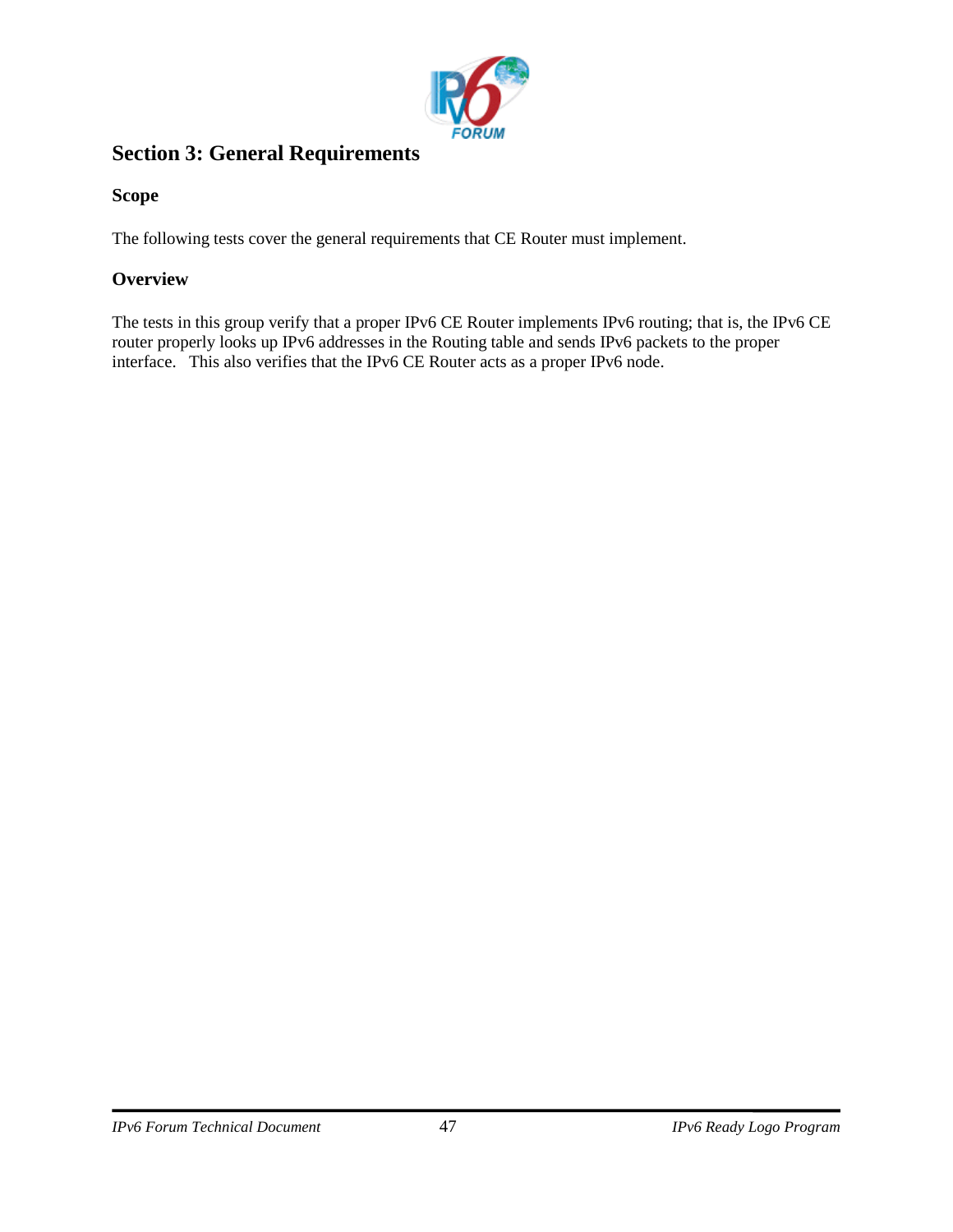# Section 3: General Requirements

### Scope

The following tests cover the general requirements that CE Router must implement.

### Overview

The tests in this group verify that a proper IPv6 CE Router implements IPv6 routing; that is, the IPv6 CE router properly looks up IPv6 addresses in the Routing table and sends IPv6 packets to the proper interface. This also verifies that the IPv6 CE Router acts as a proper IPv6 node.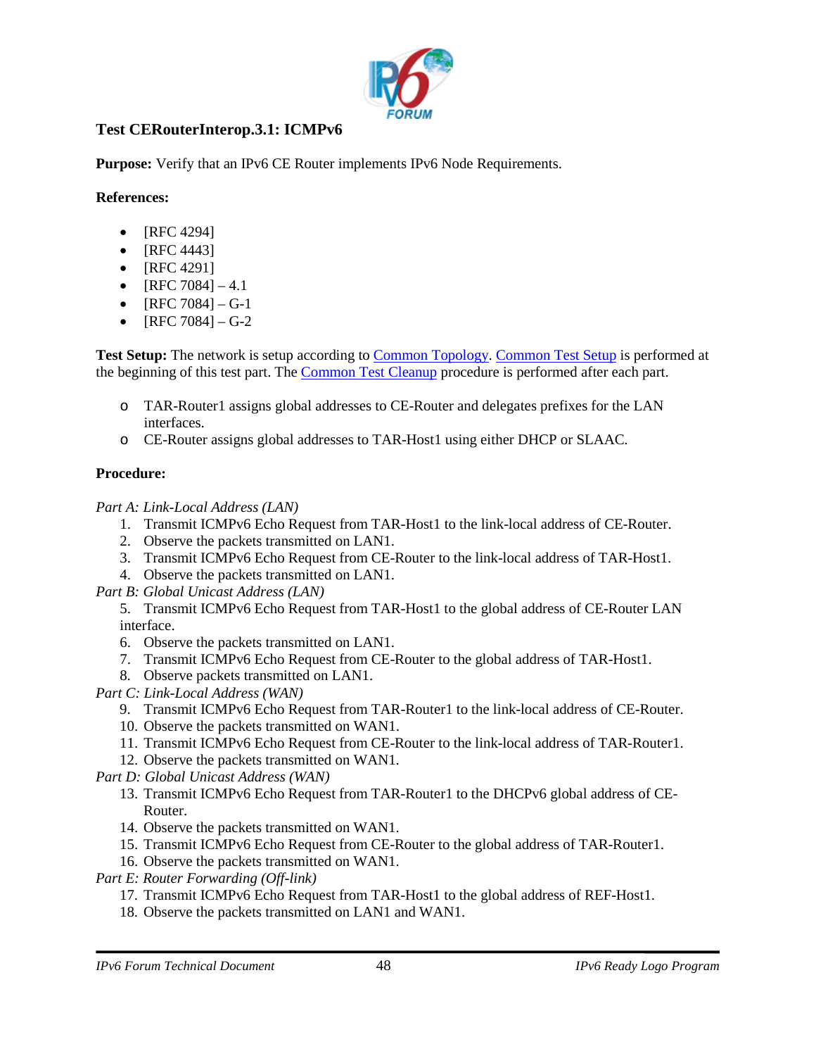## Test CERouterInterop.3.1: ICMPv6

**Purpose:** Verify that an IPv6 CE Router implements IPv6 Node Requirements.

**References:**

- [RFC 4294]
- [RFC 4443]
- [RFC 4291]
- [RFC 7084] – 4.1
- [RFC 7084] – G-1
- [RFC 7084] – G-2

**Test Setup:** The network is setup according to Common Topology. Common Test Setup is performed at the beginning of this test part. The Common Test Cleanup procedure is performed after each part.

- TAR-Router1 assigns global addresses to CE-Router and delegates prefixes for the LAN interfaces.
- CE-Router assigns global addresses to TAR-Host1 using either DHCP or SLAAC.

**Procedure:**

*Part A: Link-Local Address (LAN)*

1. Transmit ICMPv6 Echo Request from TAR-Host1 to the link-local address of CE-Router.
2. Observe the packets transmitted on LAN1.
3. Transmit ICMPv6 Echo Request from CE-Router to the link-local address of TAR-Host1.
4. Observe the packets transmitted on LAN1.

*Part B: Global Unicast Address (LAN)*

5. Transmit ICMPv6 Echo Request from TAR-Host1 to the global address of CE-Router LAN interface.
6. Observe the packets transmitted on LAN1.
7. Transmit ICMPv6 Echo Request from CE-Router to the global address of TAR-Host1.
8. Observe packets transmitted on LAN1.

*Part C: Link-Local Address (WAN)*

9. Transmit ICMPv6 Echo Request from TAR-Router1 to the link-local address of CE-Router.
10. Observe the packets transmitted on WAN1.
11. Transmit ICMPv6 Echo Request from CE-Router to the link-local address of TAR-Router1.
12. Observe the packets transmitted on WAN1.

*Part D: Global Unicast Address (WAN)*

13. Transmit ICMPv6 Echo Request from TAR-Router1 to the DHCPv6 global address of CE-Router.
14. Observe the packets transmitted on WAN1.
15. Transmit ICMPv6 Echo Request from CE-Router to the global address of TAR-Router1.
16. Observe the packets transmitted on WAN1.

*Part E: Router Forwarding (Off-link)*

17. Transmit ICMPv6 Echo Request from TAR-Host1 to the global address of REF-Host1.
18. Observe the packets transmitted on LAN1 and WAN1.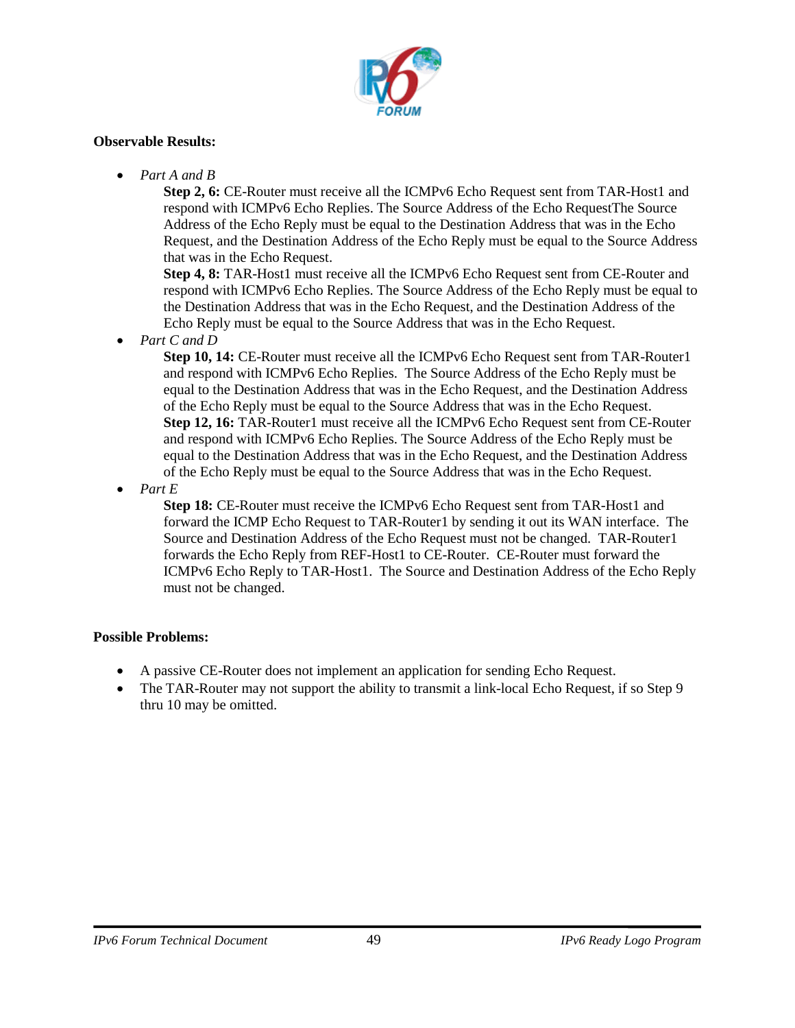**Observable Results:**

- *Part A and B*

  **Step 2, 6:** CE-Router must receive all the ICMPv6 Echo Request sent from TAR-Host1 and respond with ICMPv6 Echo Replies. The Source Address of the Echo RequestThe Source Address of the Echo Reply must be equal to the Destination Address that was in the Echo Request, and the Destination Address of the Echo Reply must be equal to the Source Address that was in the Echo Request.

  **Step 4, 8:** TAR-Host1 must receive all the ICMPv6 Echo Request sent from CE-Router and respond with ICMPv6 Echo Replies. The Source Address of the Echo Reply must be equal to the Destination Address that was in the Echo Request, and the Destination Address of the Echo Reply must be equal to the Source Address that was in the Echo Request.

- *Part C and D*

  **Step 10, 14:** CE-Router must receive all the ICMPv6 Echo Request sent from TAR-Router1 and respond with ICMPv6 Echo Replies. The Source Address of the Echo Reply must be equal to the Destination Address that was in the Echo Request, and the Destination Address of the Echo Reply must be equal to the Source Address that was in the Echo Request.

  **Step 12, 16:** TAR-Router1 must receive all the ICMPv6 Echo Request sent from CE-Router and respond with ICMPv6 Echo Replies. The Source Address of the Echo Reply must be equal to the Destination Address that was in the Echo Request, and the Destination Address of the Echo Reply must be equal to the Source Address that was in the Echo Request.

- *Part E*

  **Step 18:** CE-Router must receive the ICMPv6 Echo Request sent from TAR-Host1 and forward the ICMP Echo Request to TAR-Router1 by sending it out its WAN interface. The Source and Destination Address of the Echo Request must not be changed. TAR-Router1 forwards the Echo Reply from REF-Host1 to CE-Router. CE-Router must forward the ICMPv6 Echo Reply to TAR-Host1. The Source and Destination Address of the Echo Reply must not be changed.

**Possible Problems:**

- A passive CE-Router does not implement an application for sending Echo Request.
- The TAR-Router may not support the ability to transmit a link-local Echo Request, if so Step 9 thru 10 may be omitted.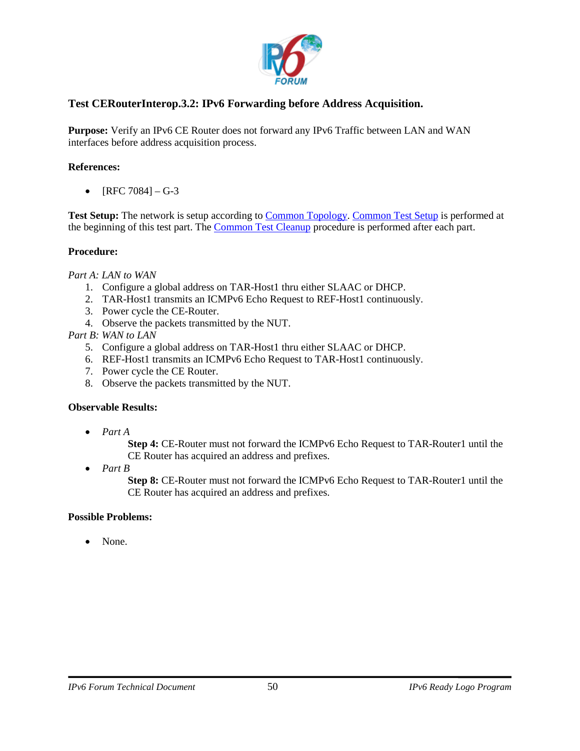### Test CERouterInterop.3.2: IPv6 Forwarding before Address Acquisition.

**Purpose:** Verify an IPv6 CE Router does not forward any IPv6 Traffic between LAN and WAN interfaces before address acquisition process.

**References:**

- [RFC 7084] – G-3

**Test Setup:** The network is setup according to Common Topology. Common Test Setup is performed at the beginning of this test part. The Common Test Cleanup procedure is performed after each part.

**Procedure:**

*Part A: LAN to WAN*

1. Configure a global address on TAR-Host1 thru either SLAAC or DHCP.
2. TAR-Host1 transmits an ICMPv6 Echo Request to REF-Host1 continuously.
3. Power cycle the CE-Router.
4. Observe the packets transmitted by the NUT.

*Part B: WAN to LAN*

5. Configure a global address on TAR-Host1 thru either SLAAC or DHCP.
6. REF-Host1 transmits an ICMPv6 Echo Request to TAR-Host1 continuously.
7. Power cycle the CE Router.
8. Observe the packets transmitted by the NUT.

**Observable Results:**

- *Part A*

  **Step 4:** CE-Router must not forward the ICMPv6 Echo Request to TAR-Router1 until the CE Router has acquired an address and prefixes.

- *Part B*

  **Step 8:** CE-Router must not forward the ICMPv6 Echo Request to TAR-Router1 until the CE Router has acquired an address and prefixes.

**Possible Problems:**

- None.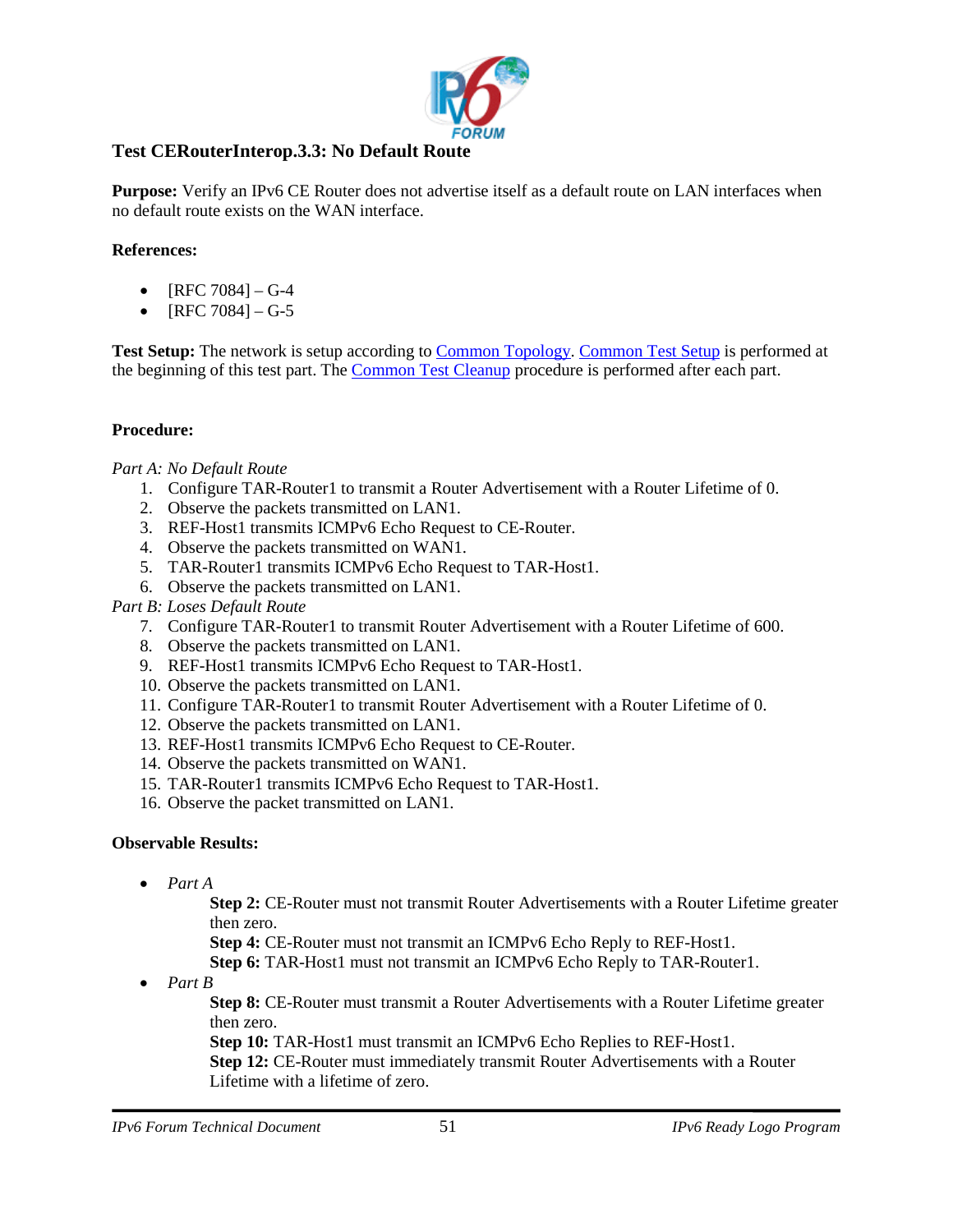## Test CERouterInterop.3.3: No Default Route

**Purpose:** Verify an IPv6 CE Router does not advertise itself as a default route on LAN interfaces when no default route exists on the WAN interface.

**References:**

- [RFC 7084] – G-4
- [RFC 7084] – G-5

**Test Setup:** The network is setup according to Common Topology. Common Test Setup is performed at the beginning of this test part. The Common Test Cleanup procedure is performed after each part.

**Procedure:**

*Part A: No Default Route*

1. Configure TAR-Router1 to transmit a Router Advertisement with a Router Lifetime of 0.
2. Observe the packets transmitted on LAN1.
3. REF-Host1 transmits ICMPv6 Echo Request to CE-Router.
4. Observe the packets transmitted on WAN1.
5. TAR-Router1 transmits ICMPv6 Echo Request to TAR-Host1.
6. Observe the packets transmitted on LAN1.

*Part B: Loses Default Route*

7. Configure TAR-Router1 to transmit Router Advertisement with a Router Lifetime of 600.
8. Observe the packets transmitted on LAN1.
9. REF-Host1 transmits ICMPv6 Echo Request to TAR-Host1.
10. Observe the packets transmitted on LAN1.
11. Configure TAR-Router1 to transmit Router Advertisement with a Router Lifetime of 0.
12. Observe the packets transmitted on LAN1.
13. REF-Host1 transmits ICMPv6 Echo Request to CE-Router.
14. Observe the packets transmitted on WAN1.
15. TAR-Router1 transmits ICMPv6 Echo Request to TAR-Host1.
16. Observe the packet transmitted on LAN1.

**Observable Results:**

- *Part A*

  **Step 2:** CE-Router must not transmit Router Advertisements with a Router Lifetime greater then zero.
  **Step 4:** CE-Router must not transmit an ICMPv6 Echo Reply to REF-Host1.
  **Step 6:** TAR-Host1 must not transmit an ICMPv6 Echo Reply to TAR-Router1.

- *Part B*

  **Step 8:** CE-Router must transmit a Router Advertisements with a Router Lifetime greater then zero.
  **Step 10:** TAR-Host1 must transmit an ICMPv6 Echo Replies to REF-Host1.
  **Step 12:** CE-Router must immediately transmit Router Advertisements with a Router Lifetime with a lifetime of zero.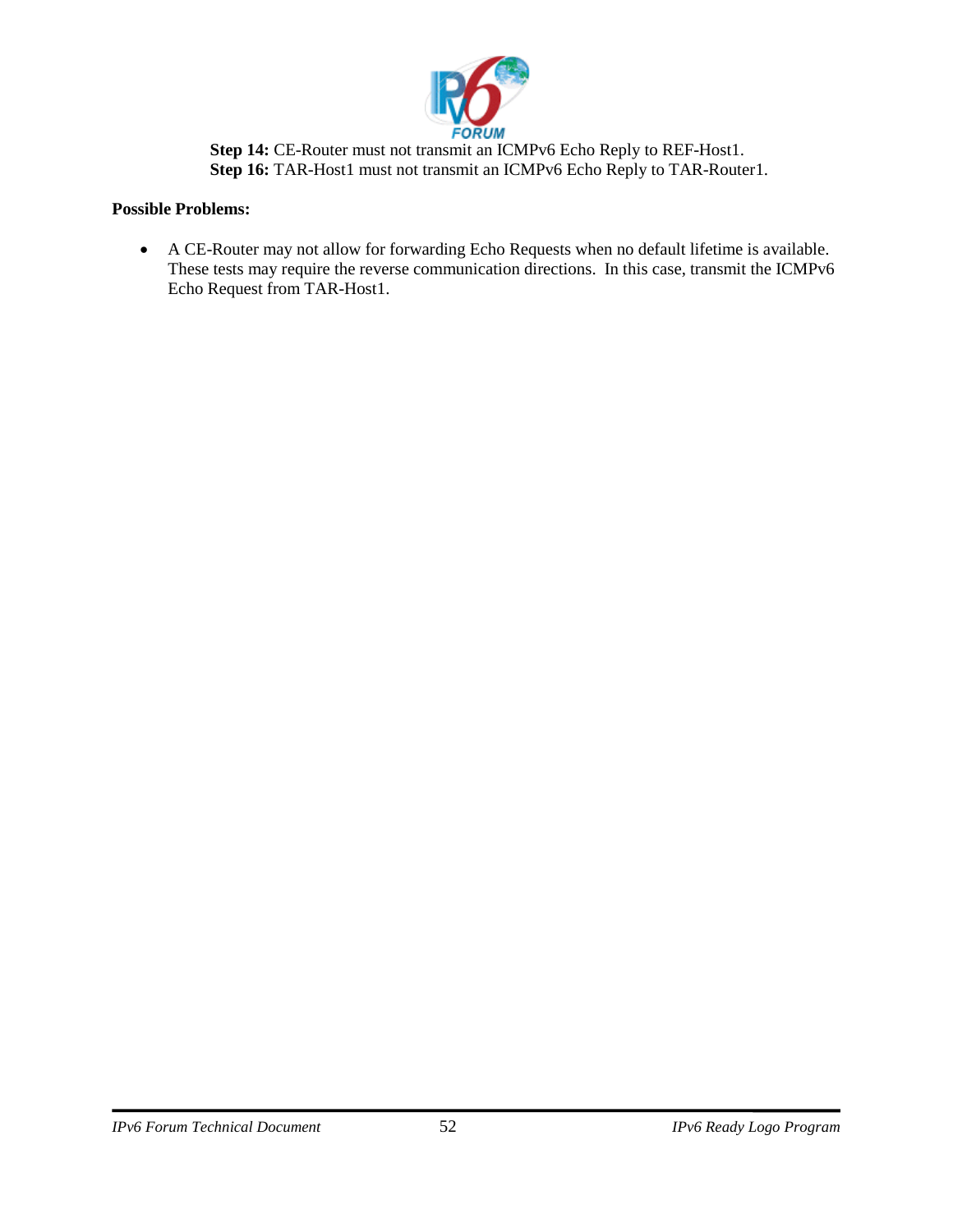**Step 14:** CE-Router must not transmit an ICMPv6 Echo Reply to REF-Host1.
**Step 16:** TAR-Host1 must not transmit an ICMPv6 Echo Reply to TAR-Router1.

**Possible Problems:**

- A CE-Router may not allow for forwarding Echo Requests when no default lifetime is available. These tests may require the reverse communication directions. In this case, transmit the ICMPv6 Echo Request from TAR-Host1.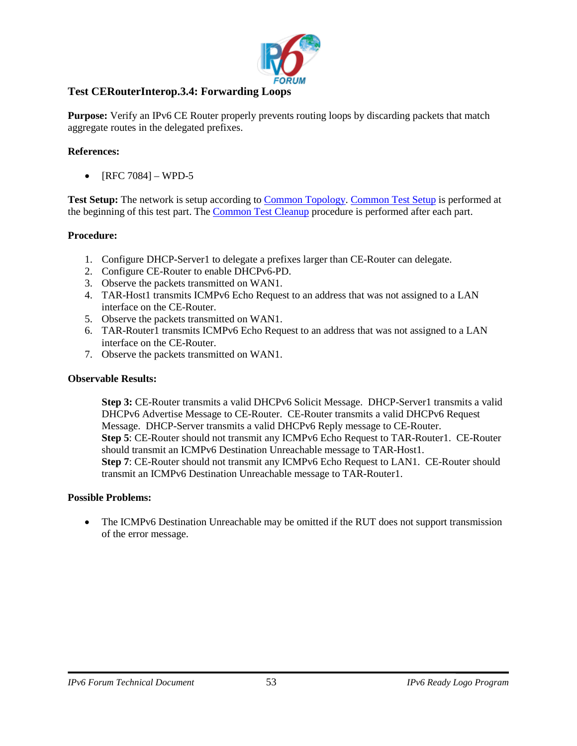### Test CERouterInterop.3.4: Forwarding Loops

**Purpose:** Verify an IPv6 CE Router properly prevents routing loops by discarding packets that match aggregate routes in the delegated prefixes.

**References:**

- [RFC 7084] – WPD-5

**Test Setup:** The network is setup according to Common Topology. Common Test Setup is performed at the beginning of this test part. The Common Test Cleanup procedure is performed after each part.

**Procedure:**

1. Configure DHCP-Server1 to delegate a prefixes larger than CE-Router can delegate.
2. Configure CE-Router to enable DHCPv6-PD.
3. Observe the packets transmitted on WAN1.
4. TAR-Host1 transmits ICMPv6 Echo Request to an address that was not assigned to a LAN interface on the CE-Router.
5. Observe the packets transmitted on WAN1.
6. TAR-Router1 transmits ICMPv6 Echo Request to an address that was not assigned to a LAN interface on the CE-Router.
7. Observe the packets transmitted on WAN1.

**Observable Results:**

**Step 3:** CE-Router transmits a valid DHCPv6 Solicit Message. DHCP-Server1 transmits a valid DHCPv6 Advertise Message to CE-Router. CE-Router transmits a valid DHCPv6 Request Message. DHCP-Server transmits a valid DHCPv6 Reply message to CE-Router.
**Step 5**: CE-Router should not transmit any ICMPv6 Echo Request to TAR-Router1. CE-Router should transmit an ICMPv6 Destination Unreachable message to TAR-Host1.
**Step 7**: CE-Router should not transmit any ICMPv6 Echo Request to LAN1. CE-Router should transmit an ICMPv6 Destination Unreachable message to TAR-Router1.

**Possible Problems:**

- The ICMPv6 Destination Unreachable may be omitted if the RUT does not support transmission of the error message.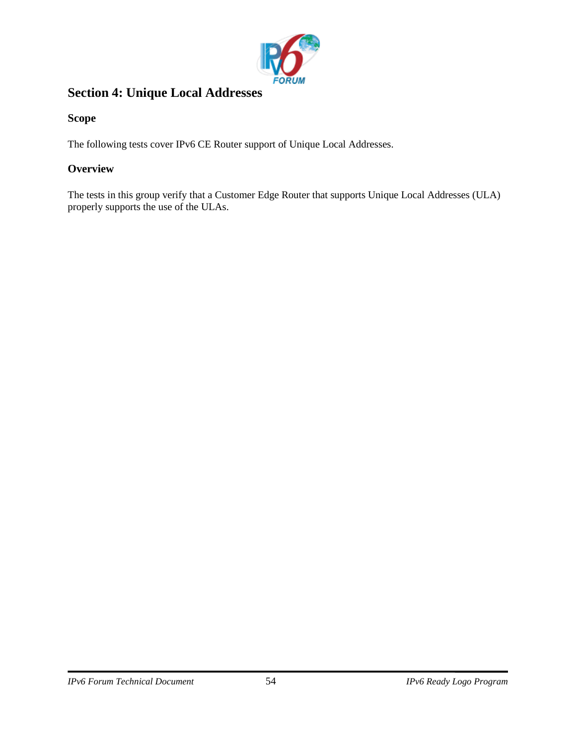# Section 4: Unique Local Addresses

## Scope

The following tests cover IPv6 CE Router support of Unique Local Addresses.

## Overview

The tests in this group verify that a Customer Edge Router that supports Unique Local Addresses (ULA) properly supports the use of the ULAs.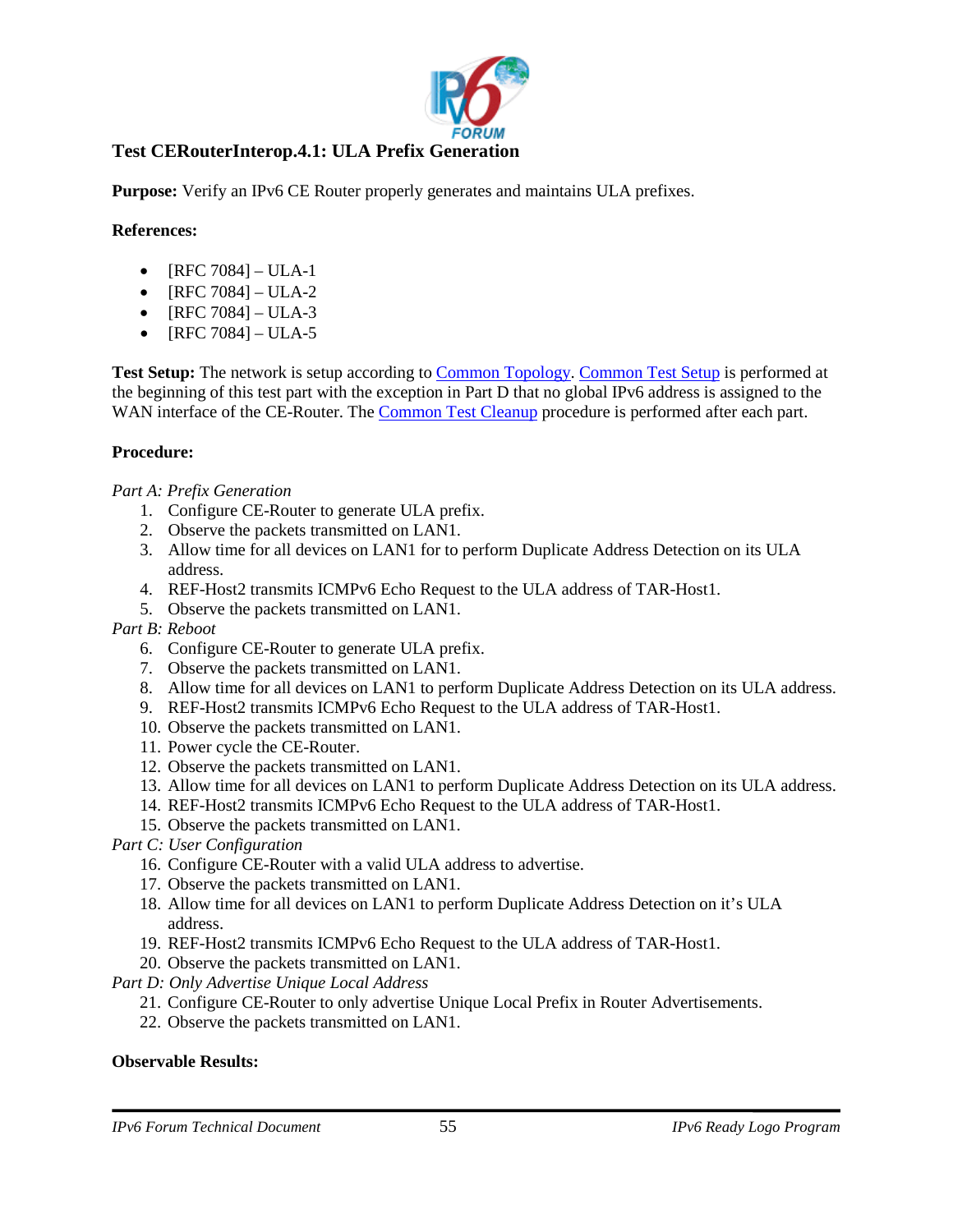### Test CERouterInterop.4.1: ULA Prefix Generation

**Purpose:** Verify an IPv6 CE Router properly generates and maintains ULA prefixes.

**References:**

- [RFC 7084] – ULA-1
- [RFC 7084] – ULA-2
- [RFC 7084] – ULA-3
- [RFC 7084] – ULA-5

**Test Setup:** The network is setup according to Common Topology. Common Test Setup is performed at the beginning of this test part with the exception in Part D that no global IPv6 address is assigned to the WAN interface of the CE-Router. The Common Test Cleanup procedure is performed after each part.

**Procedure:**

*Part A: Prefix Generation*

1. Configure CE-Router to generate ULA prefix.
2. Observe the packets transmitted on LAN1.
3. Allow time for all devices on LAN1 for to perform Duplicate Address Detection on its ULA address.
4. REF-Host2 transmits ICMPv6 Echo Request to the ULA address of TAR-Host1.
5. Observe the packets transmitted on LAN1.

*Part B: Reboot*

6. Configure CE-Router to generate ULA prefix.
7. Observe the packets transmitted on LAN1.
8. Allow time for all devices on LAN1 to perform Duplicate Address Detection on its ULA address.
9. REF-Host2 transmits ICMPv6 Echo Request to the ULA address of TAR-Host1.
10. Observe the packets transmitted on LAN1.
11. Power cycle the CE-Router.
12. Observe the packets transmitted on LAN1.
13. Allow time for all devices on LAN1 to perform Duplicate Address Detection on its ULA address.
14. REF-Host2 transmits ICMPv6 Echo Request to the ULA address of TAR-Host1.
15. Observe the packets transmitted on LAN1.

*Part C: User Configuration*

16. Configure CE-Router with a valid ULA address to advertise.
17. Observe the packets transmitted on LAN1.
18. Allow time for all devices on LAN1 to perform Duplicate Address Detection on it's ULA address.
19. REF-Host2 transmits ICMPv6 Echo Request to the ULA address of TAR-Host1.
20. Observe the packets transmitted on LAN1.

*Part D: Only Advertise Unique Local Address*

21. Configure CE-Router to only advertise Unique Local Prefix in Router Advertisements.
22. Observe the packets transmitted on LAN1.

**Observable Results:**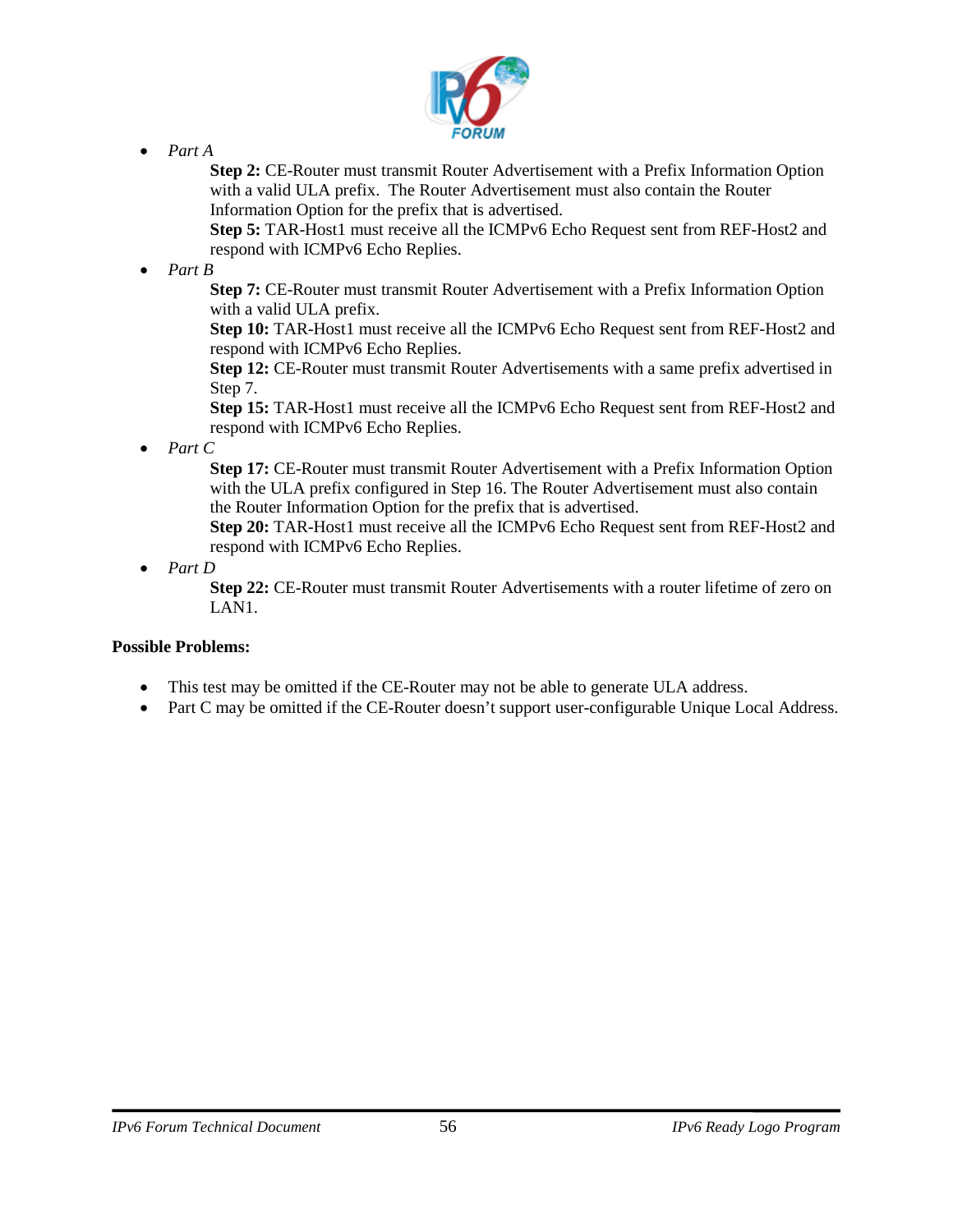- *Part A*

  **Step 2:** CE-Router must transmit Router Advertisement with a Prefix Information Option with a valid ULA prefix. The Router Advertisement must also contain the Router Information Option for the prefix that is advertised.
  **Step 5:** TAR-Host1 must receive all the ICMPv6 Echo Request sent from REF-Host2 and respond with ICMPv6 Echo Replies.

- *Part B*

  **Step 7:** CE-Router must transmit Router Advertisement with a Prefix Information Option with a valid ULA prefix.
  **Step 10:** TAR-Host1 must receive all the ICMPv6 Echo Request sent from REF-Host2 and respond with ICMPv6 Echo Replies.
  **Step 12:** CE-Router must transmit Router Advertisements with a same prefix advertised in Step 7.
  **Step 15:** TAR-Host1 must receive all the ICMPv6 Echo Request sent from REF-Host2 and respond with ICMPv6 Echo Replies.

- *Part C*

  **Step 17:** CE-Router must transmit Router Advertisement with a Prefix Information Option with the ULA prefix configured in Step 16. The Router Advertisement must also contain the Router Information Option for the prefix that is advertised.
  **Step 20:** TAR-Host1 must receive all the ICMPv6 Echo Request sent from REF-Host2 and respond with ICMPv6 Echo Replies.

- *Part D*

  **Step 22:** CE-Router must transmit Router Advertisements with a router lifetime of zero on LAN1.

**Possible Problems:**

- This test may be omitted if the CE-Router may not be able to generate ULA address.
- Part C may be omitted if the CE-Router doesn't support user-configurable Unique Local Address.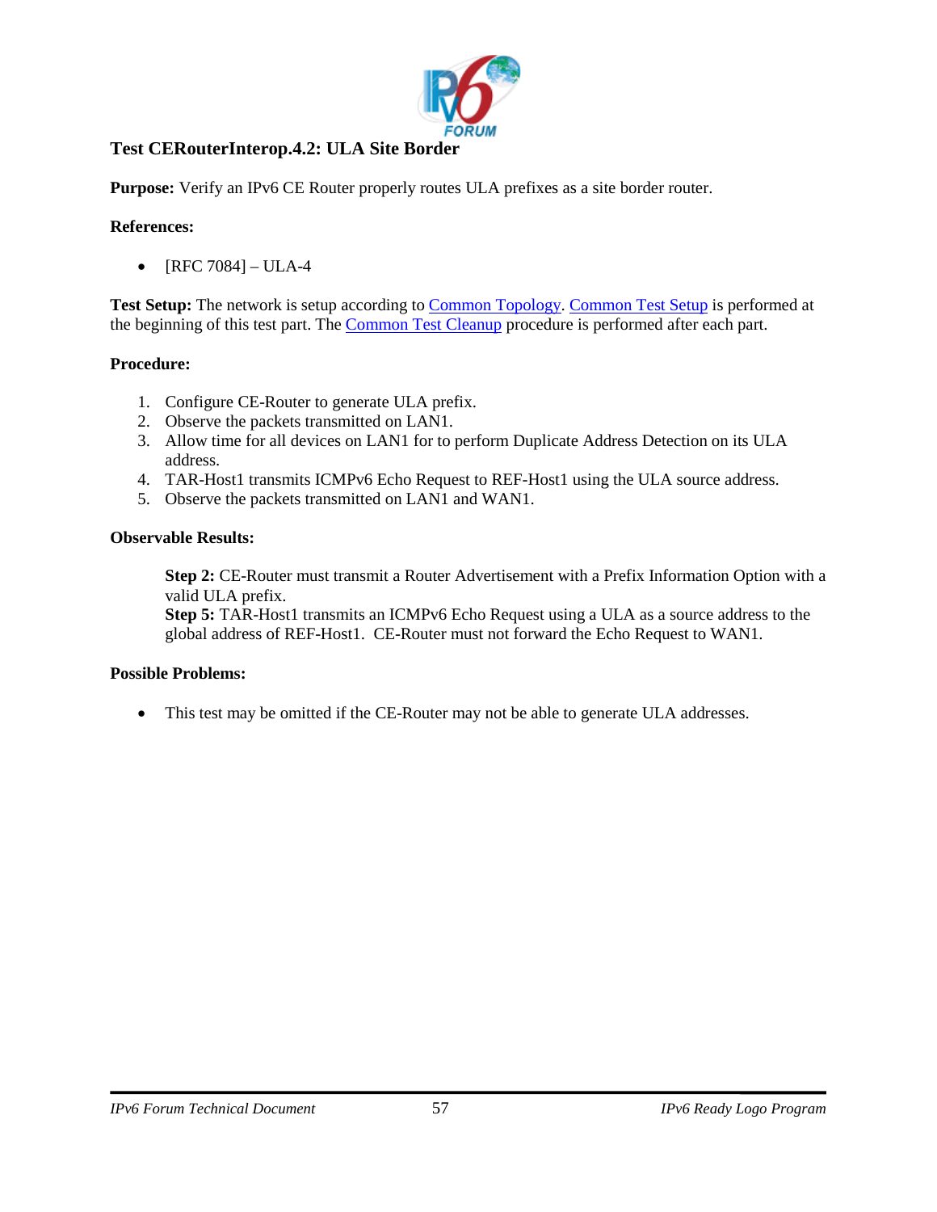### Test CERouterInterop.4.2: ULA Site Border

**Purpose:** Verify an IPv6 CE Router properly routes ULA prefixes as a site border router.

**References:**

- [RFC 7084] – ULA-4

**Test Setup:** The network is setup according to Common Topology. Common Test Setup is performed at the beginning of this test part. The Common Test Cleanup procedure is performed after each part.

**Procedure:**

1. Configure CE-Router to generate ULA prefix.
2. Observe the packets transmitted on LAN1.
3. Allow time for all devices on LAN1 for to perform Duplicate Address Detection on its ULA address.
4. TAR-Host1 transmits ICMPv6 Echo Request to REF-Host1 using the ULA source address.
5. Observe the packets transmitted on LAN1 and WAN1.

**Observable Results:**

> **Step 2:** CE-Router must transmit a Router Advertisement with a Prefix Information Option with a valid ULA prefix.
> **Step 5:** TAR-Host1 transmits an ICMPv6 Echo Request using a ULA as a source address to the global address of REF-Host1. CE-Router must not forward the Echo Request to WAN1.

**Possible Problems:**

- This test may be omitted if the CE-Router may not be able to generate ULA addresses.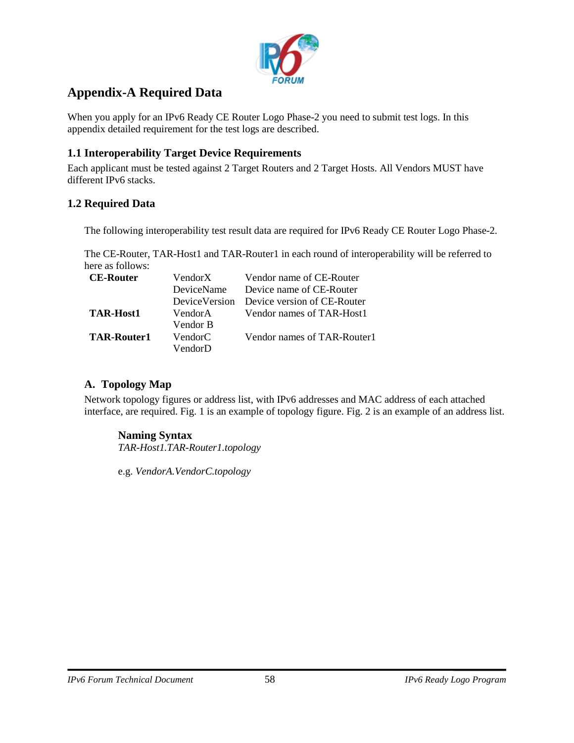# Appendix-A Required Data

When you apply for an IPv6 Ready CE Router Logo Phase-2 you need to submit test logs. In this appendix detailed requirement for the test logs are described.

## 1.1 Interoperability Target Device Requirements

Each applicant must be tested against 2 Target Routers and 2 Target Hosts. All Vendors MUST have different IPv6 stacks.

## 1.2 Required Data

The following interoperability test result data are required for IPv6 Ready CE Router Logo Phase-2.

The CE-Router, TAR-Host1 and TAR-Router1 in each round of interoperability will be referred to here as follows:

| | | |
|---|---|---|
| **CE-Router** | VendorX | Vendor name of CE-Router |
| | DeviceName | Device name of CE-Router |
| | DeviceVersion | Device version of CE-Router |
| **TAR-Host1** | VendorA | Vendor names of TAR-Host1 |
| | Vendor B | |
| **TAR-Router1** | VendorC | Vendor names of TAR-Router1 |
| | VendorD | |

### A. Topology Map

Network topology figures or address list, with IPv6 addresses and MAC address of each attached interface, are required. Fig. 1 is an example of topology figure. Fig. 2 is an example of an address list.

**Naming Syntax**
*TAR-Host1.TAR-Router1.topology*

e.g. *VendorA.VendorC.topology*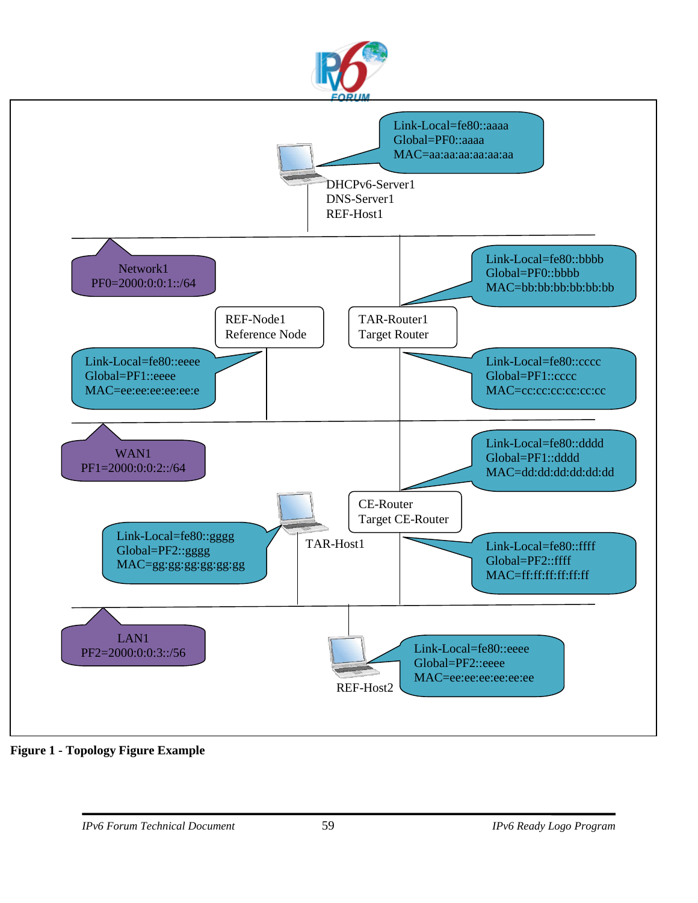Link-Local=fe80::aaaa
Global=PF0::aaaa
MAC=aa:aa:aa:aa:aa:aa

DHCPv6-Server1
DNS-Server1
REF-Host1

Network1
PF0=2000:0:0:1::/64

Link-Local=fe80::bbbb
Global=PF0::bbbb
MAC=bb:bb:bb:bb:bb:bb

REF-Node1
Reference Node

TAR-Router1
Target Router

Link-Local=fe80::eeee
Global=PF1::eeee
MAC=ee:ee:ee:ee:ee:e

Link-Local=fe80::cccc
Global=PF1::cccc
MAC=cc:cc:cc:cc:cc:cc

WAN1
PF1=2000:0:0:2::/64

Link-Local=fe80::dddd
Global=PF1::dddd
MAC=dd:dd:dd:dd:dd:dd

CE-Router
Target CE-Router

Link-Local=fe80::gggg
Global=PF2::gggg
MAC=gg:gg:gg:gg:gg:gg

TAR-Host1

Link-Local=fe80::ffff
Global=PF2::ffff
MAC=ff:ff:ff:ff:ff:ff

LAN1
PF2=2000:0:0:3::/56

Link-Local=fe80::eeee
Global=PF2::eeee
MAC=ee:ee:ee:ee:ee:ee

REF-Host2

**Figure 1 - Topology Figure Example**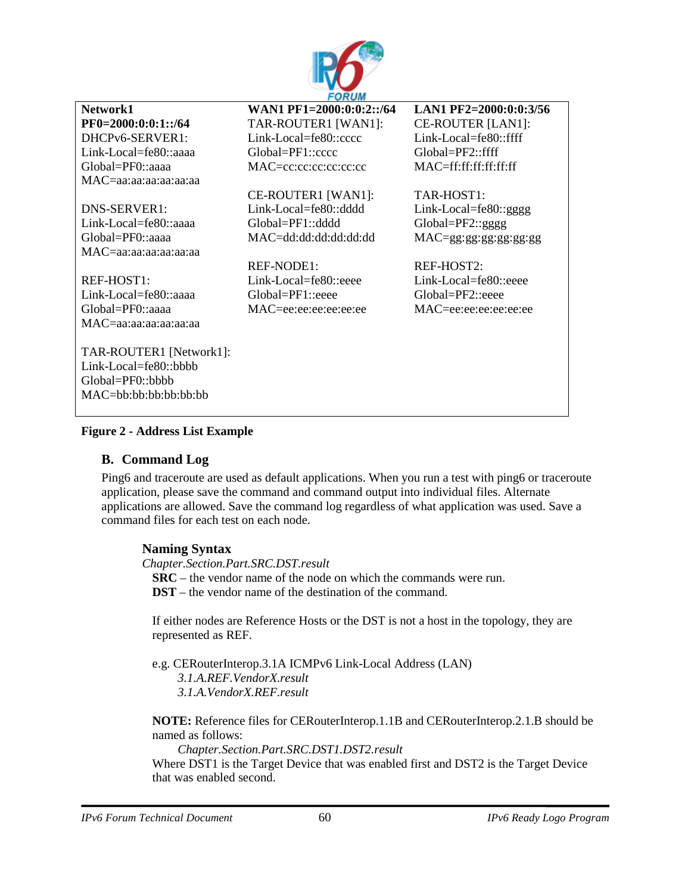| **Network1 PF0=2000:0:0:1::/64** | **WAN1 PF1=2000:0:0:2::/64** | **LAN1 PF2=2000:0:0:3/56** |
|---|---|---|
| DHCPv6-SERVER1:<br>Link-Local=fe80::aaaa<br>Global=PF0::aaaa<br>MAC=aa:aa:aa:aa:aa:aa | TAR-ROUTER1 [WAN1]:<br>Link-Local=fe80::cccc<br>Global=PF1::cccc<br>MAC=cc:cc:cc:cc:cc:cc | CE-ROUTER [LAN1]:<br>Link-Local=fe80::ffff<br>Global=PF2::ffff<br>MAC=ff:ff:ff:ff:ff:ff |
| DNS-SERVER1:<br>Link-Local=fe80::aaaa<br>Global=PF0::aaaa<br>MAC=aa:aa:aa:aa:aa:aa | CE-ROUTER1 [WAN1]:<br>Link-Local=fe80::dddd<br>Global=PF1::dddd<br>MAC=dd:dd:dd:dd:dd:dd | TAR-HOST1:<br>Link-Local=fe80::gggg<br>Global=PF2::gggg<br>MAC=gg:gg:gg:gg:gg:gg |
| REF-HOST1:<br>Link-Local=fe80::aaaa<br>Global=PF0::aaaa<br>MAC=aa:aa:aa:aa:aa:aa | REF-NODE1:<br>Link-Local=fe80::eeee<br>Global=PF1::eeee<br>MAC=ee:ee:ee:ee:ee:ee | REF-HOST2:<br>Link-Local=fe80::eeee<br>Global=PF2::eeee<br>MAC=ee:ee:ee:ee:ee:ee |
| TAR-ROUTER1 [Network1]:<br>Link-Local=fe80::bbbb<br>Global=PF0::bbbb<br>MAC=bb:bb:bb:bb:bb:bb | | |

**Figure 2 - Address List Example**

## B. Command Log

Ping6 and traceroute are used as default applications. When you run a test with ping6 or traceroute application, please save the command and command output into individual files. Alternate applications are allowed. Save the command log regardless of what application was used. Save a command files for each test on each node.

### Naming Syntax

*Chapter.Section.Part.SRC.DST.result*

**SRC** – the vendor name of the node on which the commands were run.
**DST** – the vendor name of the destination of the command.

If either nodes are Reference Hosts or the DST is not a host in the topology, they are represented as REF.

e.g. CERouterInterop.3.1A ICMPv6 Link-Local Address (LAN)
*3.1.A.REF.VendorX.result*
*3.1.A.VendorX.REF.result*

**NOTE:** Reference files for CERouterInterop.1.1B and CERouterInterop.2.1.B should be named as follows:
*Chapter.Section.Part.SRC.DST1.DST2.result*
Where DST1 is the Target Device that was enabled first and DST2 is the Target Device that was enabled second.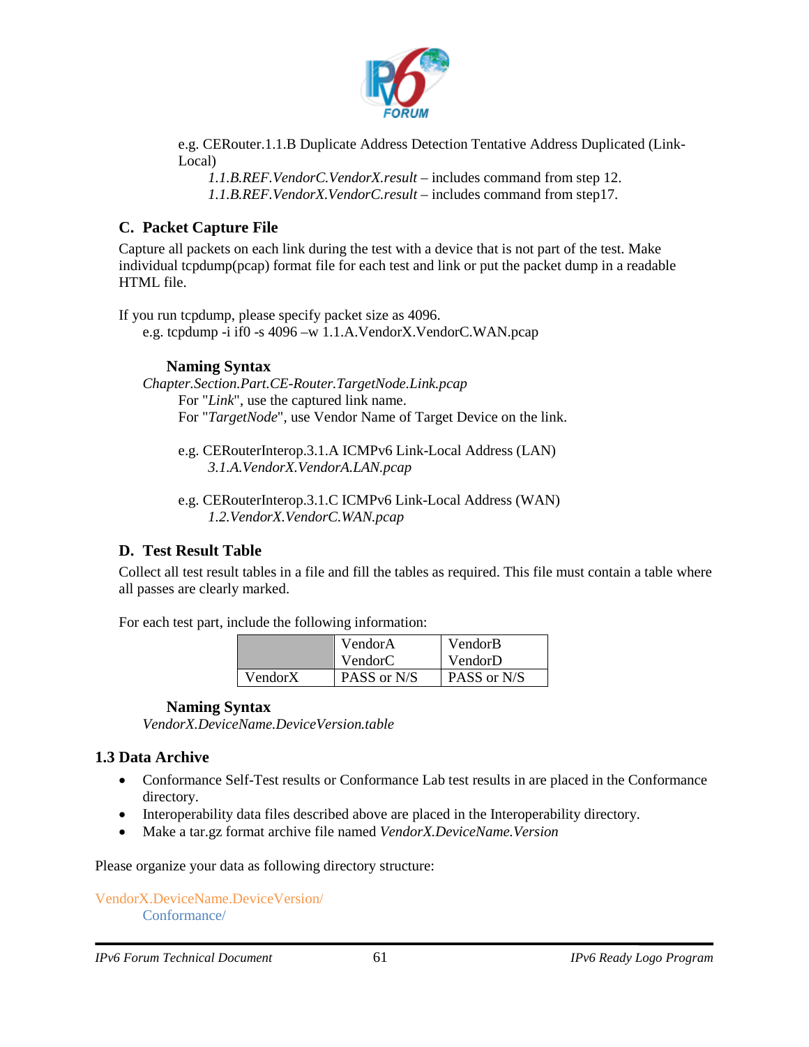e.g. CERouter.1.1.B Duplicate Address Detection Tentative Address Duplicated (Link-Local)

*1.1.B.REF.VendorC.VendorX.result* – includes command from step 12.
*1.1.B.REF.VendorX.VendorC.result* – includes command from step17.

## C. Packet Capture File

Capture all packets on each link during the test with a device that is not part of the test. Make individual tcpdump(pcap) format file for each test and link or put the packet dump in a readable HTML file.

If you run tcpdump, please specify packet size as 4096.
e.g. tcpdump -i if0 -s 4096 –w 1.1.A.VendorX.VendorC.WAN.pcap

### Naming Syntax

*Chapter.Section.Part.CE-Router.TargetNode.Link.pcap*

For "*Link*", use the captured link name.
For "*TargetNode*", use Vendor Name of Target Device on the link.

e.g. CERouterInterop.3.1.A ICMPv6 Link-Local Address (LAN)
*3.1.A.VendorX.VendorA.LAN.pcap*

e.g. CERouterInterop.3.1.C ICMPv6 Link-Local Address (WAN)
*1.2.VendorX.VendorC.WAN.pcap*

## D. Test Result Table

Collect all test result tables in a file and fill the tables as required. This file must contain a table where all passes are clearly marked.

For each test part, include the following information:

| | VendorA VendorC | VendorB VendorD |
|---|---|---|
| VendorX | PASS or N/S | PASS or N/S |

### Naming Syntax

*VendorX.DeviceName.DeviceVersion.table*

## 1.3 Data Archive

- Conformance Self-Test results or Conformance Lab test results in are placed in the Conformance directory.
- Interoperability data files described above are placed in the Interoperability directory.
- Make a tar.gz format archive file named *VendorX.DeviceName.Version*

Please organize your data as following directory structure:

VendorX.DeviceName.DeviceVersion/
    Conformance/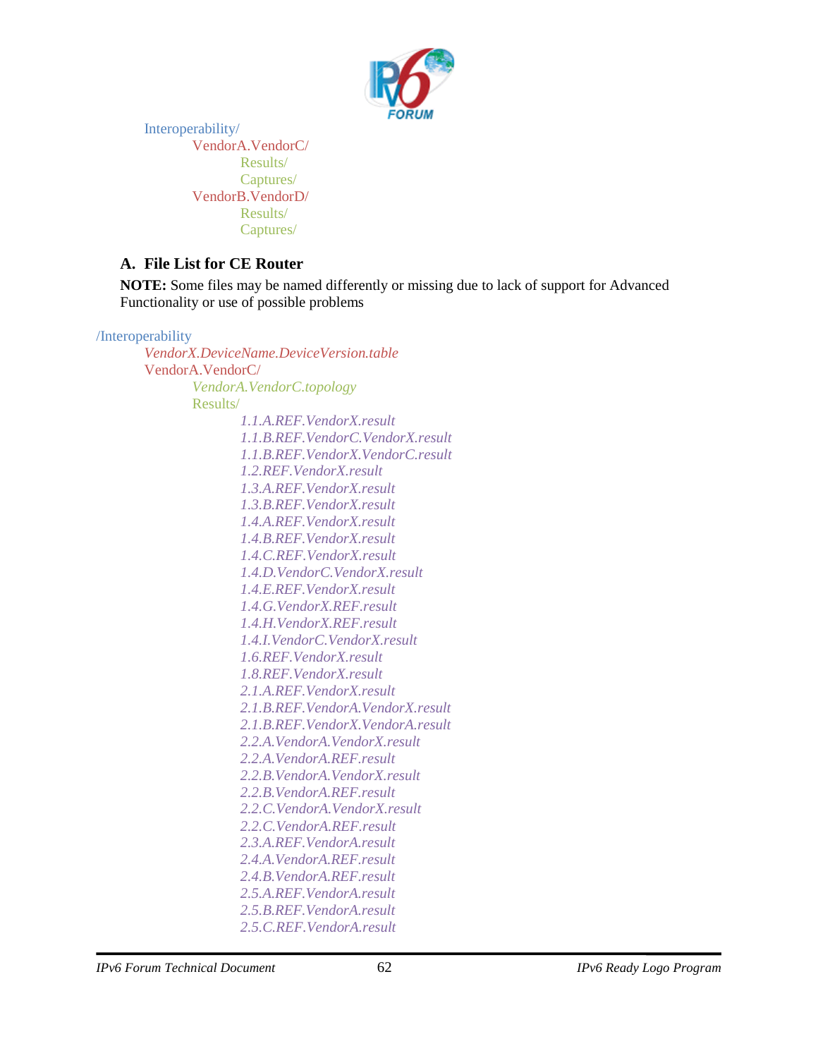Interoperability/
- VendorA.VendorC/
  - Results/
  - Captures/
- VendorB.VendorD/
  - Results/
  - Captures/

## A. File List for CE Router

**NOTE:** Some files may be named differently or missing due to lack of support for Advanced Functionality or use of possible problems

/Interoperability
- *VendorX.DeviceName.DeviceVersion.table*
- VendorA.VendorC/
  - *VendorA.VendorC.topology*
  - Results/
    - *1.1.A.REF.VendorX.result*
    - *1.1.B.REF.VendorC.VendorX.result*
    - *1.1.B.REF.VendorX.VendorC.result*
    - *1.2.REF.VendorX.result*
    - *1.3.A.REF.VendorX.result*
    - *1.3.B.REF.VendorX.result*
    - *1.4.A.REF.VendorX.result*
    - *1.4.B.REF.VendorX.result*
    - *1.4.C.REF.VendorX.result*
    - *1.4.D.VendorC.VendorX.result*
    - *1.4.E.REF.VendorX.result*
    - *1.4.G.VendorX.REF.result*
    - *1.4.H.VendorX.REF.result*
    - *1.4.I.VendorC.VendorX.result*
    - *1.6.REF.VendorX.result*
    - *1.8.REF.VendorX.result*
    - *2.1.A.REF.VendorX.result*
    - *2.1.B.REF.VendorA.VendorX.result*
    - *2.1.B.REF.VendorX.VendorA.result*
    - *2.2.A.VendorA.VendorX.result*
    - *2.2.A.VendorA.REF.result*
    - *2.2.B.VendorA.VendorX.result*
    - *2.2.B.VendorA.REF.result*
    - *2.2.C.VendorA.VendorX.result*
    - *2.2.C.VendorA.REF.result*
    - *2.3.A.REF.VendorA.result*
    - *2.4.A.VendorA.REF.result*
    - *2.4.B.VendorA.REF.result*
    - *2.5.A.REF.VendorA.result*
    - *2.5.B.REF.VendorA.result*
    - *2.5.C.REF.VendorA.result*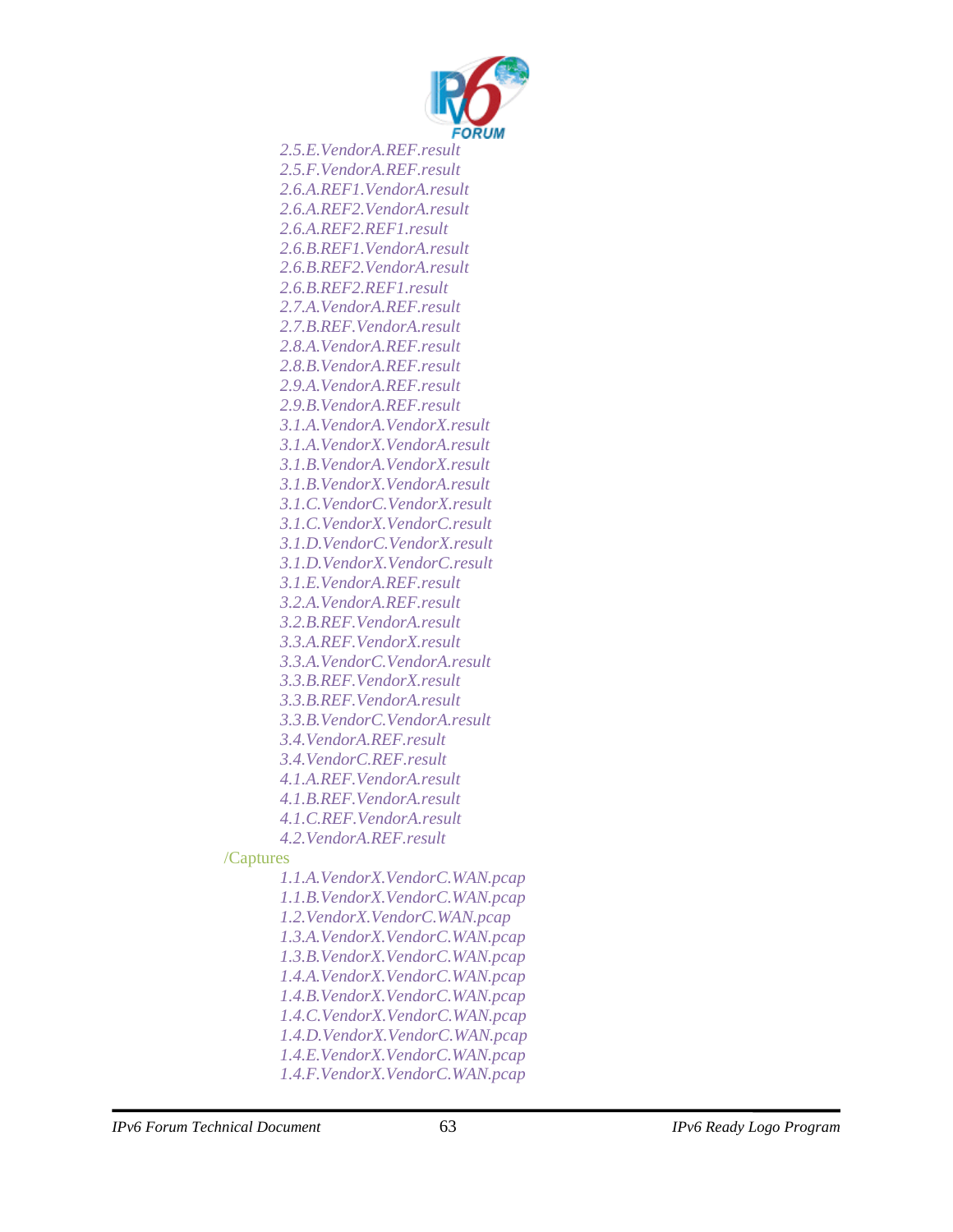*2.5.E.VendorA.REF.result*
*2.5.F.VendorA.REF.result*
*2.6.A.REF1.VendorA.result*
*2.6.A.REF2.VendorA.result*
*2.6.A.REF2.REF1.result*
*2.6.B.REF1.VendorA.result*
*2.6.B.REF2.VendorA.result*
*2.6.B.REF2.REF1.result*
*2.7.A.VendorA.REF.result*
*2.7.B.REF.VendorA.result*
*2.8.A.VendorA.REF.result*
*2.8.B.VendorA.REF.result*
*2.9.A.VendorA.REF.result*
*2.9.B.VendorA.REF.result*
*3.1.A.VendorA.VendorX.result*
*3.1.A.VendorX.VendorA.result*
*3.1.B.VendorA.VendorX.result*
*3.1.B.VendorX.VendorA.result*
*3.1.C.VendorC.VendorX.result*
*3.1.C.VendorX.VendorC.result*
*3.1.D.VendorC.VendorX.result*
*3.1.D.VendorX.VendorC.result*
*3.1.E.VendorA.REF.result*
*3.2.A.VendorA.REF.result*
*3.2.B.REF.VendorA.result*
*3.3.A.REF.VendorX.result*
*3.3.A.VendorC.VendorA.result*
*3.3.B.REF.VendorX.result*
*3.3.B.REF.VendorA.result*
*3.3.B.VendorC.VendorA.result*
*3.4.VendorA.REF.result*
*3.4.VendorC.REF.result*
*4.1.A.REF.VendorA.result*
*4.1.B.REF.VendorA.result*
*4.1.C.REF.VendorA.result*
*4.2.VendorA.REF.result*

/Captures

*1.1.A.VendorX.VendorC.WAN.pcap*
*1.1.B.VendorX.VendorC.WAN.pcap*
*1.2.VendorX.VendorC.WAN.pcap*
*1.3.A.VendorX.VendorC.WAN.pcap*
*1.3.B.VendorX.VendorC.WAN.pcap*
*1.4.A.VendorX.VendorC.WAN.pcap*
*1.4.B.VendorX.VendorC.WAN.pcap*
*1.4.C.VendorX.VendorC.WAN.pcap*
*1.4.D.VendorX.VendorC.WAN.pcap*
*1.4.E.VendorX.VendorC.WAN.pcap*
*1.4.F.VendorX.VendorC.WAN.pcap*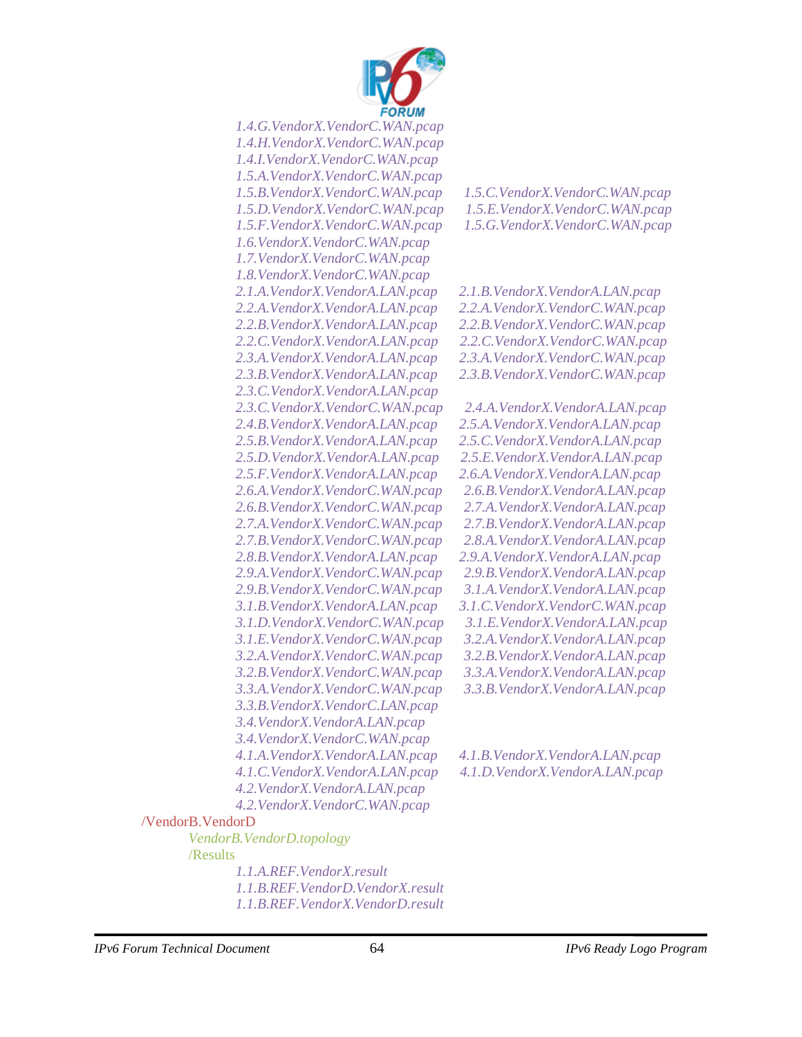*1.4.G.VendorX.VendorC.WAN.pcap*
*1.4.H.VendorX.VendorC.WAN.pcap*
*1.4.I.VendorX.VendorC.WAN.pcap*
*1.5.A.VendorX.VendorC.WAN.pcap*
*1.5.B.VendorX.VendorC.WAN.pcap* *1.5.C.VendorX.VendorC.WAN.pcap*
*1.5.D.VendorX.VendorC.WAN.pcap* *1.5.E.VendorX.VendorC.WAN.pcap*
*1.5.F.VendorX.VendorC.WAN.pcap* *1.5.G.VendorX.VendorC.WAN.pcap*
*1.6.VendorX.VendorC.WAN.pcap*
*1.7.VendorX.VendorC.WAN.pcap*
*1.8.VendorX.VendorC.WAN.pcap*
*2.1.A.VendorX.VendorA.LAN.pcap* *2.1.B.VendorX.VendorA.LAN.pcap*
*2.2.A.VendorX.VendorA.LAN.pcap* *2.2.A.VendorX.VendorC.WAN.pcap*
*2.2.B.VendorX.VendorA.LAN.pcap* *2.2.B.VendorX.VendorC.WAN.pcap*
*2.2.C.VendorX.VendorA.LAN.pcap* *2.2.C.VendorX.VendorC.WAN.pcap*
*2.3.A.VendorX.VendorA.LAN.pcap* *2.3.A.VendorX.VendorC.WAN.pcap*
*2.3.B.VendorX.VendorA.LAN.pcap* *2.3.B.VendorX.VendorC.WAN.pcap*
*2.3.C.VendorX.VendorA.LAN.pcap*
*2.3.C.VendorX.VendorC.WAN.pcap* *2.4.A.VendorX.VendorA.LAN.pcap*
*2.4.B.VendorX.VendorA.LAN.pcap* *2.5.A.VendorX.VendorA.LAN.pcap*
*2.5.B.VendorX.VendorA.LAN.pcap* *2.5.C.VendorX.VendorA.LAN.pcap*
*2.5.D.VendorX.VendorA.LAN.pcap* *2.5.E.VendorX.VendorA.LAN.pcap*
*2.5.F.VendorX.VendorA.LAN.pcap* *2.6.A.VendorX.VendorA.LAN.pcap*
*2.6.A.VendorX.VendorC.WAN.pcap* *2.6.B.VendorX.VendorA.LAN.pcap*
*2.6.B.VendorX.VendorC.WAN.pcap* *2.7.A.VendorX.VendorA.LAN.pcap*
*2.7.A.VendorX.VendorC.WAN.pcap* *2.7.B.VendorX.VendorA.LAN.pcap*
*2.7.B.VendorX.VendorC.WAN.pcap* *2.8.A.VendorX.VendorA.LAN.pcap*
*2.8.B.VendorX.VendorA.LAN.pcap* *2.9.A.VendorX.VendorA.LAN.pcap*
*2.9.A.VendorX.VendorC.WAN.pcap* *2.9.B.VendorX.VendorA.LAN.pcap*
*2.9.B.VendorX.VendorC.WAN.pcap* *3.1.A.VendorX.VendorA.LAN.pcap*
*3.1.B.VendorX.VendorA.LAN.pcap* *3.1.C.VendorX.VendorC.WAN.pcap*
*3.1.D.VendorX.VendorC.WAN.pcap* *3.1.E.VendorX.VendorA.LAN.pcap*
*3.1.E.VendorX.VendorC.WAN.pcap* *3.2.A.VendorX.VendorA.LAN.pcap*
*3.2.A.VendorX.VendorC.WAN.pcap* *3.2.B.VendorX.VendorA.LAN.pcap*
*3.2.B.VendorX.VendorC.WAN.pcap* *3.3.A.VendorX.VendorA.LAN.pcap*
*3.3.A.VendorX.VendorC.WAN.pcap* *3.3.B.VendorX.VendorA.LAN.pcap*
*3.3.B.VendorX.VendorC.LAN.pcap*
*3.4.VendorX.VendorA.LAN.pcap*
*3.4.VendorX.VendorC.WAN.pcap*
*4.1.A.VendorX.VendorA.LAN.pcap* *4.1.B.VendorX.VendorA.LAN.pcap*
*4.1.C.VendorX.VendorA.LAN.pcap* *4.1.D.VendorX.VendorA.LAN.pcap*
*4.2.VendorX.VendorA.LAN.pcap*
*4.2.VendorX.VendorC.WAN.pcap*

/VendorB.VendorD

*VendorB.VendorD.topology*

/Results

*1.1.A.REF.VendorX.result*
*1.1.B.REF.VendorD.VendorX.result*
*1.1.B.REF.VendorX.VendorD.result*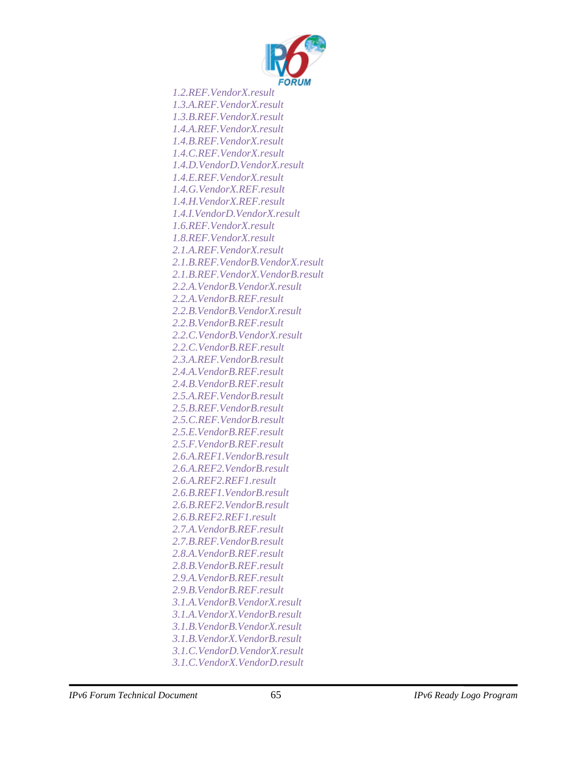*1.2.REF.VendorX.result*
*1.3.A.REF.VendorX.result*
*1.3.B.REF.VendorX.result*
*1.4.A.REF.VendorX.result*
*1.4.B.REF.VendorX.result*
*1.4.C.REF.VendorX.result*
*1.4.D.VendorD.VendorX.result*
*1.4.E.REF.VendorX.result*
*1.4.G.VendorX.REF.result*
*1.4.H.VendorX.REF.result*
*1.4.I.VendorD.VendorX.result*
*1.6.REF.VendorX.result*
*1.8.REF.VendorX.result*
*2.1.A.REF.VendorX.result*
*2.1.B.REF.VendorB.VendorX.result*
*2.1.B.REF.VendorX.VendorB.result*
*2.2.A.VendorB.VendorX.result*
*2.2.A.VendorB.REF.result*
*2.2.B.VendorB.VendorX.result*
*2.2.B.VendorB.REF.result*
*2.2.C.VendorB.VendorX.result*
*2.2.C.VendorB.REF.result*
*2.3.A.REF.VendorB.result*
*2.4.A.VendorB.REF.result*
*2.4.B.VendorB.REF.result*
*2.5.A.REF.VendorB.result*
*2.5.B.REF.VendorB.result*
*2.5.C.REF.VendorB.result*
*2.5.E.VendorB.REF.result*
*2.5.F.VendorB.REF.result*
*2.6.A.REF1.VendorB.result*
*2.6.A.REF2.VendorB.result*
*2.6.A.REF2.REF1.result*
*2.6.B.REF1.VendorB.result*
*2.6.B.REF2.VendorB.result*
*2.6.B.REF2.REF1.result*
*2.7.A.VendorB.REF.result*
*2.7.B.REF.VendorB.result*
*2.8.A.VendorB.REF.result*
*2.8.B.VendorB.REF.result*
*2.9.A.VendorB.REF.result*
*2.9.B.VendorB.REF.result*
*3.1.A.VendorB.VendorX.result*
*3.1.A.VendorX.VendorB.result*
*3.1.B.VendorB.VendorX.result*
*3.1.B.VendorX.VendorB.result*
*3.1.C.VendorD.VendorX.result*
*3.1.C.VendorX.VendorD.result*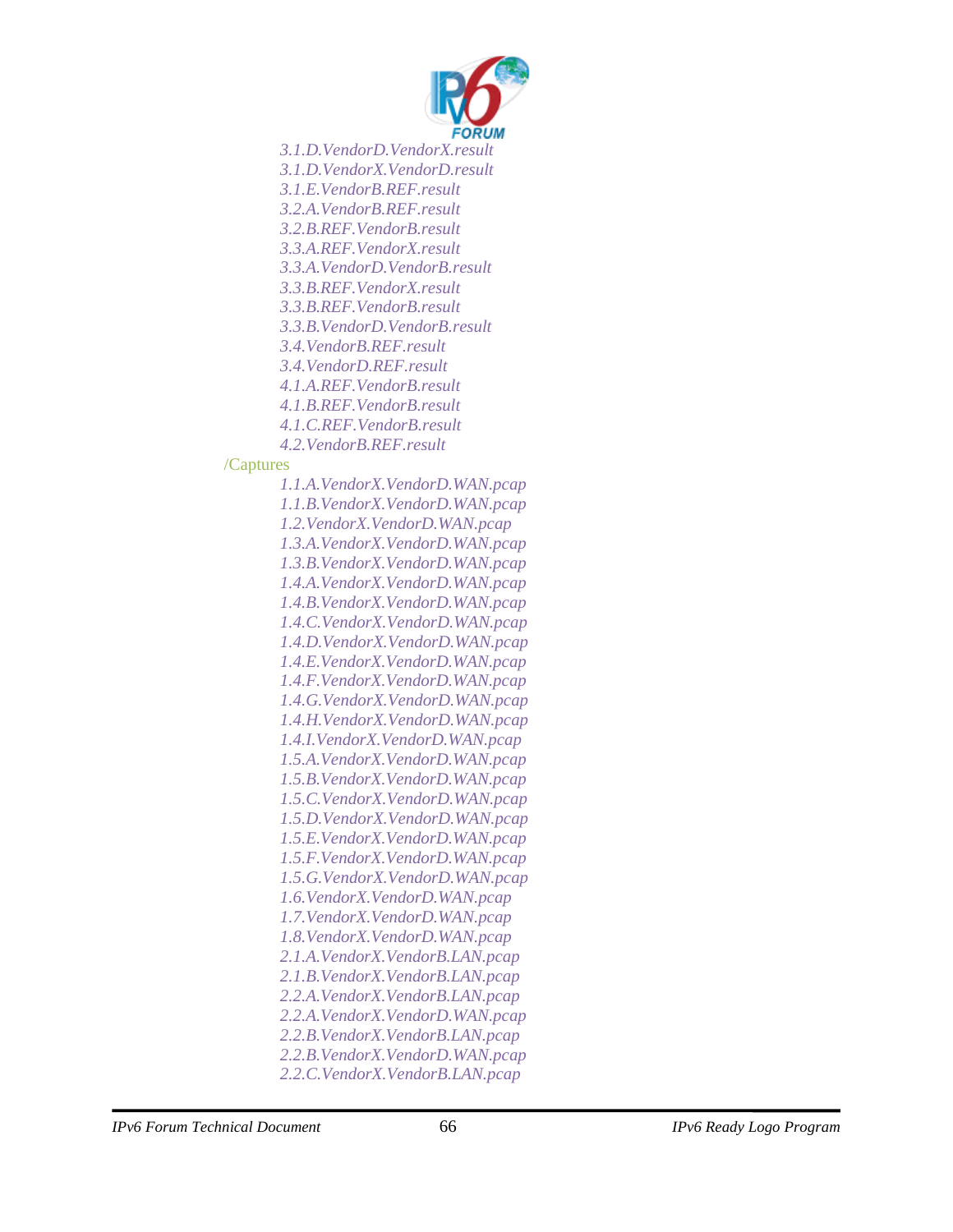*3.1.D.VendorD.VendorX.result*
*3.1.D.VendorX.VendorD.result*
*3.1.E.VendorB.REF.result*
*3.2.A.VendorB.REF.result*
*3.2.B.REF.VendorB.result*
*3.3.A.REF.VendorX.result*
*3.3.A.VendorD.VendorB.result*
*3.3.B.REF.VendorX.result*
*3.3.B.REF.VendorB.result*
*3.3.B.VendorD.VendorB.result*
*3.4.VendorB.REF.result*
*3.4.VendorD.REF.result*
*4.1.A.REF.VendorB.result*
*4.1.B.REF.VendorB.result*
*4.1.C.REF.VendorB.result*
*4.2.VendorB.REF.result*

/Captures

*1.1.A.VendorX.VendorD.WAN.pcap*
*1.1.B.VendorX.VendorD.WAN.pcap*
*1.2.VendorX.VendorD.WAN.pcap*
*1.3.A.VendorX.VendorD.WAN.pcap*
*1.3.B.VendorX.VendorD.WAN.pcap*
*1.4.A.VendorX.VendorD.WAN.pcap*
*1.4.B.VendorX.VendorD.WAN.pcap*
*1.4.C.VendorX.VendorD.WAN.pcap*
*1.4.D.VendorX.VendorD.WAN.pcap*
*1.4.E.VendorX.VendorD.WAN.pcap*
*1.4.F.VendorX.VendorD.WAN.pcap*
*1.4.G.VendorX.VendorD.WAN.pcap*
*1.4.H.VendorX.VendorD.WAN.pcap*
*1.4.I.VendorX.VendorD.WAN.pcap*
*1.5.A.VendorX.VendorD.WAN.pcap*
*1.5.B.VendorX.VendorD.WAN.pcap*
*1.5.C.VendorX.VendorD.WAN.pcap*
*1.5.D.VendorX.VendorD.WAN.pcap*
*1.5.E.VendorX.VendorD.WAN.pcap*
*1.5.F.VendorX.VendorD.WAN.pcap*
*1.5.G.VendorX.VendorD.WAN.pcap*
*1.6.VendorX.VendorD.WAN.pcap*
*1.7.VendorX.VendorD.WAN.pcap*
*1.8.VendorX.VendorD.WAN.pcap*
*2.1.A.VendorX.VendorB.LAN.pcap*
*2.1.B.VendorX.VendorB.LAN.pcap*
*2.2.A.VendorX.VendorB.LAN.pcap*
*2.2.A.VendorX.VendorD.WAN.pcap*
*2.2.B.VendorX.VendorB.LAN.pcap*
*2.2.B.VendorX.VendorD.WAN.pcap*
*2.2.C.VendorX.VendorB.LAN.pcap*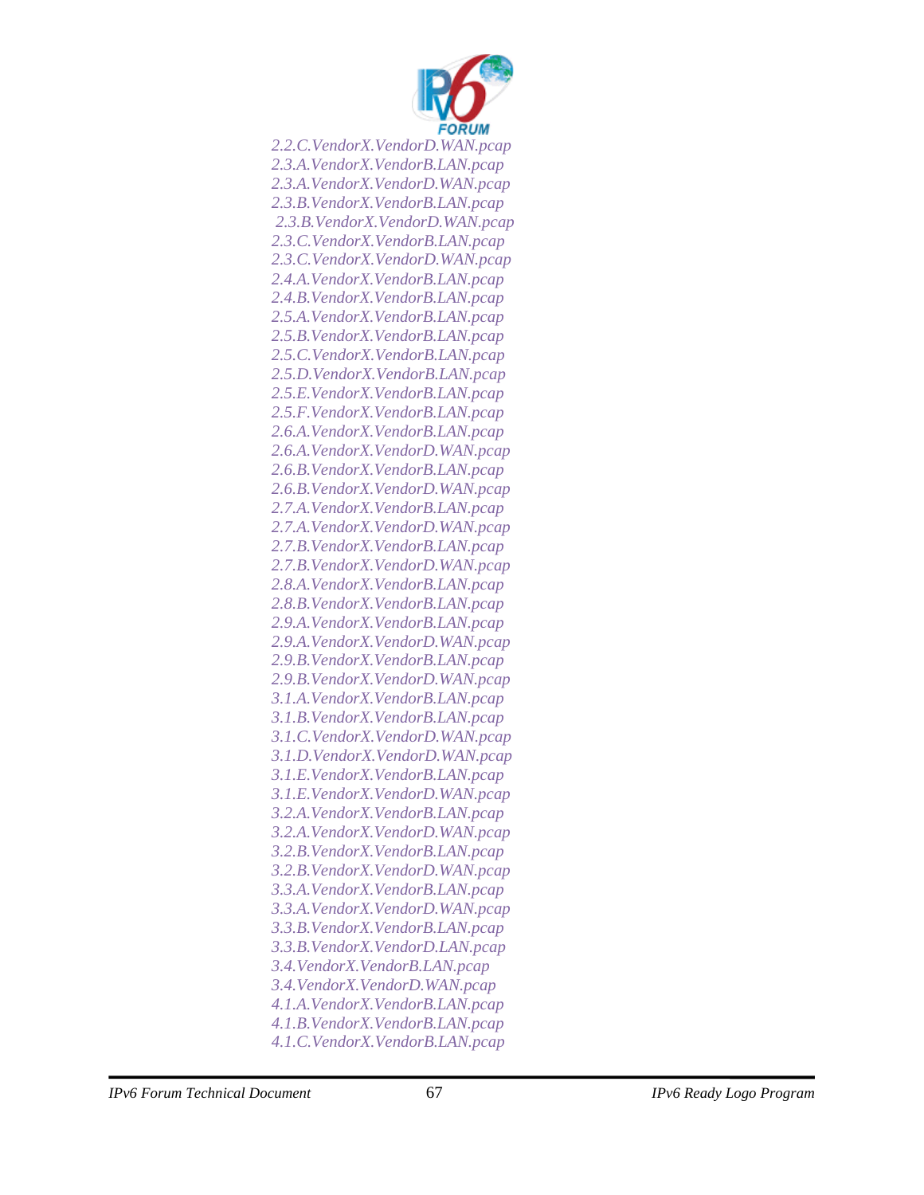*2.2.C.VendorX.VendorD.WAN.pcap*
*2.3.A.VendorX.VendorB.LAN.pcap*
*2.3.A.VendorX.VendorD.WAN.pcap*
*2.3.B.VendorX.VendorB.LAN.pcap*
*2.3.B.VendorX.VendorD.WAN.pcap*
*2.3.C.VendorX.VendorB.LAN.pcap*
*2.3.C.VendorX.VendorD.WAN.pcap*
*2.4.A.VendorX.VendorB.LAN.pcap*
*2.4.B.VendorX.VendorB.LAN.pcap*
*2.5.A.VendorX.VendorB.LAN.pcap*
*2.5.B.VendorX.VendorB.LAN.pcap*
*2.5.C.VendorX.VendorB.LAN.pcap*
*2.5.D.VendorX.VendorB.LAN.pcap*
*2.5.E.VendorX.VendorB.LAN.pcap*
*2.5.F.VendorX.VendorB.LAN.pcap*
*2.6.A.VendorX.VendorB.LAN.pcap*
*2.6.A.VendorX.VendorD.WAN.pcap*
*2.6.B.VendorX.VendorB.LAN.pcap*
*2.6.B.VendorX.VendorD.WAN.pcap*
*2.7.A.VendorX.VendorB.LAN.pcap*
*2.7.A.VendorX.VendorD.WAN.pcap*
*2.7.B.VendorX.VendorB.LAN.pcap*
*2.7.B.VendorX.VendorD.WAN.pcap*
*2.8.A.VendorX.VendorB.LAN.pcap*
*2.8.B.VendorX.VendorB.LAN.pcap*
*2.9.A.VendorX.VendorB.LAN.pcap*
*2.9.A.VendorX.VendorD.WAN.pcap*
*2.9.B.VendorX.VendorB.LAN.pcap*
*2.9.B.VendorX.VendorD.WAN.pcap*
*3.1.A.VendorX.VendorB.LAN.pcap*
*3.1.B.VendorX.VendorB.LAN.pcap*
*3.1.C.VendorX.VendorD.WAN.pcap*
*3.1.D.VendorX.VendorD.WAN.pcap*
*3.1.E.VendorX.VendorB.LAN.pcap*
*3.1.E.VendorX.VendorD.WAN.pcap*
*3.2.A.VendorX.VendorB.LAN.pcap*
*3.2.A.VendorX.VendorD.WAN.pcap*
*3.2.B.VendorX.VendorB.LAN.pcap*
*3.2.B.VendorX.VendorD.WAN.pcap*
*3.3.A.VendorX.VendorB.LAN.pcap*
*3.3.A.VendorX.VendorD.WAN.pcap*
*3.3.B.VendorX.VendorB.LAN.pcap*
*3.3.B.VendorX.VendorD.LAN.pcap*
*3.4.VendorX.VendorB.LAN.pcap*
*3.4.VendorX.VendorD.WAN.pcap*
*4.1.A.VendorX.VendorB.LAN.pcap*
*4.1.B.VendorX.VendorB.LAN.pcap*
*4.1.C.VendorX.VendorB.LAN.pcap*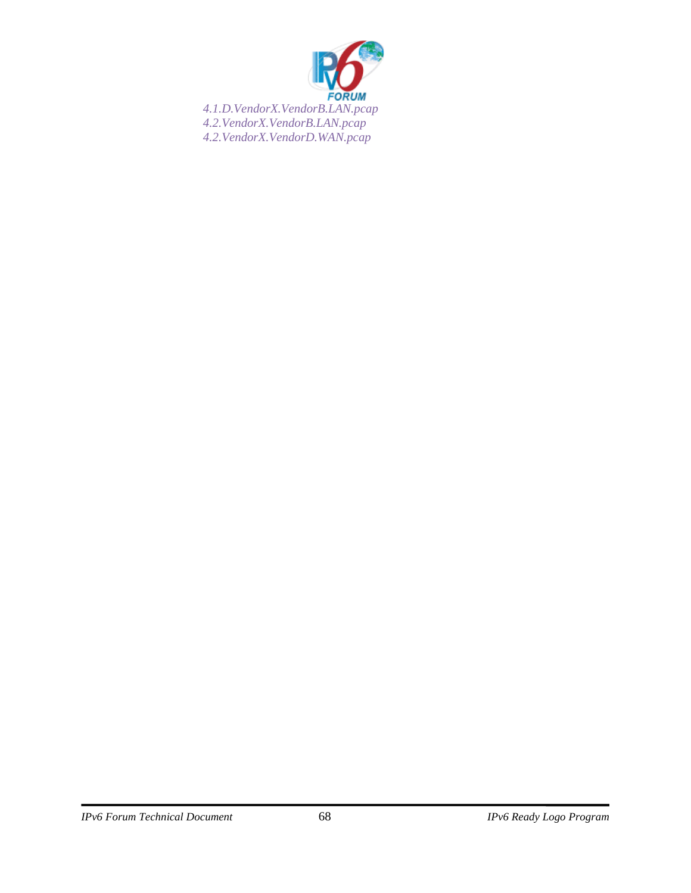*4.1.D.VendorX.VendorB.LAN.pcap*
*4.2.VendorX.VendorB.LAN.pcap*
*4.2.VendorX.VendorD.WAN.pcap*